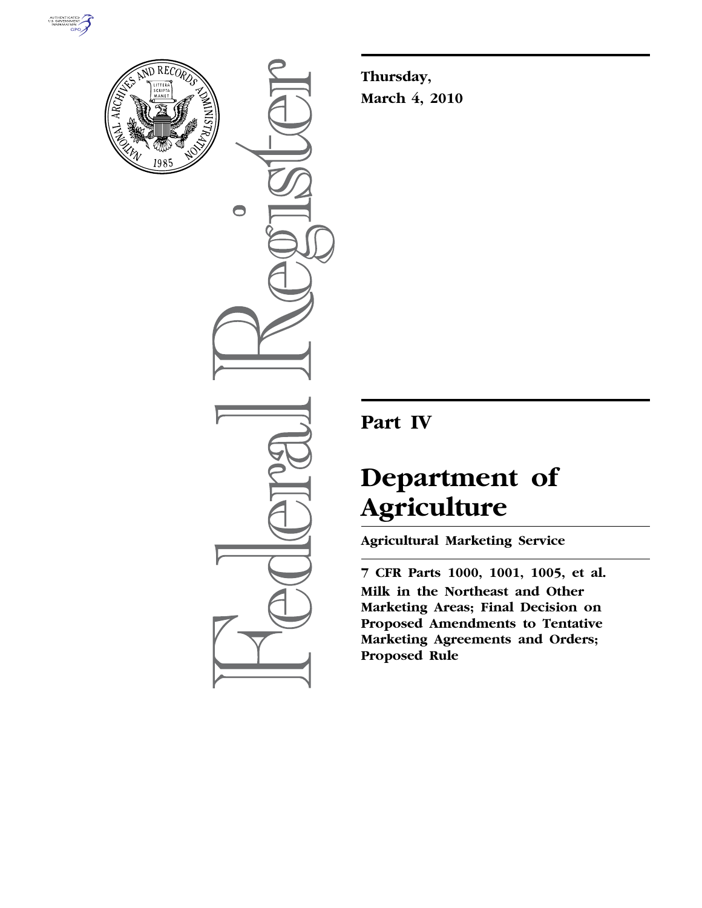**Thursday,**

**March 4, 2010**

## Part IV

# Department of Agriculture

**Agricultural Marketing Service**

**7 CFR Parts 1000, 1001, 1005, et al.**

**Milk in the Northeast and Other Marketing Areas; Final Decision on Proposed Amendments to Tentative Marketing Agreements and Orders; Proposed Rule**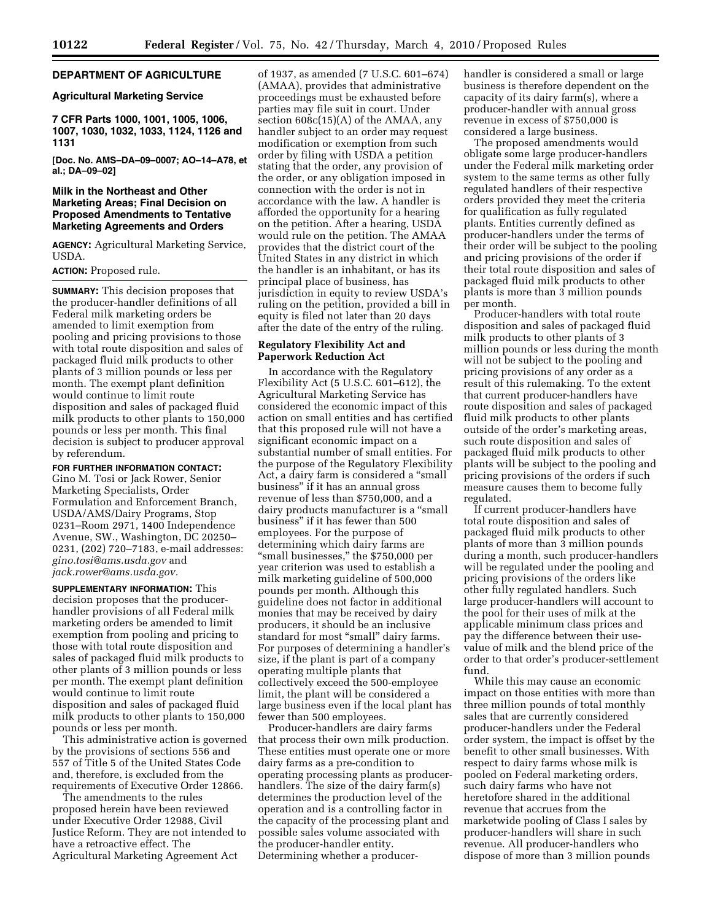## DEPARTMENT OF AGRICULTURE

### Agricultural Marketing Service

### 7 CFR Parts 1000, 1001, 1005, 1006, 1007, 1030, 1032, 1033, 1124, 1126 and 1131

**[Doc. No. AMS–DA–09–0007; AO–14–A78, et al.; DA–09–02]**

### Milk in the Northeast and Other Marketing Areas; Final Decision on Proposed Amendments to Tentative Marketing Agreements and Orders

**AGENCY:** Agricultural Marketing Service, USDA.

**ACTION:** Proposed rule.

**SUMMARY:** This decision proposes that the producer-handler definitions of all Federal milk marketing orders be amended to limit exemption from pooling and pricing provisions to those with total route disposition and sales of packaged fluid milk products to other plants of 3 million pounds or less per month. The exempt plant definition would continue to limit route disposition and sales of packaged fluid milk products to other plants to 150,000 pounds or less per month. This final decision is subject to producer approval by referendum.

**FOR FURTHER INFORMATION CONTACT:** Gino M. Tosi or Jack Rower, Senior Marketing Specialists, Order Formulation and Enforcement Branch, USDA/AMS/Dairy Programs, Stop 0231–Room 2971, 1400 Independence Avenue, SW., Washington, DC 20250–0231, (202) 720–7183, e-mail addresses: *gino.tosi@ams.usda.gov* and *jack.rower@ams.usda.gov.*

**SUPPLEMENTARY INFORMATION:** This decision proposes that the producer-handler provisions of all Federal milk marketing orders be amended to limit exemption from pooling and pricing to those with total route disposition and sales of packaged fluid milk products to other plants of 3 million pounds or less per month. The exempt plant definition would continue to limit route disposition and sales of packaged fluid milk products to other plants to 150,000 pounds or less per month.

This administrative action is governed by the provisions of sections 556 and 557 of Title 5 of the United States Code and, therefore, is excluded from the requirements of Executive Order 12866.

The amendments to the rules proposed herein have been reviewed under Executive Order 12988, Civil Justice Reform. They are not intended to have a retroactive effect. The Agricultural Marketing Agreement Act of 1937, as amended (7 U.S.C. 601–674) (AMAA), provides that administrative proceedings must be exhausted before parties may file suit in court. Under section 608c(15)(A) of the AMAA, any handler subject to an order may request modification or exemption from such order by filing with USDA a petition stating that the order, any provision of the order, or any obligation imposed in connection with the order is not in accordance with the law. A handler is afforded the opportunity for a hearing on the petition. After a hearing, USDA would rule on the petition. The AMAA provides that the district court of the United States in any district in which the handler is an inhabitant, or has its principal place of business, has jurisdiction in equity to review USDA's ruling on the petition, provided a bill in equity is filed not later than 20 days after the date of the entry of the ruling.

### Regulatory Flexibility Act and Paperwork Reduction Act

In accordance with the Regulatory Flexibility Act (5 U.S.C. 601–612), the Agricultural Marketing Service has considered the economic impact of this action on small entities and has certified that this proposed rule will not have a significant economic impact on a substantial number of small entities. For the purpose of the Regulatory Flexibility Act, a dairy farm is considered a "small business" if it has an annual gross revenue of less than $750,000, and a dairy products manufacturer is a "small business" if it has fewer than 500 employees. For the purpose of determining which dairy farms are "small businesses," the $750,000 per year criterion was used to establish a milk marketing guideline of 500,000 pounds per month. Although this guideline does not factor in additional monies that may be received by dairy producers, it should be an inclusive standard for most "small" dairy farms. For purposes of determining a handler's size, if the plant is part of a company operating multiple plants that collectively exceed the 500-employee limit, the plant will be considered a large business even if the local plant has fewer than 500 employees.

Producer-handlers are dairy farms that process their own milk production. These entities must operate one or more dairy farms as a pre-condition to operating processing plants as producer-handlers. The size of the dairy farm(s) determines the production level of the operation and is a controlling factor in the capacity of the processing plant and possible sales volume associated with the producer-handler entity. Determining whether a producer-handler is considered a small or large business is therefore dependent on the capacity of its dairy farm(s), where a producer-handler with annual gross revenue in excess of $750,000 is considered a large business.

The proposed amendments would obligate some large producer-handlers under the Federal milk marketing order system to the same terms as other fully regulated handlers of their respective orders provided they meet the criteria for qualification as fully regulated plants. Entities currently defined as producer-handlers under the terms of their order will be subject to the pooling and pricing provisions of the order if their total route disposition and sales of packaged fluid milk products to other plants is more than 3 million pounds per month.

Producer-handlers with total route disposition and sales of packaged fluid milk products to other plants of 3 million pounds or less during the month will not be subject to the pooling and pricing provisions of any order as a result of this rulemaking. To the extent that current producer-handlers have route disposition and sales of packaged fluid milk products to other plants outside of the order's marketing areas, such route disposition and sales of packaged fluid milk products to other plants will be subject to the pooling and pricing provisions of the orders if such measure causes them to become fully regulated.

If current producer-handlers have total route disposition and sales of packaged fluid milk products to other plants of more than 3 million pounds during a month, such producer-handlers will be regulated under the pooling and pricing provisions of the orders like other fully regulated handlers. Such large producer-handlers will account to the pool for their uses of milk at the applicable minimum class prices and pay the difference between their use-value of milk and the blend price of the order to that order's producer-settlement fund.

While this may cause an economic impact on those entities with more than three million pounds of total monthly sales that are currently considered producer-handlers under the Federal order system, the impact is offset by the benefit to other small businesses. With respect to dairy farms whose milk is pooled on Federal marketing orders, such dairy farms who have not heretofore shared in the additional revenue that accrues from the marketwide pooling of Class I sales by producer-handlers will share in such revenue. All producer-handlers who dispose of more than 3 million pounds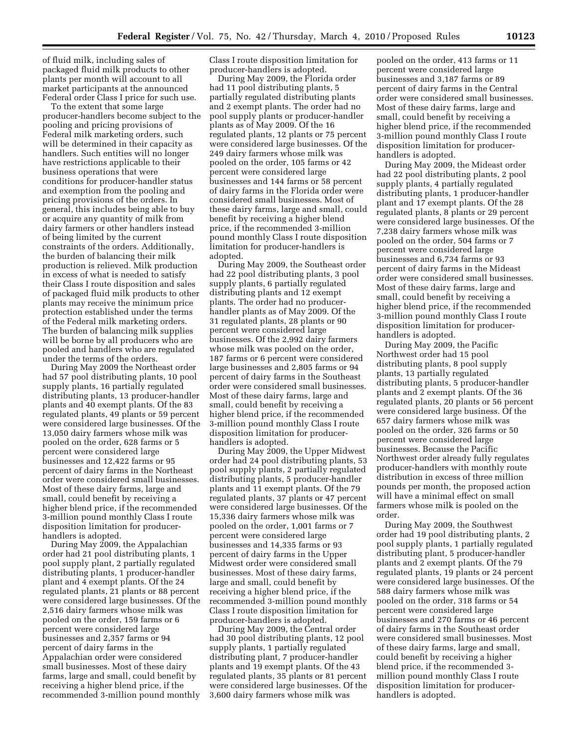of fluid milk, including sales of packaged fluid milk products to other plants per month will account to all market participants at the announced Federal order Class I price for such use.

To the extent that some large producer-handlers become subject to the pooling and pricing provisions of Federal milk marketing orders, such will be determined in their capacity as handlers. Such entities will no longer have restrictions applicable to their business operations that were conditions for producer-handler status and exemption from the pooling and pricing provisions of the orders. In general, this includes being able to buy or acquire any quantity of milk from dairy farmers or other handlers instead of being limited by the current constraints of the orders. Additionally, the burden of balancing their milk production is relieved. Milk production in excess of what is needed to satisfy their Class I route disposition and sales of packaged fluid milk products to other plants may receive the minimum price protection established under the terms of the Federal milk marketing orders. The burden of balancing milk supplies will be borne by all producers who are pooled and handlers who are regulated under the terms of the orders.

During May 2009 the Northeast order had 57 pool distributing plants, 10 pool supply plants, 16 partially regulated distributing plants, 13 producer-handler plants and 40 exempt plants. Of the 83 regulated plants, 49 plants or 59 percent were considered large businesses. Of the 13,050 dairy farmers whose milk was pooled on the order, 628 farms or 5 percent were considered large businesses and 12,422 farms or 95 percent of dairy farms in the Northeast order were considered small businesses. Most of these dairy farms, large and small, could benefit by receiving a higher blend price, if the recommended 3-million pound monthly Class I route disposition limitation for producer-handlers is adopted.

During May 2009, the Appalachian order had 21 pool distributing plants, 1 pool supply plant, 2 partially regulated distributing plants, 1 producer-handler plant and 4 exempt plants. Of the 24 regulated plants, 21 plants or 88 percent were considered large businesses. Of the 2,516 dairy farmers whose milk was pooled on the order, 159 farms or 6 percent were considered large businesses and 2,357 farms or 94 percent of dairy farms in the Appalachian order were considered small businesses. Most of these dairy farms, large and small, could benefit by receiving a higher blend price, if the recommended 3-million pound monthly Class I route disposition limitation for producer-handlers is adopted.

During May 2009, the Florida order had 11 pool distributing plants, 5 partially regulated distributing plants and 2 exempt plants. The order had no pool supply plants or producer-handler plants as of May 2009. Of the 16 regulated plants, 12 plants or 75 percent were considered large businesses. Of the 249 dairy farmers whose milk was pooled on the order, 105 farms or 42 percent were considered large businesses and 144 farms or 58 percent of dairy farms in the Florida order were considered small businesses. Most of these dairy farms, large and small, could benefit by receiving a higher blend price, if the recommended 3-million pound monthly Class I route disposition limitation for producer-handlers is adopted.

During May 2009, the Southeast order had 22 pool distributing plants, 3 pool supply plants, 6 partially regulated distributing plants and 12 exempt plants. The order had no producer-handler plants as of May 2009. Of the 31 regulated plants, 28 plants or 90 percent were considered large businesses. Of the 2,992 dairy farmers whose milk was pooled on the order, 187 farms or 6 percent were considered large businesses and 2,805 farms or 94 percent of dairy farms in the Southeast order were considered small businesses. Most of these dairy farms, large and small, could benefit by receiving a higher blend price, if the recommended 3-million pound monthly Class I route disposition limitation for producer-handlers is adopted.

During May 2009, the Upper Midwest order had 24 pool distributing plants, 53 pool supply plants, 2 partially regulated distributing plants, 5 producer-handler plants and 11 exempt plants. Of the 79 regulated plants, 37 plants or 47 percent were considered large businesses. Of the 15,336 dairy farmers whose milk was pooled on the order, 1,001 farms or 7 percent were considered large businesses and 14,335 farms or 93 percent of dairy farms in the Upper Midwest order were considered small businesses. Most of these dairy farms, large and small, could benefit by receiving a higher blend price, if the recommended 3-million pound monthly Class I route disposition limitation for producer-handlers is adopted.

During May 2009, the Central order had 30 pool distributing plants, 12 pool supply plants, 1 partially regulated distributing plant, 7 producer-handler plants and 19 exempt plants. Of the 43 regulated plants, 35 plants or 81 percent were considered large businesses. Of the 3,600 dairy farmers whose milk was pooled on the order, 413 farms or 11 percent were considered large businesses and 3,187 farms or 89 percent of dairy farms in the Central order were considered small businesses. Most of these dairy farms, large and small, could benefit by receiving a higher blend price, if the recommended 3-million pound monthly Class I route disposition limitation for producer-handlers is adopted.

During May 2009, the Mideast order had 22 pool distributing plants, 2 pool supply plants, 4 partially regulated distributing plants, 1 producer-handler plant and 17 exempt plants. Of the 28 regulated plants, 8 plants or 29 percent were considered large businesses. Of the 7,238 dairy farmers whose milk was pooled on the order, 504 farms or 7 percent were considered large businesses and 6,734 farms or 93 percent of dairy farms in the Mideast order were considered small businesses. Most of these dairy farms, large and small, could benefit by receiving a higher blend price, if the recommended 3-million pound monthly Class I route disposition limitation for producer-handlers is adopted.

During May 2009, the Pacific Northwest order had 15 pool distributing plants, 8 pool supply plants, 13 partially regulated distributing plants, 5 producer-handler plants and 2 exempt plants. Of the 36 regulated plants, 20 plants or 56 percent were considered large business. Of the 657 dairy farmers whose milk was pooled on the order, 326 farms or 50 percent were considered large businesses. Because the Pacific Northwest order already fully regulates producer-handlers with monthly route distribution in excess of three million pounds per month, the proposed action will have a minimal effect on small farmers whose milk is pooled on the order.

During May 2009, the Southwest order had 19 pool distributing plants, 2 pool supply plants, 1 partially regulated distributing plant, 5 producer-handler plants and 2 exempt plants. Of the 79 regulated plants, 19 plants or 24 percent were considered large businesses. Of the 588 dairy farmers whose milk was pooled on the order, 318 farms or 54 percent were considered large businesses and 270 farms or 46 percent of dairy farms in the Southeast order were considered small businesses. Most of these dairy farms, large and small, could benefit by receiving a higher blend price, if the recommended 3-million pound monthly Class I route disposition limitation for producer-handlers is adopted.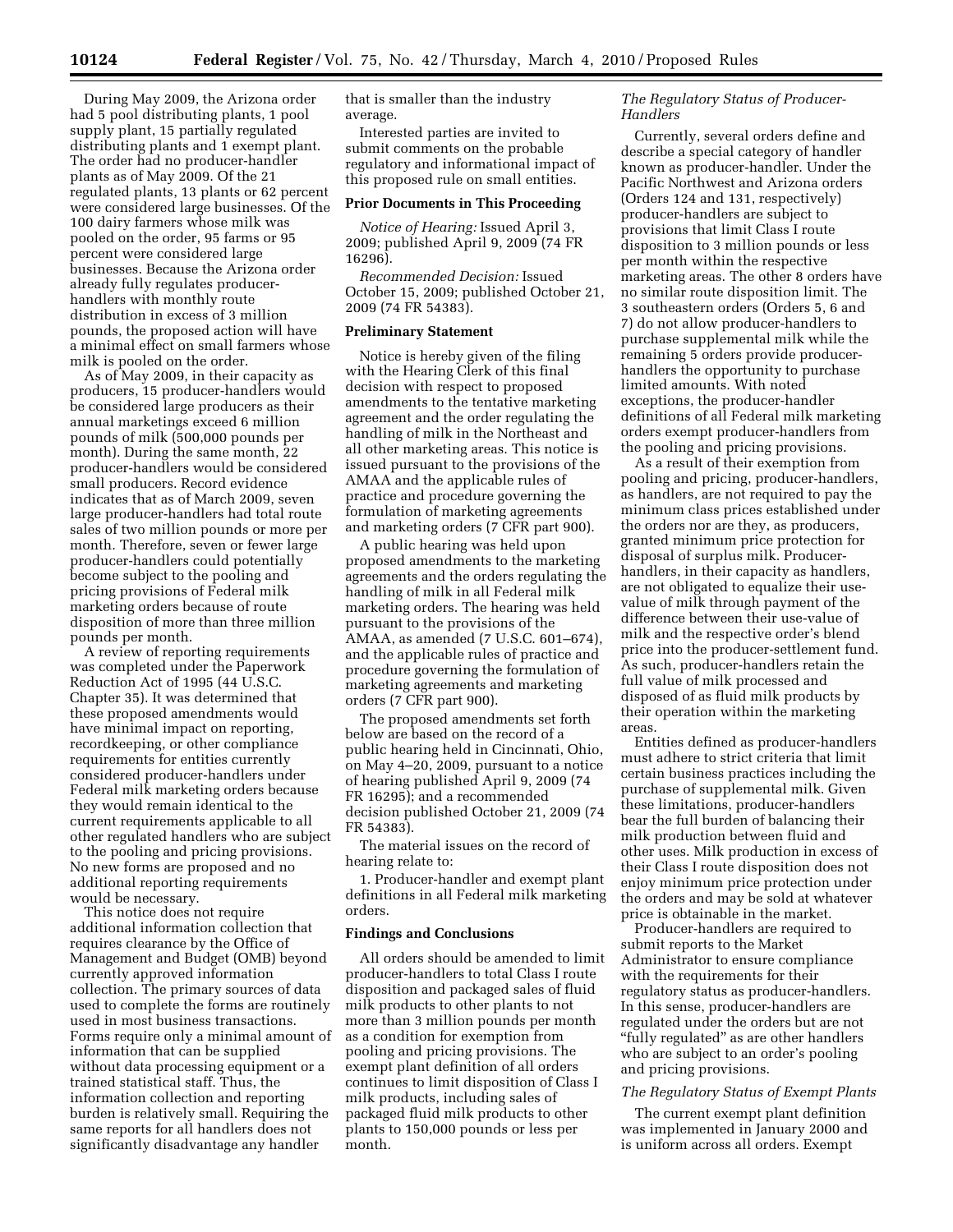During May 2009, the Arizona order had 5 pool distributing plants, 1 pool supply plant, 15 partially regulated distributing plants and 1 exempt plant. The order had no producer-handler plants as of May 2009. Of the 21 regulated plants, 13 plants or 62 percent were considered large businesses. Of the 100 dairy farmers whose milk was pooled on the order, 95 farms or 95 percent were considered large businesses. Because the Arizona order already fully regulates producer-handlers with monthly route distribution in excess of 3 million pounds, the proposed action will have a minimal effect on small farmers whose milk is pooled on the order.

As of May 2009, in their capacity as producers, 15 producer-handlers would be considered large producers as their annual marketings exceed 6 million pounds of milk (500,000 pounds per month). During the same month, 22 producer-handlers would be considered small producers. Record evidence indicates that as of March 2009, seven large producer-handlers had total route sales of two million pounds or more per month. Therefore, seven or fewer large producer-handlers could potentially become subject to the pooling and pricing provisions of Federal milk marketing orders because of route disposition of more than three million pounds per month.

A review of reporting requirements was completed under the Paperwork Reduction Act of 1995 (44 U.S.C. Chapter 35). It was determined that these proposed amendments would have minimal impact on reporting, recordkeeping, or other compliance requirements for entities currently considered producer-handlers under Federal milk marketing orders because they would remain identical to the current requirements applicable to all other regulated handlers who are subject to the pooling and pricing provisions. No new forms are proposed and no additional reporting requirements would be necessary.

This notice does not require additional information collection that requires clearance by the Office of Management and Budget (OMB) beyond currently approved information collection. The primary sources of data used to complete the forms are routinely used in most business transactions. Forms require only a minimal amount of information that can be supplied without data processing equipment or a trained statistical staff. Thus, the information collection and reporting burden is relatively small. Requiring the same reports for all handlers does not significantly disadvantage any handler that is smaller than the industry average.

Interested parties are invited to submit comments on the probable regulatory and informational impact of this proposed rule on small entities.

**Prior Documents in This Proceeding**

*Notice of Hearing:* Issued April 3, 2009; published April 9, 2009 (74 FR 16296).

*Recommended Decision:* Issued October 15, 2009; published October 21, 2009 (74 FR 54383).

**Preliminary Statement**

Notice is hereby given of the filing with the Hearing Clerk of this final decision with respect to proposed amendments to the tentative marketing agreement and the order regulating the handling of milk in the Northeast and all other marketing areas. This notice is issued pursuant to the provisions of the AMAA and the applicable rules of practice and procedure governing the formulation of marketing agreements and marketing orders (7 CFR part 900).

A public hearing was held upon proposed amendments to the marketing agreements and the orders regulating the handling of milk in all Federal milk marketing orders. The hearing was held pursuant to the provisions of the AMAA, as amended (7 U.S.C. 601–674), and the applicable rules of practice and procedure governing the formulation of marketing agreements and marketing orders (7 CFR part 900).

The proposed amendments set forth below are based on the record of a public hearing held in Cincinnati, Ohio, on May 4–20, 2009, pursuant to a notice of hearing published April 9, 2009 (74 FR 16295); and a recommended decision published October 21, 2009 (74 FR 54383).

The material issues on the record of hearing relate to:

1. Producer-handler and exempt plant definitions in all Federal milk marketing orders.

**Findings and Conclusions**

All orders should be amended to limit producer-handlers to total Class I route disposition and packaged sales of fluid milk products to other plants to not more than 3 million pounds per month as a condition for exemption from pooling and pricing provisions. The exempt plant definition of all orders continues to limit disposition of Class I milk products, including sales of packaged fluid milk products to other plants to 150,000 pounds or less per month.

*The Regulatory Status of Producer-Handlers*

Currently, several orders define and describe a special category of handler known as producer-handler. Under the Pacific Northwest and Arizona orders (Orders 124 and 131, respectively) producer-handlers are subject to provisions that limit Class I route disposition to 3 million pounds or less per month within the respective marketing areas. The other 8 orders have no similar route disposition limit. The 3 southeastern orders (Orders 5, 6 and 7) do not allow producer-handlers to purchase supplemental milk while the remaining 5 orders provide producer-handlers the opportunity to purchase limited amounts. With noted exceptions, the producer-handler definitions of all Federal milk marketing orders exempt producer-handlers from the pooling and pricing provisions.

As a result of their exemption from pooling and pricing, producer-handlers, as handlers, are not required to pay the minimum class prices established under the orders nor are they, as producers, granted minimum price protection for disposal of surplus milk. Producer-handlers, in their capacity as handlers, are not obligated to equalize their use-value of milk through payment of the difference between their use-value of milk and the respective order's blend price into the producer-settlement fund. As such, producer-handlers retain the full value of milk processed and disposed of as fluid milk products by their operation within the marketing areas.

Entities defined as producer-handlers must adhere to strict criteria that limit certain business practices including the purchase of supplemental milk. Given these limitations, producer-handlers bear the full burden of balancing their milk production between fluid and other uses. Milk production in excess of their Class I route disposition does not enjoy minimum price protection under the orders and may be sold at whatever price is obtainable in the market.

Producer-handlers are required to submit reports to the Market Administrator to ensure compliance with the requirements for their regulatory status as producer-handlers. In this sense, producer-handlers are regulated under the orders but are not "fully regulated" as are other handlers who are subject to an order's pooling and pricing provisions.

*The Regulatory Status of Exempt Plants*

The current exempt plant definition was implemented in January 2000 and is uniform across all orders. Exempt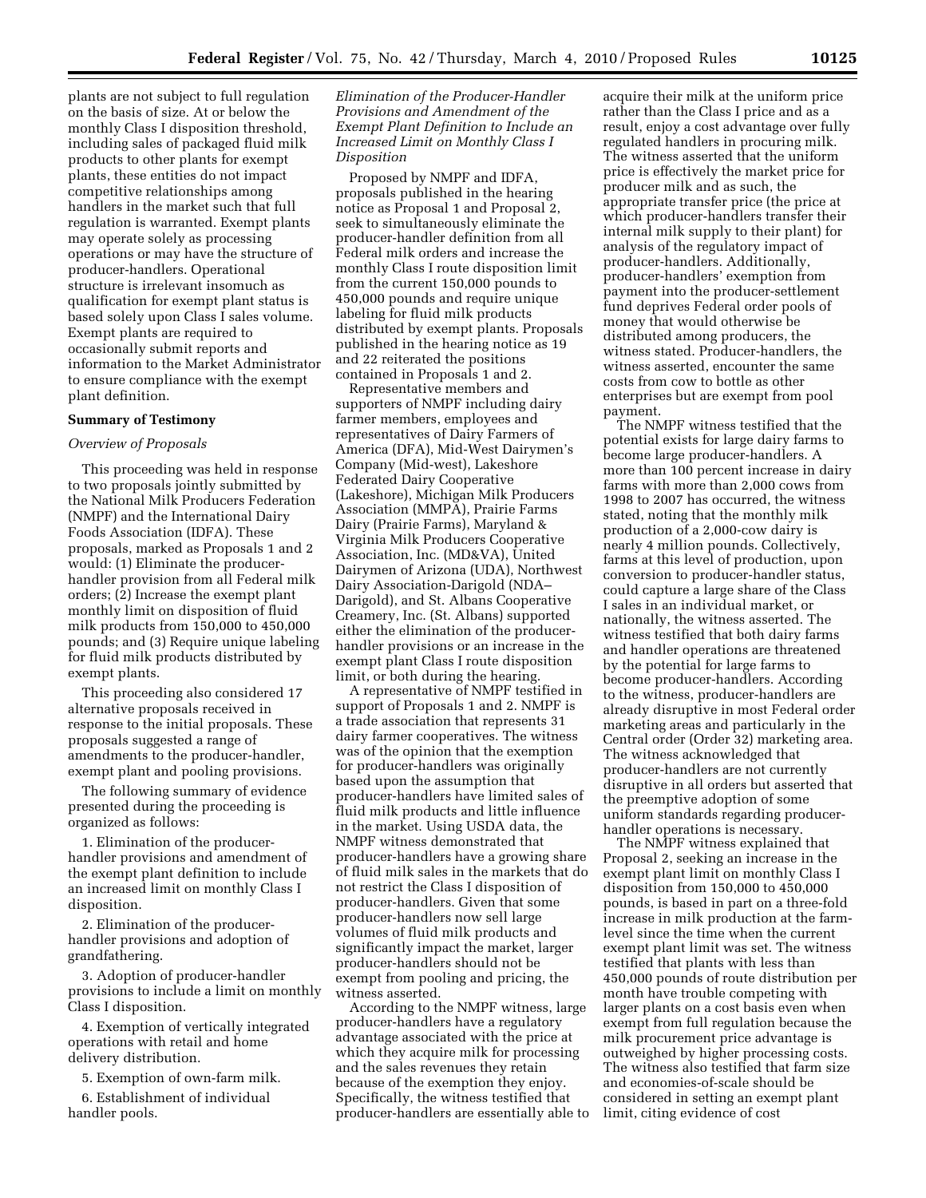plants are not subject to full regulation on the basis of size. At or below the monthly Class I disposition threshold, including sales of packaged fluid milk products to other plants for exempt plants, these entities do not impact competitive relationships among handlers in the market such that full regulation is warranted. Exempt plants may operate solely as processing operations or may have the structure of producer-handlers. Operational structure is irrelevant insomuch as qualification for exempt plant status is based solely upon Class I sales volume. Exempt plants are required to occasionally submit reports and information to the Market Administrator to ensure compliance with the exempt plant definition.

**Summary of Testimony**

*Overview of Proposals*

This proceeding was held in response to two proposals jointly submitted by the National Milk Producers Federation (NMPF) and the International Dairy Foods Association (IDFA). These proposals, marked as Proposals 1 and 2 would: (1) Eliminate the producer-handler provision from all Federal milk orders; (2) Increase the exempt plant monthly limit on disposition of fluid milk products from 150,000 to 450,000 pounds; and (3) Require unique labeling for fluid milk products distributed by exempt plants.

This proceeding also considered 17 alternative proposals received in response to the initial proposals. These proposals suggested a range of amendments to the producer-handler, exempt plant and pooling provisions.

The following summary of evidence presented during the proceeding is organized as follows:

1. Elimination of the producer-handler provisions and amendment of the exempt plant definition to include an increased limit on monthly Class I disposition.

2. Elimination of the producer-handler provisions and adoption of grandfathering.

3. Adoption of producer-handler provisions to include a limit on monthly Class I disposition.

4. Exemption of vertically integrated operations with retail and home delivery distribution.

5. Exemption of own-farm milk.

6. Establishment of individual handler pools.

*Elimination of the Producer-Handler Provisions and Amendment of the Exempt Plant Definition to Include an Increased Limit on Monthly Class I Disposition*

Proposed by NMPF and IDFA, proposals published in the hearing notice as Proposal 1 and Proposal 2, seek to simultaneously eliminate the producer-handler definition from all Federal milk orders and increase the monthly Class I route disposition limit from the current 150,000 pounds to 450,000 pounds and require unique labeling for fluid milk products distributed by exempt plants. Proposals published in the hearing notice as 19 and 22 reiterated the positions contained in Proposals 1 and 2.

Representative members and supporters of NMPF including dairy farmer members, employees and representatives of Dairy Farmers of America (DFA), Mid-West Dairymen's Company (Mid-west), Lakeshore Federated Dairy Cooperative (Lakeshore), Michigan Milk Producers Association (MMPA), Prairie Farms Dairy (Prairie Farms), Maryland & Virginia Milk Producers Cooperative Association, Inc. (MD&VA), United Dairymen of Arizona (UDA), Northwest Dairy Association-Darigold (NDA–Darigold), and St. Albans Cooperative Creamery, Inc. (St. Albans) supported either the elimination of the producer-handler provisions or an increase in the exempt plant Class I route disposition limit, or both during the hearing.

A representative of NMPF testified in support of Proposals 1 and 2. NMPF is a trade association that represents 31 dairy farmer cooperatives. The witness was of the opinion that the exemption for producer-handlers was originally based upon the assumption that producer-handlers have limited sales of fluid milk products and little influence in the market. Using USDA data, the NMPF witness demonstrated that producer-handlers have a growing share of fluid milk sales in the markets that do not restrict the Class I disposition of producer-handlers. Given that some producer-handlers now sell large volumes of fluid milk products and significantly impact the market, larger producer-handlers should not be exempt from pooling and pricing, the witness asserted.

According to the NMPF witness, large producer-handlers have a regulatory advantage associated with the price at which they acquire milk for processing and the sales revenues they retain because of the exemption they enjoy. Specifically, the witness testified that producer-handlers are essentially able to acquire their milk at the uniform price rather than the Class I price and as a result, enjoy a cost advantage over fully regulated handlers in procuring milk. The witness asserted that the uniform price is effectively the market price for producer milk and as such, the appropriate transfer price (the price at which producer-handlers transfer their internal milk supply to their plant) for analysis of the regulatory impact of producer-handlers. Additionally, producer-handlers' exemption from payment into the producer-settlement fund deprives Federal order pools of money that would otherwise be distributed among producers, the witness stated. Producer-handlers, the witness asserted, encounter the same costs from cow to bottle as other enterprises but are exempt from pool payment.

The NMPF witness testified that the potential exists for large dairy farms to become large producer-handlers. A more than 100 percent increase in dairy farms with more than 2,000 cows from 1998 to 2007 has occurred, the witness stated, noting that the monthly milk production of a 2,000-cow dairy is nearly 4 million pounds. Collectively, farms at this level of production, upon conversion to producer-handler status, could capture a large share of the Class I sales in an individual market, or nationally, the witness asserted. The witness testified that both dairy farms and handler operations are threatened by the potential for large farms to become producer-handlers. According to the witness, producer-handlers are already disruptive in most Federal order marketing areas and particularly in the Central order (Order 32) marketing area. The witness acknowledged that producer-handlers are not currently disruptive in all orders but asserted that the preemptive adoption of some uniform standards regarding producer-handler operations is necessary.

The NMPF witness explained that Proposal 2, seeking an increase in the exempt plant limit on monthly Class I disposition from 150,000 to 450,000 pounds, is based in part on a three-fold increase in milk production at the farm-level since the time when the current exempt plant limit was set. The witness testified that plants with less than 450,000 pounds of route distribution per month have trouble competing with larger plants on a cost basis even when exempt from full regulation because the milk procurement price advantage is outweighed by higher processing costs. The witness also testified that farm size and economies-of-scale should be considered in setting an exempt plant limit, citing evidence of cost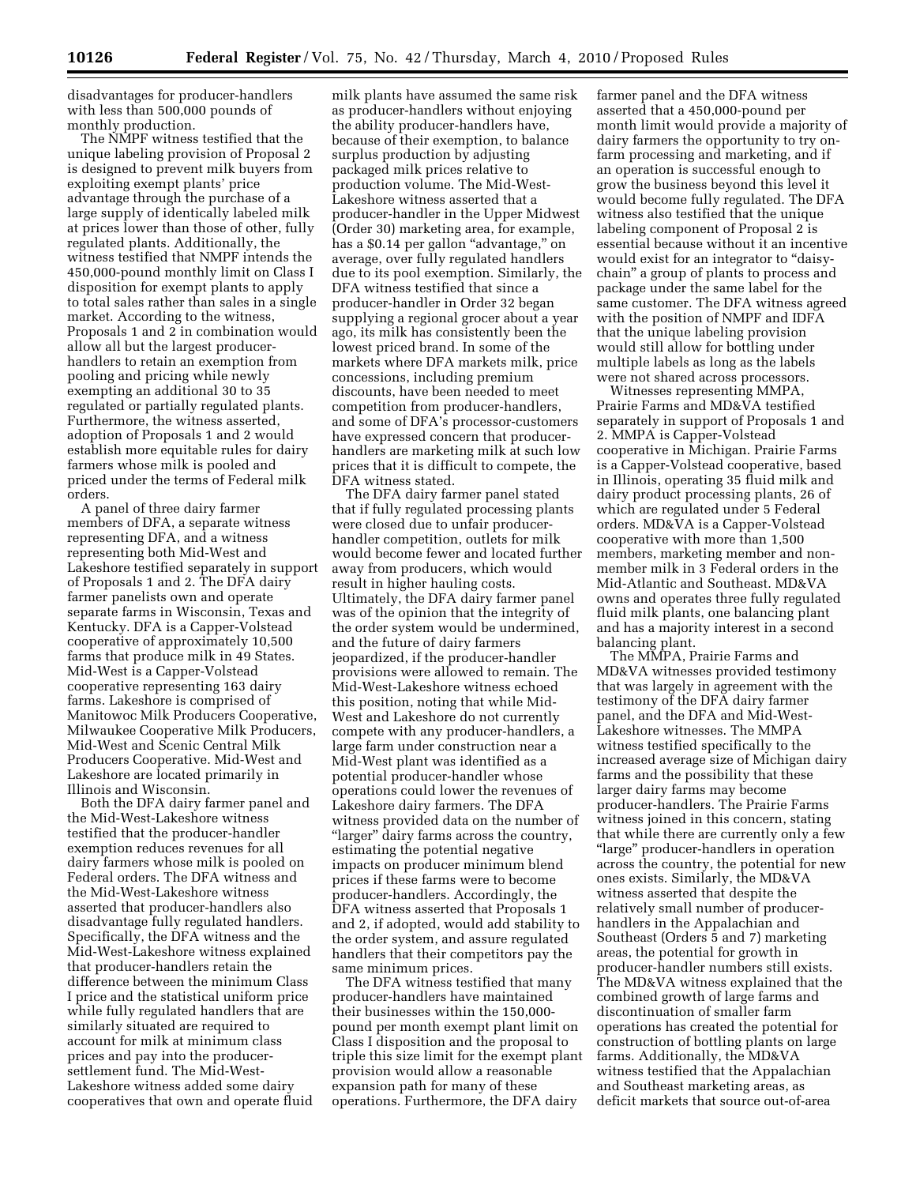disadvantages for producer-handlers with less than 500,000 pounds of monthly production.

The NMPF witness testified that the unique labeling provision of Proposal 2 is designed to prevent milk buyers from exploiting exempt plants' price advantage through the purchase of a large supply of identically labeled milk at prices lower than those of other, fully regulated plants. Additionally, the witness testified that NMPF intends the 450,000-pound monthly limit on Class I disposition for exempt plants to apply to total sales rather than sales in a single market. According to the witness, Proposals 1 and 2 in combination would allow all but the largest producer-handlers to retain an exemption from pooling and pricing while newly exempting an additional 30 to 35 regulated or partially regulated plants. Furthermore, the witness asserted, adoption of Proposals 1 and 2 would establish more equitable rules for dairy farmers whose milk is pooled and priced under the terms of Federal milk orders.

A panel of three dairy farmer members of DFA, a separate witness representing DFA, and a witness representing both Mid-West and Lakeshore testified separately in support of Proposals 1 and 2. The DFA dairy farmer panelists own and operate separate farms in Wisconsin, Texas and Kentucky. DFA is a Capper-Volstead cooperative of approximately 10,500 farms that produce milk in 49 States. Mid-West is a Capper-Volstead cooperative representing 163 dairy farms. Lakeshore is comprised of Manitowoc Milk Producers Cooperative, Milwaukee Cooperative Milk Producers, Mid-West and Scenic Central Milk Producers Cooperative. Mid-West and Lakeshore are located primarily in Illinois and Wisconsin.

Both the DFA dairy farmer panel and the Mid-West-Lakeshore witness testified that the producer-handler exemption reduces revenues for all dairy farmers whose milk is pooled on Federal orders. The DFA witness and the Mid-West-Lakeshore witness asserted that producer-handlers also disadvantage fully regulated handlers. Specifically, the DFA witness and the Mid-West-Lakeshore witness explained that producer-handlers retain the difference between the minimum Class I price and the statistical uniform price while fully regulated handlers that are similarly situated are required to account for milk at minimum class prices and pay into the producer-settlement fund. The Mid-West-Lakeshore witness added some dairy cooperatives that own and operate fluid milk plants have assumed the same risk as producer-handlers without enjoying the ability producer-handlers have, because of their exemption, to balance surplus production by adjusting packaged milk prices relative to production volume. The Mid-West-Lakeshore witness asserted that a producer-handler in the Upper Midwest (Order 30) marketing area, for example, has a $0.14 per gallon "advantage," on average, over fully regulated handlers due to its pool exemption. Similarly, the DFA witness testified that since a producer-handler in Order 32 began supplying a regional grocer about a year ago, its milk has consistently been the lowest priced brand. In some of the markets where DFA markets milk, price concessions, including premium discounts, have been needed to meet competition from producer-handlers, and some of DFA's processor-customers have expressed concern that producer-handlers are marketing milk at such low prices that it is difficult to compete, the DFA witness stated.

The DFA dairy farmer panel stated that if fully regulated processing plants were closed due to unfair producer-handler competition, outlets for milk would become fewer and located further away from producers, which would result in higher hauling costs. Ultimately, the DFA dairy farmer panel was of the opinion that the integrity of the order system would be undermined, and the future of dairy farmers jeopardized, if the producer-handler provisions were allowed to remain. The Mid-West-Lakeshore witness echoed this position, noting that while Mid-West and Lakeshore do not currently compete with any producer-handlers, a large farm under construction near a Mid-West plant was identified as a potential producer-handler whose operations could lower the revenues of Lakeshore dairy farmers. The DFA witness provided data on the number of "larger" dairy farms across the country, estimating the potential negative impacts on producer minimum blend prices if these farms were to become producer-handlers. Accordingly, the DFA witness asserted that Proposals 1 and 2, if adopted, would add stability to the order system, and assure regulated handlers that their competitors pay the same minimum prices.

The DFA witness testified that many producer-handlers have maintained their businesses within the 150,000-pound per month exempt plant limit on Class I disposition and the proposal to triple this size limit for the exempt plant provision would allow a reasonable expansion path for many of these operations. Furthermore, the DFA dairy farmer panel and the DFA witness asserted that a 450,000-pound per month limit would provide a majority of dairy farmers the opportunity to try on-farm processing and marketing, and if an operation is successful enough to grow the business beyond this level it would become fully regulated. The DFA witness also testified that the unique labeling component of Proposal 2 is essential because without it an incentive would exist for an integrator to "daisy-chain" a group of plants to process and package under the same label for the same customer. The DFA witness agreed with the position of NMPF and IDFA that the unique labeling provision would still allow for bottling under multiple labels as long as the labels were not shared across processors.

Witnesses representing MMPA, Prairie Farms and MD&VA testified separately in support of Proposals 1 and 2. MMPA is Capper-Volstead cooperative in Michigan. Prairie Farms is a Capper-Volstead cooperative, based in Illinois, operating 35 fluid milk and dairy product processing plants, 26 of which are regulated under 5 Federal orders. MD&VA is a Capper-Volstead cooperative with more than 1,500 members, marketing member and non-member milk in 3 Federal orders in the Mid-Atlantic and Southeast. MD&VA owns and operates three fully regulated fluid milk plants, one balancing plant and has a majority interest in a second balancing plant.

The MMPA, Prairie Farms and MD&VA witnesses provided testimony that was largely in agreement with the testimony of the DFA dairy farmer panel, and the DFA and Mid-West-Lakeshore witnesses. The MMPA witness testified specifically to the increased average size of Michigan dairy farms and the possibility that these larger dairy farms may become producer-handlers. The Prairie Farms witness joined in this concern, stating that while there are currently only a few "large" producer-handlers in operation across the country, the potential for new ones exists. Similarly, the MD&VA witness asserted that despite the relatively small number of producer-handlers in the Appalachian and Southeast (Orders 5 and 7) marketing areas, the potential for growth in producer-handler numbers still exists. The MD&VA witness explained that the combined growth of large farms and discontinuation of smaller farm operations has created the potential for construction of bottling plants on large farms. Additionally, the MD&VA witness testified that the Appalachian and Southeast marketing areas, as deficit markets that source out-of-area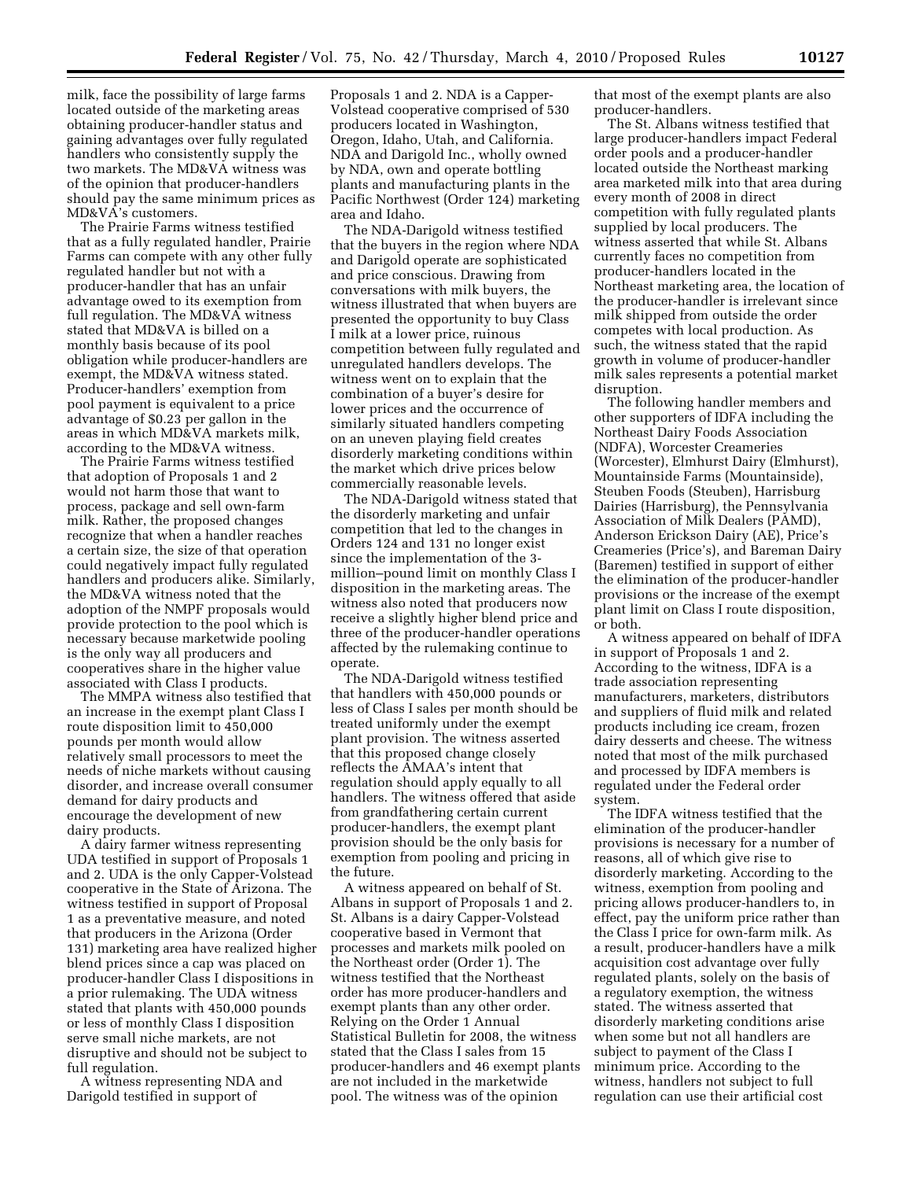milk, face the possibility of large farms located outside of the marketing areas obtaining producer-handler status and gaining advantages over fully regulated handlers who consistently supply the two markets. The MD&VA witness was of the opinion that producer-handlers should pay the same minimum prices as MD&VA's customers.

The Prairie Farms witness testified that as a fully regulated handler, Prairie Farms can compete with any other fully regulated handler but not with a producer-handler that has an unfair advantage owed to its exemption from full regulation. The MD&VA witness stated that MD&VA is billed on a monthly basis because of its pool obligation while producer-handlers are exempt, the MD&VA witness stated. Producer-handlers' exemption from pool payment is equivalent to a price advantage of $0.23 per gallon in the areas in which MD&VA markets milk, according to the MD&VA witness.

The Prairie Farms witness testified that adoption of Proposals 1 and 2 would not harm those that want to process, package and sell own-farm milk. Rather, the proposed changes recognize that when a handler reaches a certain size, the size of that operation could negatively impact fully regulated handlers and producers alike. Similarly, the MD&VA witness noted that the adoption of the NMPF proposals would provide protection to the pool which is necessary because marketwide pooling is the only way all producers and cooperatives share in the higher value associated with Class I products.

The MMPA witness also testified that an increase in the exempt plant Class I route disposition limit to 450,000 pounds per month would allow relatively small processors to meet the needs of niche markets without causing disorder, and increase overall consumer demand for dairy products and encourage the development of new dairy products.

A dairy farmer witness representing UDA testified in support of Proposals 1 and 2. UDA is the only Capper-Volstead cooperative in the State of Arizona. The witness testified in support of Proposal 1 as a preventative measure, and noted that producers in the Arizona (Order 131) marketing area have realized higher blend prices since a cap was placed on producer-handler Class I dispositions in a prior rulemaking. The UDA witness stated that plants with 450,000 pounds or less of monthly Class I disposition serve small niche markets, are not disruptive and should not be subject to full regulation.

A witness representing NDA and Darigold testified in support of Proposals 1 and 2. NDA is a Capper-Volstead cooperative comprised of 530 producers located in Washington, Oregon, Idaho, Utah, and California. NDA and Darigold Inc., wholly owned by NDA, own and operate bottling plants and manufacturing plants in the Pacific Northwest (Order 124) marketing area and Idaho.

The NDA-Darigold witness testified that the buyers in the region where NDA and Darigold operate are sophisticated and price conscious. Drawing from conversations with milk buyers, the witness illustrated that when buyers are presented the opportunity to buy Class I milk at a lower price, ruinous competition between fully regulated and unregulated handlers develops. The witness went on to explain that the combination of a buyer's desire for lower prices and the occurrence of similarly situated handlers competing on an uneven playing field creates disorderly marketing conditions within the market which drive prices below commercially reasonable levels.

The NDA-Darigold witness stated that the disorderly marketing and unfair competition that led to the changes in Orders 124 and 131 no longer exist since the implementation of the 3-million–pound limit on monthly Class I disposition in the marketing areas. The witness also noted that producers now receive a slightly higher blend price and three of the producer-handler operations affected by the rulemaking continue to operate.

The NDA-Darigold witness testified that handlers with 450,000 pounds or less of Class I sales per month should be treated uniformly under the exempt plant provision. The witness asserted that this proposed change closely reflects the AMAA's intent that regulation should apply equally to all handlers. The witness offered that aside from grandfathering certain current producer-handlers, the exempt plant provision should be the only basis for exemption from pooling and pricing in the future.

A witness appeared on behalf of St. Albans in support of Proposals 1 and 2. St. Albans is a dairy Capper-Volstead cooperative based in Vermont that processes and markets milk pooled on the Northeast order (Order 1). The witness testified that the Northeast order has more producer-handlers and exempt plants than any other order. Relying on the Order 1 Annual Statistical Bulletin for 2008, the witness stated that the Class I sales from 15 producer-handlers and 46 exempt plants are not included in the marketwide pool. The witness was of the opinion that most of the exempt plants are also producer-handlers.

The St. Albans witness testified that large producer-handlers impact Federal order pools and a producer-handler located outside the Northeast marking area marketed milk into that area during every month of 2008 in direct competition with fully regulated plants supplied by local producers. The witness asserted that while St. Albans currently faces no competition from producer-handlers located in the Northeast marketing area, the location of the producer-handler is irrelevant since milk shipped from outside the order competes with local production. As such, the witness stated that the rapid growth in volume of producer-handler milk sales represents a potential market disruption.

The following handler members and other supporters of IDFA including the Northeast Dairy Foods Association (NDFA), Worcester Creameries (Worcester), Elmhurst Dairy (Elmhurst), Mountainside Farms (Mountainside), Steuben Foods (Steuben), Harrisburg Dairies (Harrisburg), the Pennsylvania Association of Milk Dealers (PAMD), Anderson Erickson Dairy (AE), Price's Creameries (Price's), and Bareman Dairy (Baremen) testified in support of either the elimination of the producer-handler provisions or the increase of the exempt plant limit on Class I route disposition, or both.

A witness appeared on behalf of IDFA in support of Proposals 1 and 2. According to the witness, IDFA is a trade association representing manufacturers, marketers, distributors and suppliers of fluid milk and related products including ice cream, frozen dairy desserts and cheese. The witness noted that most of the milk purchased and processed by IDFA members is regulated under the Federal order system.

The IDFA witness testified that the elimination of the producer-handler provisions is necessary for a number of reasons, all of which give rise to disorderly marketing. According to the witness, exemption from pooling and pricing allows producer-handlers to, in effect, pay the uniform price rather than the Class I price for own-farm milk. As a result, producer-handlers have a milk acquisition cost advantage over fully regulated plants, solely on the basis of a regulatory exemption, the witness stated. The witness asserted that disorderly marketing conditions arise when some but not all handlers are subject to payment of the Class I minimum price. According to the witness, handlers not subject to full regulation can use their artificial cost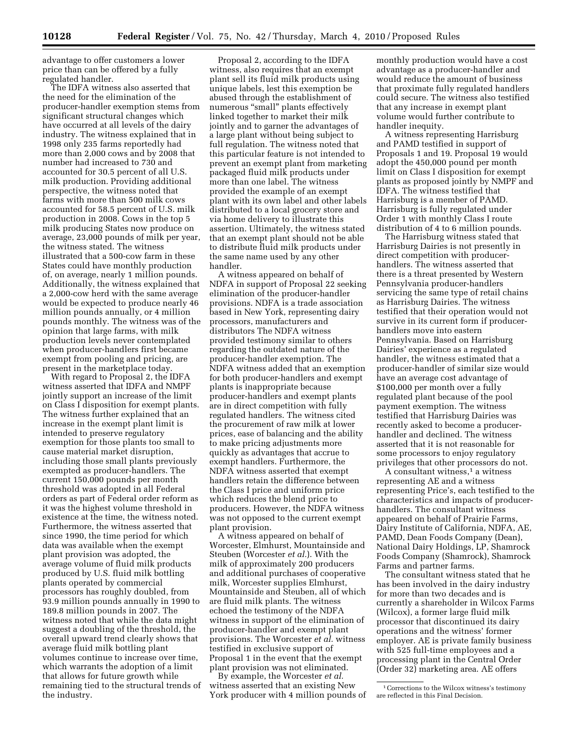advantage to offer customers a lower price than can be offered by a fully regulated handler.

The IDFA witness also asserted that the need for the elimination of the producer-handler exemption stems from significant structural changes which have occurred at all levels of the dairy industry. The witness explained that in 1998 only 235 farms reportedly had more than 2,000 cows and by 2008 that number had increased to 730 and accounted for 30.5 percent of all U.S. milk production. Providing additional perspective, the witness noted that farms with more than 500 milk cows accounted for 58.5 percent of U.S. milk production in 2008. Cows in the top 5 milk producing States now produce on average, 23,000 pounds of milk per year, the witness stated. The witness illustrated that a 500-cow farm in these States could have monthly production of, on average, nearly 1 million pounds. Additionally, the witness explained that a 2,000-cow herd with the same average would be expected to produce nearly 46 million pounds annually, or 4 million pounds monthly. The witness was of the opinion that large farms, with milk production levels never contemplated when producer-handlers first became exempt from pooling and pricing, are present in the marketplace today.

With regard to Proposal 2, the IDFA witness asserted that IDFA and NMPF jointly support an increase of the limit on Class I disposition for exempt plants. The witness further explained that an increase in the exempt plant limit is intended to preserve regulatory exemption for those plants too small to cause material market disruption, including those small plants previously exempted as producer-handlers. The current 150,000 pounds per month threshold was adopted in all Federal orders as part of Federal order reform as it was the highest volume threshold in existence at the time, the witness noted. Furthermore, the witness asserted that since 1990, the time period for which data was available when the exempt plant provision was adopted, the average volume of fluid milk products produced by U.S. fluid milk bottling plants operated by commercial processors has roughly doubled, from 93.9 million pounds annually in 1990 to 189.8 million pounds in 2007. The witness noted that while the data might suggest a doubling of the threshold, the overall upward trend clearly shows that average fluid milk bottling plant volumes continue to increase over time, which warrants the adoption of a limit that allows for future growth while remaining tied to the structural trends of the industry.

Proposal 2, according to the IDFA witness, also requires that an exempt plant sell its fluid milk products using unique labels, lest this exemption be abused through the establishment of numerous "small" plants effectively linked together to market their milk jointly and to garner the advantages of a large plant without being subject to full regulation. The witness noted that this particular feature is not intended to prevent an exempt plant from marketing packaged fluid milk products under more than one label. The witness provided the example of an exempt plant with its own label and other labels distributed to a local grocery store and via home delivery to illustrate this assertion. Ultimately, the witness stated that an exempt plant should not be able to distribute fluid milk products under the same name used by any other handler.

A witness appeared on behalf of NDFA in support of Proposal 22 seeking elimination of the producer-handler provisions. NDFA is a trade association based in New York, representing dairy processors, manufacturers and distributors The NDFA witness provided testimony similar to others regarding the outdated nature of the producer-handler exemption. The NDFA witness added that an exemption for both producer-handlers and exempt plants is inappropriate because producer-handlers and exempt plants are in direct competition with fully regulated handlers. The witness cited the procurement of raw milk at lower prices, ease of balancing and the ability to make pricing adjustments more quickly as advantages that accrue to exempt handlers. Furthermore, the NDFA witness asserted that exempt handlers retain the difference between the Class I price and uniform price which reduces the blend price to producers. However, the NDFA witness was not opposed to the current exempt plant provision.

A witness appeared on behalf of Worcester, Elmhurst, Mountainside and Steuben (Worcester *et al.*). With the milk of approximately 200 producers and additional purchases of cooperative milk, Worcester supplies Elmhurst, Mountainside and Steuben, all of which are fluid milk plants. The witness echoed the testimony of the NDFA witness in support of the elimination of producer-handler and exempt plant provisions. The Worcester *et al.* witness testified in exclusive support of Proposal 1 in the event that the exempt plant provision was not eliminated.

By example, the Worcester *et al.* witness asserted that an existing New York producer with 4 million pounds of monthly production would have a cost advantage as a producer-handler and would reduce the amount of business that proximate fully regulated handlers could secure. The witness also testified that any increase in exempt plant volume would further contribute to handler inequity.

A witness representing Harrisburg and PAMD testified in support of Proposals 1 and 19. Proposal 19 would adopt the 450,000 pound per month limit on Class I disposition for exempt plants as proposed jointly by NMPF and IDFA. The witness testified that Harrisburg is a member of PAMD. Harrisburg is fully regulated under Order 1 with monthly Class I route distribution of 4 to 6 million pounds.

The Harrisburg witness stated that Harrisburg Dairies is not presently in direct competition with producer-handlers. The witness asserted that there is a threat presented by Western Pennsylvania producer-handlers servicing the same type of retail chains as Harrisburg Dairies. The witness testified that their operation would not survive in its current form if producer-handlers move into eastern Pennsylvania. Based on Harrisburg Dairies' experience as a regulated handler, the witness estimated that a producer-handler of similar size would have an average cost advantage of $100,000 per month over a fully regulated plant because of the pool payment exemption. The witness testified that Harrisburg Dairies was recently asked to become a producer-handler and declined. The witness asserted that it is not reasonable for some processors to enjoy regulatory privileges that other processors do not.

A consultant witness,[1] a witness representing AE and a witness representing Price's, each testified to the characteristics and impacts of producer-handlers. The consultant witness appeared on behalf of Prairie Farms, Dairy Institute of California, NDFA, AE, PAMD, Dean Foods Company (Dean), National Dairy Holdings, LP, Shamrock Foods Company (Shamrock), Shamrock Farms and partner farms.

The consultant witness stated that he has been involved in the dairy industry for more than two decades and is currently a shareholder in Wilcox Farms (Wilcox), a former large fluid milk processor that discontinued its dairy operations and the witness' former employer. AE is private family business with 525 full-time employees and a processing plant in the Central Order (Order 32) marketing area. AE offers

[1] Corrections to the Wilcox witness's testimony are reflected in this Final Decision.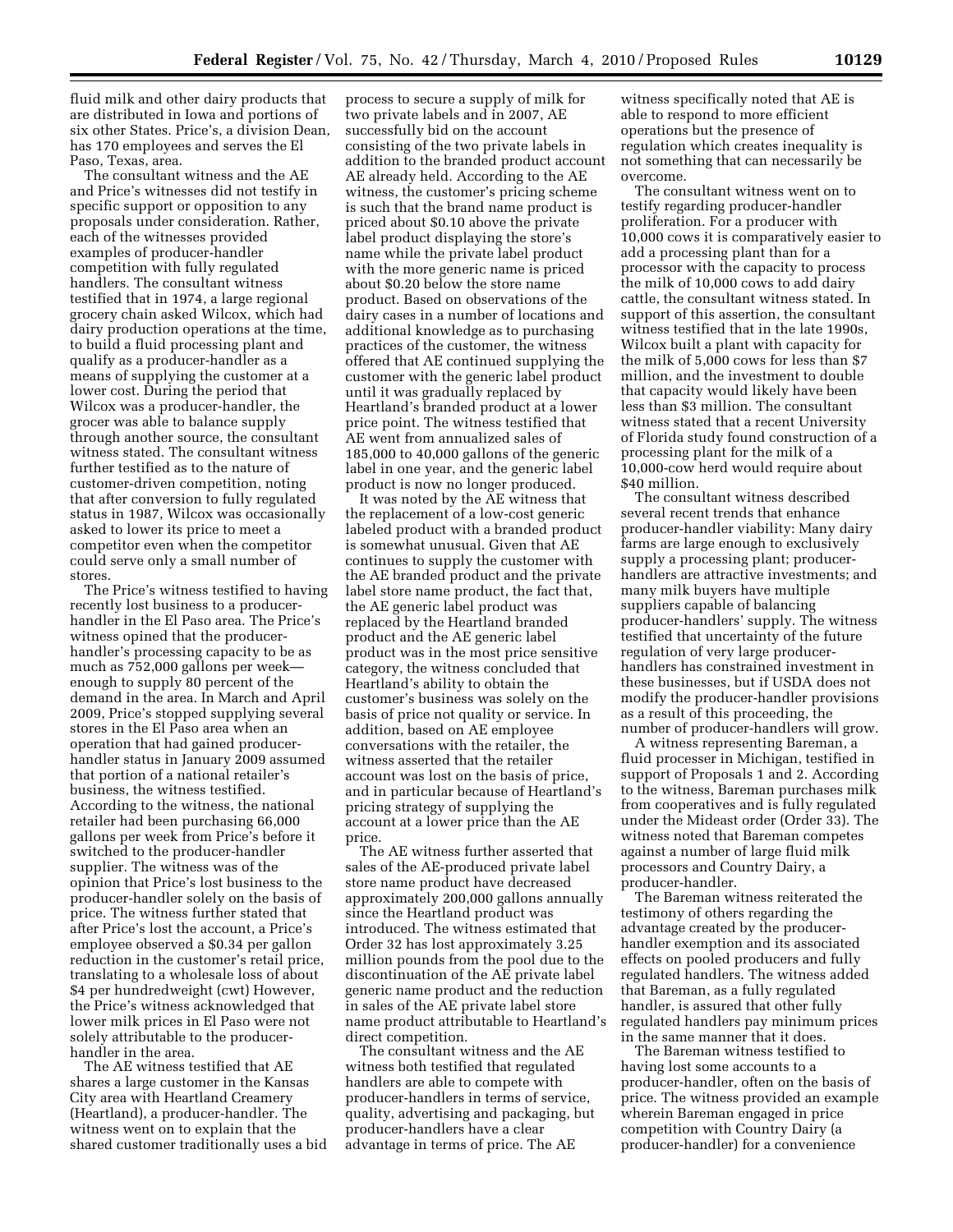fluid milk and other dairy products that are distributed in Iowa and portions of six other States. Price's, a division Dean, has 170 employees and serves the El Paso, Texas, area.

The consultant witness and the AE and Price's witnesses did not testify in specific support or opposition to any proposals under consideration. Rather, each of the witnesses provided examples of producer-handler competition with fully regulated handlers. The consultant witness testified that in 1974, a large regional grocery chain asked Wilcox, which had dairy production operations at the time, to build a fluid processing plant and qualify as a producer-handler as a means of supplying the customer at a lower cost. During the period that Wilcox was a producer-handler, the grocer was able to balance supply through another source, the consultant witness stated. The consultant witness further testified as to the nature of customer-driven competition, noting that after conversion to fully regulated status in 1987, Wilcox was occasionally asked to lower its price to meet a competitor even when the competitor could serve only a small number of stores.

The Price's witness testified to having recently lost business to a producer-handler in the El Paso area. The Price's witness opined that the producer-handler's processing capacity to be as much as 752,000 gallons per week—enough to supply 80 percent of the demand in the area. In March and April 2009, Price's stopped supplying several stores in the El Paso area when an operation that had gained producer-handler status in January 2009 assumed that portion of a national retailer's business, the witness testified. According to the witness, the national retailer had been purchasing 66,000 gallons per week from Price's before it switched to the producer-handler supplier. The witness was of the opinion that Price's lost business to the producer-handler solely on the basis of price. The witness further stated that after Price's lost the account, a Price's employee observed a $0.34 per gallon reduction in the customer's retail price, translating to a wholesale loss of about $4 per hundredweight (cwt) However, the Price's witness acknowledged that lower milk prices in El Paso were not solely attributable to the producer-handler in the area.

The AE witness testified that AE shares a large customer in the Kansas City area with Heartland Creamery (Heartland), a producer-handler. The witness went on to explain that the shared customer traditionally uses a bid process to secure a supply of milk for two private labels and in 2007, AE successfully bid on the account consisting of the two private labels in addition to the branded product account AE already held. According to the AE witness, the customer's pricing scheme is such that the brand name product is priced about $0.10 above the private label product displaying the store's name while the private label product with the more generic name is priced about $0.20 below the store name product. Based on observations of the dairy cases in a number of locations and additional knowledge as to purchasing practices of the customer, the witness offered that AE continued supplying the customer with the generic label product until it was gradually replaced by Heartland's branded product at a lower price point. The witness testified that AE went from annualized sales of 185,000 to 40,000 gallons of the generic label in one year, and the generic label product is now no longer produced.

It was noted by the AE witness that the replacement of a low-cost generic labeled product with a branded product is somewhat unusual. Given that AE continues to supply the customer with the AE branded product and the private label store name product, the fact that, the AE generic label product was replaced by the Heartland branded product and the AE generic label product was in the most price sensitive category, the witness concluded that Heartland's ability to obtain the customer's business was solely on the basis of price not quality or service. In addition, based on AE employee conversations with the retailer, the witness asserted that the retailer account was lost on the basis of price, and in particular because of Heartland's pricing strategy of supplying the account at a lower price than the AE price.

The AE witness further asserted that sales of the AE-produced private label store name product have decreased approximately 200,000 gallons annually since the Heartland product was introduced. The witness estimated that Order 32 has lost approximately 3.25 million pounds from the pool due to the discontinuation of the AE private label generic name product and the reduction in sales of the AE private label store name product attributable to Heartland's direct competition.

The consultant witness and the AE witness both testified that regulated handlers are able to compete with producer-handlers in terms of service, quality, advertising and packaging, but producer-handlers have a clear advantage in terms of price. The AE witness specifically noted that AE is able to respond to more efficient operations but the presence of regulation which creates inequality is not something that can necessarily be overcome.

The consultant witness went on to testify regarding producer-handler proliferation. For a producer with 10,000 cows it is comparatively easier to add a processing plant than for a processor with the capacity to process the milk of 10,000 cows to add dairy cattle, the consultant witness stated. In support of this assertion, the consultant witness testified that in the late 1990s, Wilcox built a plant with capacity for the milk of 5,000 cows for less than $7 million, and the investment to double that capacity would likely have been less than $3 million. The consultant witness stated that a recent University of Florida study found construction of a processing plant for the milk of a 10,000-cow herd would require about $40 million.

The consultant witness described several recent trends that enhance producer-handler viability: Many dairy farms are large enough to exclusively supply a processing plant; producer-handlers are attractive investments; and many milk buyers have multiple suppliers capable of balancing producer-handlers' supply. The witness testified that uncertainty of the future regulation of very large producer-handlers has constrained investment in these businesses, but if USDA does not modify the producer-handler provisions as a result of this proceeding, the number of producer-handlers will grow.

A witness representing Bareman, a fluid processer in Michigan, testified in support of Proposals 1 and 2. According to the witness, Bareman purchases milk from cooperatives and is fully regulated under the Mideast order (Order 33). The witness noted that Bareman competes against a number of large fluid milk processors and Country Dairy, a producer-handler.

The Bareman witness reiterated the testimony of others regarding the advantage created by the producer-handler exemption and its associated effects on pooled producers and fully regulated handlers. The witness added that Bareman, as a fully regulated handler, is assured that other fully regulated handlers pay minimum prices in the same manner that it does.

The Bareman witness testified to having lost some accounts to a producer-handler, often on the basis of price. The witness provided an example wherein Bareman engaged in price competition with Country Dairy (a producer-handler) for a convenience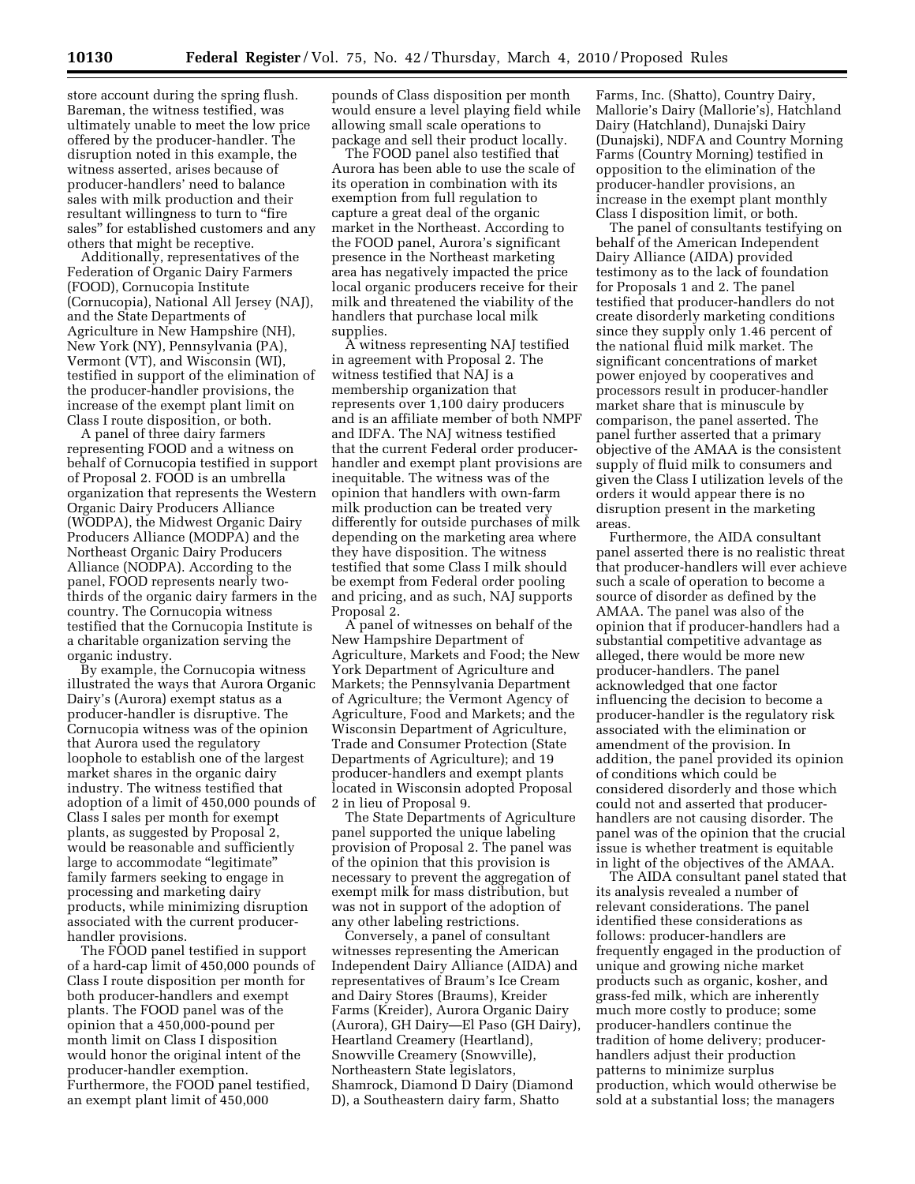store account during the spring flush. Bareman, the witness testified, was ultimately unable to meet the low price offered by the producer-handler. The disruption noted in this example, the witness asserted, arises because of producer-handlers' need to balance sales with milk production and their resultant willingness to turn to "fire sales" for established customers and any others that might be receptive.

Additionally, representatives of the Federation of Organic Dairy Farmers (FOOD), Cornucopia Institute (Cornucopia), National All Jersey (NAJ), and the State Departments of Agriculture in New Hampshire (NH), New York (NY), Pennsylvania (PA), Vermont (VT), and Wisconsin (WI), testified in support of the elimination of the producer-handler provisions, the increase of the exempt plant limit on Class I route disposition, or both.

A panel of three dairy farmers representing FOOD and a witness on behalf of Cornucopia testified in support of Proposal 2. FOOD is an umbrella organization that represents the Western Organic Dairy Producers Alliance (WODPA), the Midwest Organic Dairy Producers Alliance (MODPA) and the Northeast Organic Dairy Producers Alliance (NODPA). According to the panel, FOOD represents nearly two-thirds of the organic dairy farmers in the country. The Cornucopia witness testified that the Cornucopia Institute is a charitable organization serving the organic industry.

By example, the Cornucopia witness illustrated the ways that Aurora Organic Dairy's (Aurora) exempt status as a producer-handler is disruptive. The Cornucopia witness was of the opinion that Aurora used the regulatory loophole to establish one of the largest market shares in the organic dairy industry. The witness testified that adoption of a limit of 450,000 pounds of Class I sales per month for exempt plants, as suggested by Proposal 2, would be reasonable and sufficiently large to accommodate "legitimate" family farmers seeking to engage in processing and marketing dairy products, while minimizing disruption associated with the current producer-handler provisions.

The FOOD panel testified in support of a hard-cap limit of 450,000 pounds of Class I route disposition per month for both producer-handlers and exempt plants. The FOOD panel was of the opinion that a 450,000-pound per month limit on Class I disposition would honor the original intent of the producer-handler exemption. Furthermore, the FOOD panel testified, an exempt plant limit of 450,000 pounds of Class disposition per month would ensure a level playing field while allowing small scale operations to package and sell their product locally.

The FOOD panel also testified that Aurora has been able to use the scale of its operation in combination with its exemption from full regulation to capture a great deal of the organic market in the Northeast. According to the FOOD panel, Aurora's significant presence in the Northeast marketing area has negatively impacted the price local organic producers receive for their milk and threatened the viability of the handlers that purchase local milk supplies.

A witness representing NAJ testified in agreement with Proposal 2. The witness testified that NAJ is a membership organization that represents over 1,100 dairy producers and is an affiliate member of both NMPF and IDFA. The NAJ witness testified that the current Federal order producer-handler and exempt plant provisions are inequitable. The witness was of the opinion that handlers with own-farm milk production can be treated very differently for outside purchases of milk depending on the marketing area where they have disposition. The witness testified that some Class I milk should be exempt from Federal order pooling and pricing, and as such, NAJ supports Proposal 2.

A panel of witnesses on behalf of the New Hampshire Department of Agriculture, Markets and Food; the New York Department of Agriculture and Markets; the Pennsylvania Department of Agriculture; the Vermont Agency of Agriculture, Food and Markets; and the Wisconsin Department of Agriculture, Trade and Consumer Protection (State Departments of Agriculture); and 19 producer-handlers and exempt plants located in Wisconsin adopted Proposal 2 in lieu of Proposal 9.

The State Departments of Agriculture panel supported the unique labeling provision of Proposal 2. The panel was of the opinion that this provision is necessary to prevent the aggregation of exempt milk for mass distribution, but was not in support of the adoption of any other labeling restrictions.

Conversely, a panel of consultant witnesses representing the American Independent Dairy Alliance (AIDA) and representatives of Braum's Ice Cream and Dairy Stores (Braums), Kreider Farms (Kreider), Aurora Organic Dairy (Aurora), GH Dairy—El Paso (GH Dairy), Heartland Creamery (Heartland), Snowville Creamery (Snowville), Northeastern State legislators, Shamrock, Diamond D Dairy (Diamond D), a Southeastern dairy farm, Shatto Farms, Inc. (Shatto), Country Dairy, Mallorie's Dairy (Mallorie's), Hatchland Dairy (Hatchland), Dunajski Dairy (Dunajski), NDFA and Country Morning Farms (Country Morning) testified in opposition to the elimination of the producer-handler provisions, an increase in the exempt plant monthly Class I disposition limit, or both.

The panel of consultants testifying on behalf of the American Independent Dairy Alliance (AIDA) provided testimony as to the lack of foundation for Proposals 1 and 2. The panel testified that producer-handlers do not create disorderly marketing conditions since they supply only 1.46 percent of the national fluid milk market. The significant concentrations of market power enjoyed by cooperatives and processors result in producer-handler market share that is minuscule by comparison, the panel asserted. The panel further asserted that a primary objective of the AMAA is the consistent supply of fluid milk to consumers and given the Class I utilization levels of the orders it would appear there is no disruption present in the marketing areas.

Furthermore, the AIDA consultant panel asserted there is no realistic threat that producer-handlers will ever achieve such a scale of operation to become a source of disorder as defined by the AMAA. The panel was also of the opinion that if producer-handlers had a substantial competitive advantage as alleged, there would be more new producer-handlers. The panel acknowledged that one factor influencing the decision to become a producer-handler is the regulatory risk associated with the elimination or amendment of the provision. In addition, the panel provided its opinion of conditions which could be considered disorderly and those which could not and asserted that producer-handlers are not causing disorder. The panel was of the opinion that the crucial issue is whether treatment is equitable in light of the objectives of the AMAA.

The AIDA consultant panel stated that its analysis revealed a number of relevant considerations. The panel identified these considerations as follows: producer-handlers are frequently engaged in the production of unique and growing niche market products such as organic, kosher, and grass-fed milk, which are inherently much more costly to produce; some producer-handlers continue the tradition of home delivery; producer-handlers adjust their production patterns to minimize surplus production, which would otherwise be sold at a substantial loss; the managers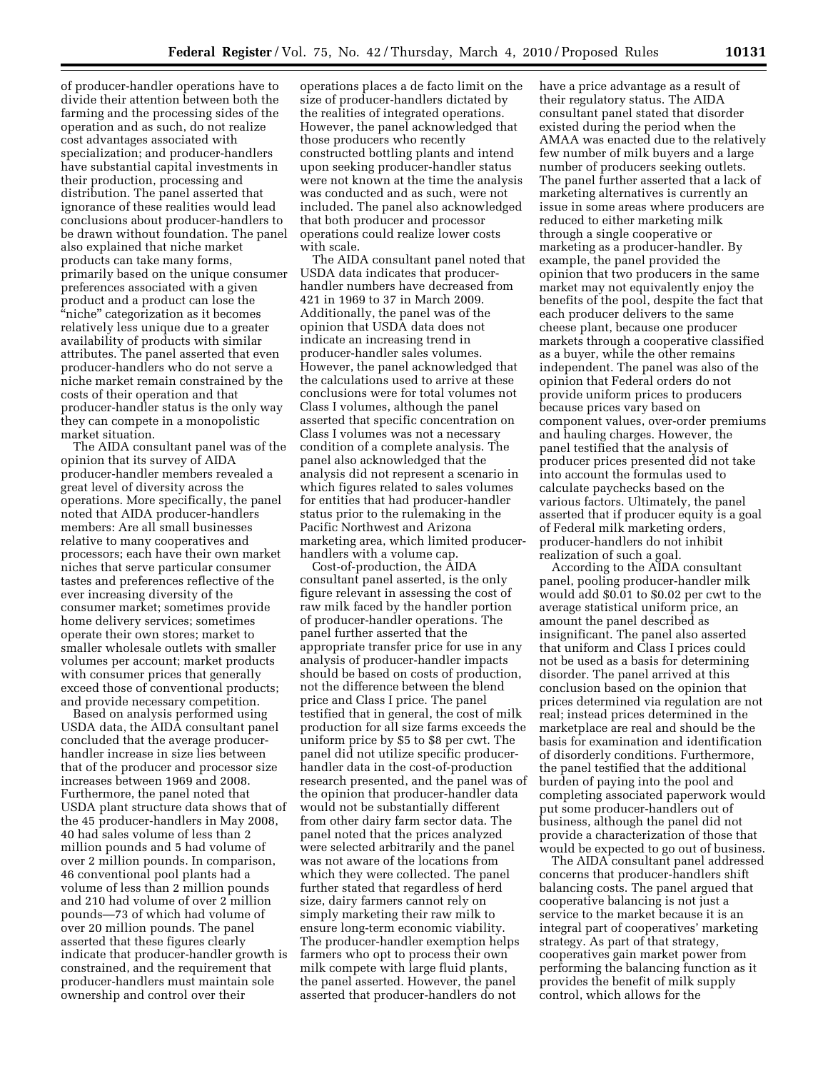of producer-handler operations have to divide their attention between both the farming and the processing sides of the operation and as such, do not realize cost advantages associated with specialization; and producer-handlers have substantial capital investments in their production, processing and distribution. The panel asserted that ignorance of these realities would lead conclusions about producer-handlers to be drawn without foundation. The panel also explained that niche market products can take many forms, primarily based on the unique consumer preferences associated with a given product and a product can lose the "niche" categorization as it becomes relatively less unique due to a greater availability of products with similar attributes. The panel asserted that even producer-handlers who do not serve a niche market remain constrained by the costs of their operation and that producer-handler status is the only way they can compete in a monopolistic market situation.

The AIDA consultant panel was of the opinion that its survey of AIDA producer-handler members revealed a great level of diversity across the operations. More specifically, the panel noted that AIDA producer-handlers members: Are all small businesses relative to many cooperatives and processors; each have their own market niches that serve particular consumer tastes and preferences reflective of the ever increasing diversity of the consumer market; sometimes provide home delivery services; sometimes operate their own stores; market to smaller wholesale outlets with smaller volumes per account; market products with consumer prices that generally exceed those of conventional products; and provide necessary competition.

Based on analysis performed using USDA data, the AIDA consultant panel concluded that the average producer-handler increase in size lies between that of the producer and processor size increases between 1969 and 2008. Furthermore, the panel noted that USDA plant structure data shows that of the 45 producer-handlers in May 2008, 40 had sales volume of less than 2 million pounds and 5 had volume of over 2 million pounds. In comparison, 46 conventional pool plants had a volume of less than 2 million pounds and 210 had volume of over 2 million pounds—73 of which had volume of over 20 million pounds. The panel asserted that these figures clearly indicate that producer-handler growth is constrained, and the requirement that producer-handlers must maintain sole ownership and control over their operations places a de facto limit on the size of producer-handlers dictated by the realities of integrated operations. However, the panel acknowledged that those producers who recently constructed bottling plants and intend upon seeking producer-handler status were not known at the time the analysis was conducted and as such, were not included. The panel also acknowledged that both producer and processor operations could realize lower costs with scale.

The AIDA consultant panel noted that USDA data indicates that producer-handler numbers have decreased from 421 in 1969 to 37 in March 2009. Additionally, the panel was of the opinion that USDA data does not indicate an increasing trend in producer-handler sales volumes. However, the panel acknowledged that the calculations used to arrive at these conclusions were for total volumes not Class I volumes, although the panel asserted that specific concentration on Class I volumes was not a necessary condition of a complete analysis. The panel also acknowledged that the analysis did not represent a scenario in which figures related to sales volumes for entities that had producer-handler status prior to the rulemaking in the Pacific Northwest and Arizona marketing area, which limited producer-handlers with a volume cap.

Cost-of-production, the AIDA consultant panel asserted, is the only figure relevant in assessing the cost of raw milk faced by the handler portion of producer-handler operations. The panel further asserted that the appropriate transfer price for use in any analysis of producer-handler impacts should be based on costs of production, not the difference between the blend price and Class I price. The panel testified that in general, the cost of milk production for all size farms exceeds the uniform price by $5 to $8 per cwt. The panel did not utilize specific producer-handler data in the cost-of-production research presented, and the panel was of the opinion that producer-handler data would not be substantially different from other dairy farm sector data. The panel noted that the prices analyzed were selected arbitrarily and the panel was not aware of the locations from which they were collected. The panel further stated that regardless of herd size, dairy farmers cannot rely on simply marketing their raw milk to ensure long-term economic viability. The producer-handler exemption helps farmers who opt to process their own milk compete with large fluid plants, the panel asserted. However, the panel asserted that producer-handlers do not have a price advantage as a result of their regulatory status. The AIDA consultant panel stated that disorder existed during the period when the AMAA was enacted due to the relatively few number of milk buyers and a large number of producers seeking outlets. The panel further asserted that a lack of marketing alternatives is currently an issue in some areas where producers are reduced to either marketing milk through a single cooperative or marketing as a producer-handler. By example, the panel provided the opinion that two producers in the same market may not equivalently enjoy the benefits of the pool, despite the fact that each producer delivers to the same cheese plant, because one producer markets through a cooperative classified as a buyer, while the other remains independent. The panel was also of the opinion that Federal orders do not provide uniform prices to producers because prices vary based on component values, over-order premiums and hauling charges. However, the panel testified that the analysis of producer prices presented did not take into account the formulas used to calculate paychecks based on the various factors. Ultimately, the panel asserted that if producer equity is a goal of Federal milk marketing orders, producer-handlers do not inhibit realization of such a goal.

According to the AIDA consultant panel, pooling producer-handler milk would add $0.01 to $0.02 per cwt to the average statistical uniform price, an amount the panel described as insignificant. The panel also asserted that uniform and Class I prices could not be used as a basis for determining disorder. The panel arrived at this conclusion based on the opinion that prices determined via regulation are not real; instead prices determined in the marketplace are real and should be the basis for examination and identification of disorderly conditions. Furthermore, the panel testified that the additional burden of paying into the pool and completing associated paperwork would put some producer-handlers out of business, although the panel did not provide a characterization of those that would be expected to go out of business.

The AIDA consultant panel addressed concerns that producer-handlers shift balancing costs. The panel argued that cooperative balancing is not just a service to the market because it is an integral part of cooperatives' marketing strategy. As part of that strategy, cooperatives gain market power from performing the balancing function as it provides the benefit of milk supply control, which allows for the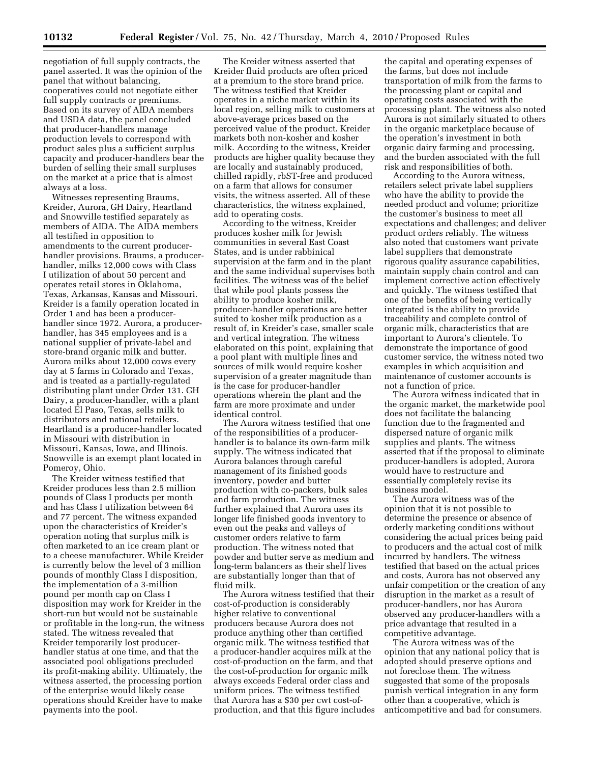negotiation of full supply contracts, the panel asserted. It was the opinion of the panel that without balancing, cooperatives could not negotiate either full supply contracts or premiums. Based on its survey of AIDA members and USDA data, the panel concluded that producer-handlers manage production levels to correspond with product sales plus a sufficient surplus capacity and producer-handlers bear the burden of selling their small surpluses on the market at a price that is almost always at a loss.

Witnesses representing Braums, Kreider, Aurora, GH Dairy, Heartland and Snowville testified separately as members of AIDA. The AIDA members all testified in opposition to amendments to the current producer-handler provisions. Braums, a producer-handler, milks 12,000 cows with Class I utilization of about 50 percent and operates retail stores in Oklahoma, Texas, Arkansas, Kansas and Missouri. Kreider is a family operation located in Order 1 and has been a producer-handler since 1972. Aurora, a producer-handler, has 345 employees and is a national supplier of private-label and store-brand organic milk and butter. Aurora milks about 12,000 cows every day at 5 farms in Colorado and Texas, and is treated as a partially-regulated distributing plant under Order 131. GH Dairy, a producer-handler, with a plant located El Paso, Texas, sells milk to distributors and national retailers. Heartland is a producer-handler located in Missouri with distribution in Missouri, Kansas, Iowa, and Illinois. Snowville is an exempt plant located in Pomeroy, Ohio.

The Kreider witness testified that Kreider produces less than 2.5 million pounds of Class I products per month and has Class I utilization between 64 and 77 percent. The witness expanded upon the characteristics of Kreider's operation noting that surplus milk is often marketed to an ice cream plant or to a cheese manufacturer. While Kreider is currently below the level of 3 million pounds of monthly Class I disposition, the implementation of a 3-million pound per month cap on Class I disposition may work for Kreider in the short-run but would not be sustainable or profitable in the long-run, the witness stated. The witness revealed that Kreider temporarily lost producer-handler status at one time, and that the associated pool obligations precluded its profit-making ability. Ultimately, the witness asserted, the processing portion of the enterprise would likely cease operations should Kreider have to make payments into the pool.

The Kreider witness asserted that Kreider fluid products are often priced at a premium to the store brand price. The witness testified that Kreider operates in a niche market within its local region, selling milk to customers at above-average prices based on the perceived value of the product. Kreider markets both non-kosher and kosher milk. According to the witness, Kreider products are higher quality because they are locally and sustainably produced, chilled rapidly, rbST-free and produced on a farm that allows for consumer visits, the witness asserted. All of these characteristics, the witness explained, add to operating costs.

According to the witness, Kreider produces kosher milk for Jewish communities in several East Coast States, and is under rabbinical supervision at the farm and in the plant and the same individual supervises both facilities. The witness was of the belief that while pool plants possess the ability to produce kosher milk, producer-handler operations are better suited to kosher milk production as a result of, in Kreider's case, smaller scale and vertical integration. The witness elaborated on this point, explaining that a pool plant with multiple lines and sources of milk would require kosher supervision of a greater magnitude than is the case for producer-handler operations wherein the plant and the farm are more proximate and under identical control.

The Aurora witness testified that one of the responsibilities of a producer-handler is to balance its own-farm milk supply. The witness indicated that Aurora balances through careful management of its finished goods inventory, powder and butter production with co-packers, bulk sales and farm production. The witness further explained that Aurora uses its longer life finished goods inventory to even out the peaks and valleys of customer orders relative to farm production. The witness noted that powder and butter serve as medium and long-term balancers as their shelf lives are substantially longer than that of fluid milk.

The Aurora witness testified that their cost-of-production is considerably higher relative to conventional producers because Aurora does not produce anything other than certified organic milk. The witness testified that a producer-handler acquires milk at the cost-of-production on the farm, and that the cost-of-production for organic milk always exceeds Federal order class and uniform prices. The witness testified that Aurora has a $30 per cwt cost-of-production, and that this figure includes the capital and operating expenses of the farms, but does not include transportation of milk from the farms to the processing plant or capital and operating costs associated with the processing plant. The witness also noted Aurora is not similarly situated to others in the organic marketplace because of the operation's investment in both organic dairy farming and processing, and the burden associated with the full risk and responsibilities of both.

According to the Aurora witness, retailers select private label suppliers who have the ability to provide the needed product and volume; prioritize the customer's business to meet all expectations and challenges; and deliver product orders reliably. The witness also noted that customers want private label suppliers that demonstrate rigorous quality assurance capabilities, maintain supply chain control and can implement corrective action effectively and quickly. The witness testified that one of the benefits of being vertically integrated is the ability to provide traceability and complete control of organic milk, characteristics that are important to Aurora's clientele. To demonstrate the importance of good customer service, the witness noted two examples in which acquisition and maintenance of customer accounts is not a function of price.

The Aurora witness indicated that in the organic market, the marketwide pool does not facilitate the balancing function due to the fragmented and dispersed nature of organic milk supplies and plants. The witness asserted that if the proposal to eliminate producer-handlers is adopted, Aurora would have to restructure and essentially completely revise its business model.

The Aurora witness was of the opinion that it is not possible to determine the presence or absence of orderly marketing conditions without considering the actual prices being paid to producers and the actual cost of milk incurred by handlers. The witness testified that based on the actual prices and costs, Aurora has not observed any unfair competition or the creation of any disruption in the market as a result of producer-handlers, nor has Aurora observed any producer-handlers with a price advantage that resulted in a competitive advantage.

The Aurora witness was of the opinion that any national policy that is adopted should preserve options and not foreclose them. The witness suggested that some of the proposals punish vertical integration in any form other than a cooperative, which is anticompetitive and bad for consumers.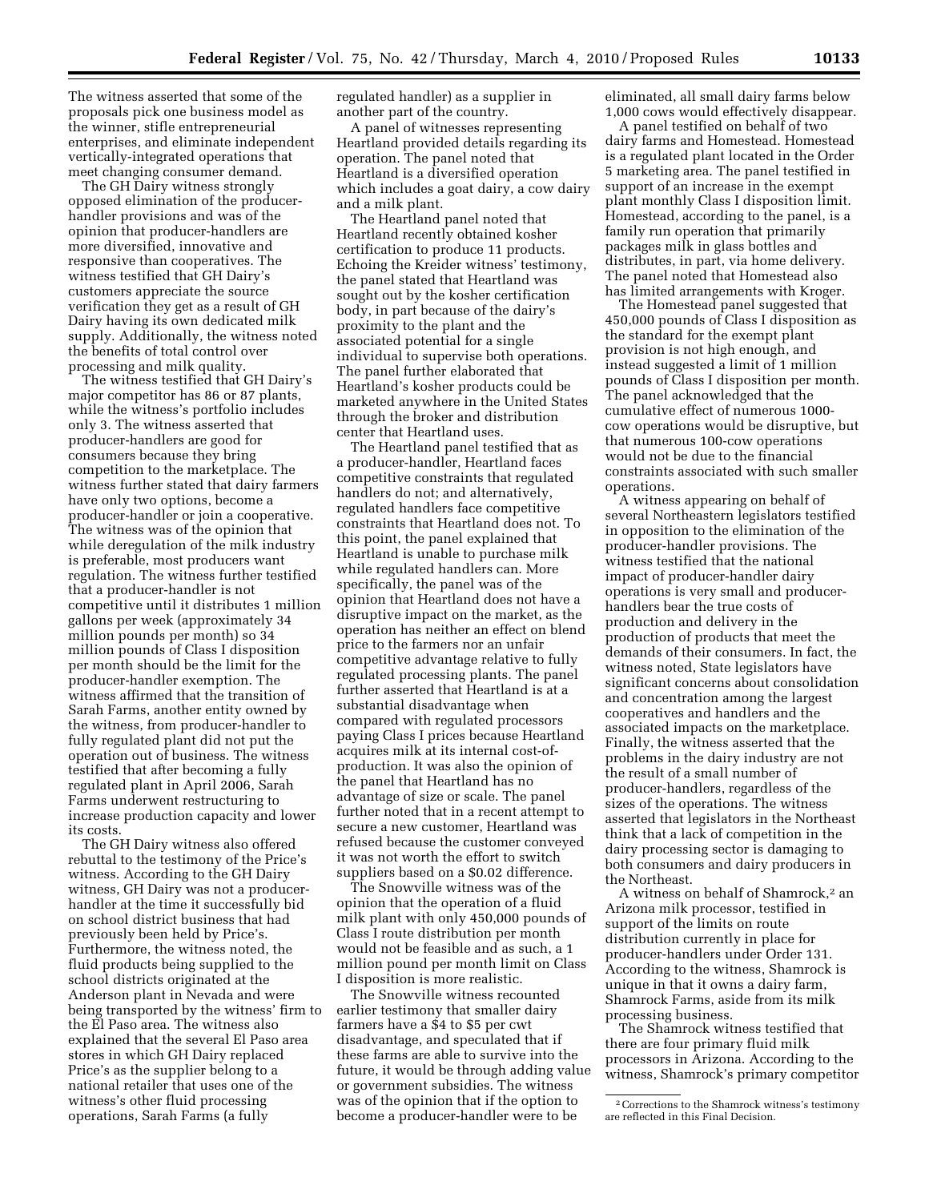The witness asserted that some of the proposals pick one business model as the winner, stifle entrepreneurial enterprises, and eliminate independent vertically-integrated operations that meet changing consumer demand.

The GH Dairy witness strongly opposed elimination of the producer-handler provisions and was of the opinion that producer-handlers are more diversified, innovative and responsive than cooperatives. The witness testified that GH Dairy's customers appreciate the source verification they get as a result of GH Dairy having its own dedicated milk supply. Additionally, the witness noted the benefits of total control over processing and milk quality.

The witness testified that GH Dairy's major competitor has 86 or 87 plants, while the witness's portfolio includes only 3. The witness asserted that producer-handlers are good for consumers because they bring competition to the marketplace. The witness further stated that dairy farmers have only two options, become a producer-handler or join a cooperative. The witness was of the opinion that while deregulation of the milk industry is preferable, most producers want regulation. The witness further testified that a producer-handler is not competitive until it distributes 1 million gallons per week (approximately 34 million pounds per month) so 34 million pounds of Class I disposition per month should be the limit for the producer-handler exemption. The witness affirmed that the transition of Sarah Farms, another entity owned by the witness, from producer-handler to fully regulated plant did not put the operation out of business. The witness testified that after becoming a fully regulated plant in April 2006, Sarah Farms underwent restructuring to increase production capacity and lower its costs.

The GH Dairy witness also offered rebuttal to the testimony of the Price's witness. According to the GH Dairy witness, GH Dairy was not a producer-handler at the time it successfully bid on school district business that had previously been held by Price's. Furthermore, the witness noted, the fluid products being supplied to the school districts originated at the Anderson plant in Nevada and were being transported by the witness' firm to the El Paso area. The witness also explained that the several El Paso area stores in which GH Dairy replaced Price's as the supplier belong to a national retailer that uses one of the witness's other fluid processing operations, Sarah Farms (a fully regulated handler) as a supplier in another part of the country.

A panel of witnesses representing Heartland provided details regarding its operation. The panel noted that Heartland is a diversified operation which includes a goat dairy, a cow dairy and a milk plant.

The Heartland panel noted that Heartland recently obtained kosher certification to produce 11 products. Echoing the Kreider witness' testimony, the panel stated that Heartland was sought out by the kosher certification body, in part because of the dairy's proximity to the plant and the associated potential for a single individual to supervise both operations. The panel further elaborated that Heartland's kosher products could be marketed anywhere in the United States through the broker and distribution center that Heartland uses.

The Heartland panel testified that as a producer-handler, Heartland faces competitive constraints that regulated handlers do not; and alternatively, regulated handlers face competitive constraints that Heartland does not. To this point, the panel explained that Heartland is unable to purchase milk while regulated handlers can. More specifically, the panel was of the opinion that Heartland does not have a disruptive impact on the market, as the operation has neither an effect on blend price to the farmers nor an unfair competitive advantage relative to fully regulated processing plants. The panel further asserted that Heartland is at a substantial disadvantage when compared with regulated processors paying Class I prices because Heartland acquires milk at its internal cost-of-production. It was also the opinion of the panel that Heartland has no advantage of size or scale. The panel further noted that in a recent attempt to secure a new customer, Heartland was refused because the customer conveyed it was not worth the effort to switch suppliers based on a $0.02 difference.

The Snowville witness was of the opinion that the operation of a fluid milk plant with only 450,000 pounds of Class I route distribution per month would not be feasible and as such, a 1 million pound per month limit on Class I disposition is more realistic.

The Snowville witness recounted earlier testimony that smaller dairy farmers have a $4 to $5 per cwt disadvantage, and speculated that if these farms are able to survive into the future, it would be through adding value or government subsidies. The witness was of the opinion that if the option to become a producer-handler were to be eliminated, all small dairy farms below 1,000 cows would effectively disappear.

A panel testified on behalf of two dairy farms and Homestead. Homestead is a regulated plant located in the Order 5 marketing area. The panel testified in support of an increase in the exempt plant monthly Class I disposition limit. Homestead, according to the panel, is a family run operation that primarily packages milk in glass bottles and distributes, in part, via home delivery. The panel noted that Homestead also has limited arrangements with Kroger.

The Homestead panel suggested that 450,000 pounds of Class I disposition as the standard for the exempt plant provision is not high enough, and instead suggested a limit of 1 million pounds of Class I disposition per month. The panel acknowledged that the cumulative effect of numerous 1000-cow operations would be disruptive, but that numerous 100-cow operations would not be due to the financial constraints associated with such smaller operations.

A witness appearing on behalf of several Northeastern legislators testified in opposition to the elimination of the producer-handler provisions. The witness testified that the national impact of producer-handler dairy operations is very small and producer-handlers bear the true costs of production and delivery in the production of products that meet the demands of their consumers. In fact, the witness noted, State legislators have significant concerns about consolidation and concentration among the largest cooperatives and handlers and the associated impacts on the marketplace. Finally, the witness asserted that the problems in the dairy industry are not the result of a small number of producer-handlers, regardless of the sizes of the operations. The witness asserted that legislators in the Northeast think that a lack of competition in the dairy processing sector is damaging to both consumers and dairy producers in the Northeast.

A witness on behalf of Shamrock,[2] an Arizona milk processor, testified in support of the limits on route distribution currently in place for producer-handlers under Order 131. According to the witness, Shamrock is unique in that it owns a dairy farm, Shamrock Farms, aside from its milk processing business.

The Shamrock witness testified that there are four primary fluid milk processors in Arizona. According to the witness, Shamrock's primary competitor

[2] Corrections to the Shamrock witness's testimony are reflected in this Final Decision.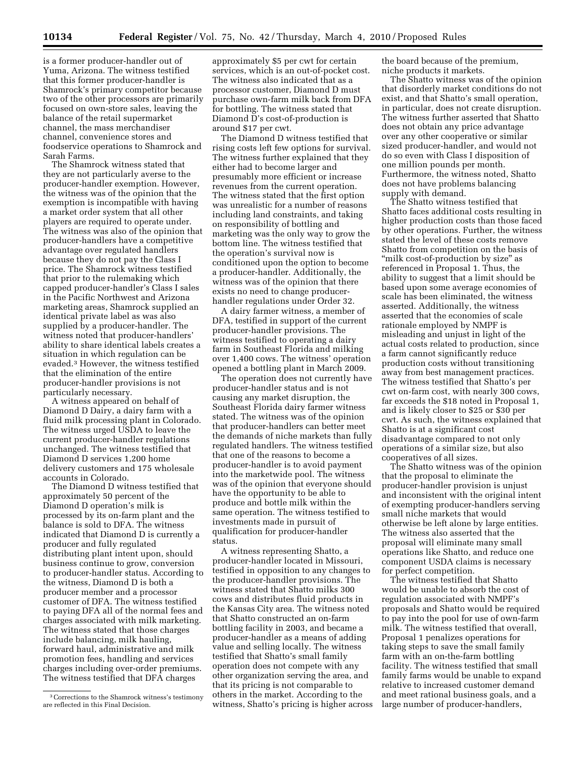is a former producer-handler out of Yuma, Arizona. The witness testified that this former producer-handler is Shamrock's primary competitor because two of the other processors are primarily focused on own-store sales, leaving the balance of the retail supermarket channel, the mass merchandiser channel, convenience stores and foodservice operations to Shamrock and Sarah Farms.

The Shamrock witness stated that they are not particularly averse to the producer-handler exemption. However, the witness was of the opinion that the exemption is incompatible with having a market order system that all other players are required to operate under. The witness was also of the opinion that producer-handlers have a competitive advantage over regulated handlers because they do not pay the Class I price. The Shamrock witness testified that prior to the rulemaking which capped producer-handler's Class I sales in the Pacific Northwest and Arizona marketing areas, Shamrock supplied an identical private label as was also supplied by a producer-handler. The witness noted that producer-handlers' ability to share identical labels creates a situation in which regulation can be evaded.[3] However, the witness testified that the elimination of the entire producer-handler provisions is not particularly necessary.

A witness appeared on behalf of Diamond D Dairy, a dairy farm with a fluid milk processing plant in Colorado. The witness urged USDA to leave the current producer-handler regulations unchanged. The witness testified that Diamond D services 1,200 home delivery customers and 175 wholesale accounts in Colorado.

The Diamond D witness testified that approximately 50 percent of the Diamond D operation's milk is processed by its on-farm plant and the balance is sold to DFA. The witness indicated that Diamond D is currently a producer and fully regulated distributing plant intent upon, should business continue to grow, conversion to producer-handler status. According to the witness, Diamond D is both a producer member and a processor customer of DFA. The witness testified to paying DFA all of the normal fees and charges associated with milk marketing. The witness stated that those charges include balancing, milk hauling, forward haul, administrative and milk promotion fees, handling and services charges including over-order premiums. The witness testified that DFA charges approximately $5 per cwt for certain services, which is an out-of-pocket cost. The witness also indicated that as a processor customer, Diamond D must purchase own-farm milk back from DFA for bottling. The witness stated that Diamond D's cost-of-production is around $17 per cwt.

The Diamond D witness testified that rising costs left few options for survival. The witness further explained that they either had to become larger and presumably more efficient or increase revenues from the current operation. The witness stated that the first option was unrealistic for a number of reasons including land constraints, and taking on responsibility of bottling and marketing was the only way to grow the bottom line. The witness testified that the operation's survival now is conditioned upon the option to become a producer-handler. Additionally, the witness was of the opinion that there exists no need to change producer-handler regulations under Order 32.

A dairy farmer witness, a member of DFA, testified in support of the current producer-handler provisions. The witness testified to operating a dairy farm in Southeast Florida and milking over 1,400 cows. The witness' operation opened a bottling plant in March 2009.

The operation does not currently have producer-handler status and is not causing any market disruption, the Southeast Florida dairy farmer witness stated. The witness was of the opinion that producer-handlers can better meet the demands of niche markets than fully regulated handlers. The witness testified that one of the reasons to become a producer-handler is to avoid payment into the marketwide pool. The witness was of the opinion that everyone should have the opportunity to be able to produce and bottle milk within the same operation. The witness testified to investments made in pursuit of qualification for producer-handler status.

A witness representing Shatto, a producer-handler located in Missouri, testified in opposition to any changes to the producer-handler provisions. The witness stated that Shatto milks 300 cows and distributes fluid products in the Kansas City area. The witness noted that Shatto constructed an on-farm bottling facility in 2003, and became a producer-handler as a means of adding value and selling locally. The witness testified that Shatto's small family operation does not compete with any other organization serving the area, and that its pricing is not comparable to others in the market. According to the witness, Shatto's pricing is higher across the board because of the premium, niche products it markets.

The Shatto witness was of the opinion that disorderly market conditions do not exist, and that Shatto's small operation, in particular, does not create disruption. The witness further asserted that Shatto does not obtain any price advantage over any other cooperative or similar sized producer-handler, and would not do so even with Class I disposition of one million pounds per month. Furthermore, the witness noted, Shatto does not have problems balancing supply with demand.

The Shatto witness testified that Shatto faces additional costs resulting in higher production costs than those faced by other operations. Further, the witness stated the level of these costs remove Shatto from competition on the basis of "milk cost-of-production by size" as referenced in Proposal 1. Thus, the ability to suggest that a limit should be based upon some average economies of scale has been eliminated, the witness asserted. Additionally, the witness asserted that the economies of scale rationale employed by NMPF is misleading and unjust in light of the actual costs related to production, since a farm cannot significantly reduce production costs without transitioning away from best management practices. The witness testified that Shatto's per cwt on-farm cost, with nearly 300 cows, far exceeds the $18 noted in Proposal 1, and is likely closer to $25 or $30 per cwt. As such, the witness explained that Shatto is at a significant cost disadvantage compared to not only operations of a similar size, but also cooperatives of all sizes.

The Shatto witness was of the opinion that the proposal to eliminate the producer-handler provision is unjust and inconsistent with the original intent of exempting producer-handlers serving small niche markets that would otherwise be left alone by large entities. The witness also asserted that the proposal will eliminate many small operations like Shatto, and reduce one component USDA claims is necessary for perfect competition.

The witness testified that Shatto would be unable to absorb the cost of regulation associated with NMPF's proposals and Shatto would be required to pay into the pool for use of own-farm milk. The witness testified that overall, Proposal 1 penalizes operations for taking steps to save the small family farm with an on-the-farm bottling facility. The witness testified that small family farms would be unable to expand relative to increased customer demand and meet rational business goals, and a large number of producer-handlers,

[3] Corrections to the Shamrock witness's testimony are reflected in this Final Decision.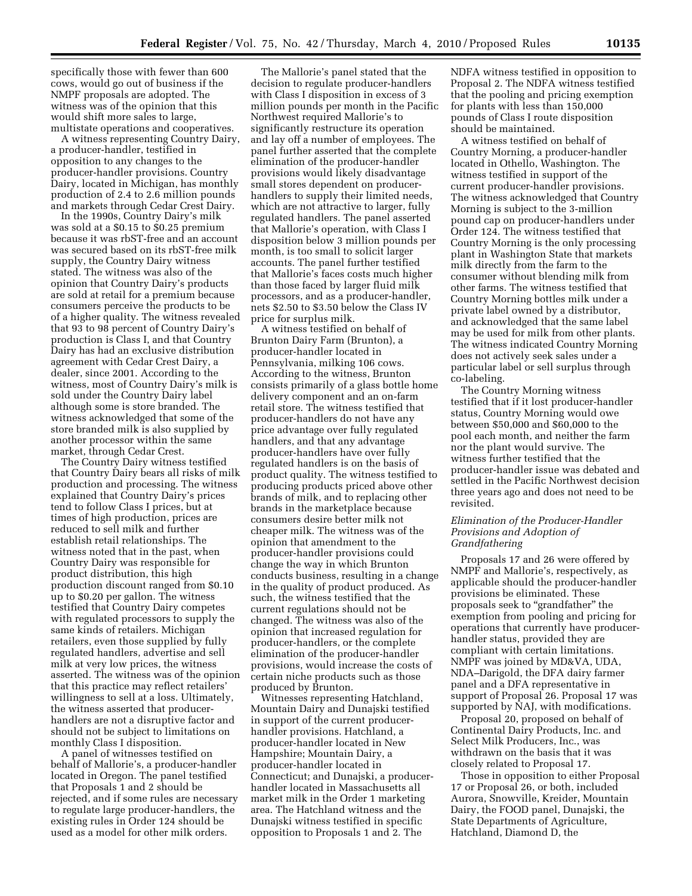specifically those with fewer than 600 cows, would go out of business if the NMPF proposals are adopted. The witness was of the opinion that this would shift more sales to large, multistate operations and cooperatives.

A witness representing Country Dairy, a producer-handler, testified in opposition to any changes to the producer-handler provisions. Country Dairy, located in Michigan, has monthly production of 2.4 to 2.6 million pounds and markets through Cedar Crest Dairy.

In the 1990s, Country Dairy's milk was sold at a $0.15 to $0.25 premium because it was rbST-free and an account was secured based on its rbST-free milk supply, the Country Dairy witness stated. The witness was also of the opinion that Country Dairy's products are sold at retail for a premium because consumers perceive the products to be of a higher quality. The witness revealed that 93 to 98 percent of Country Dairy's production is Class I, and that Country Dairy has had an exclusive distribution agreement with Cedar Crest Dairy, a dealer, since 2001. According to the witness, most of Country Dairy's milk is sold under the Country Dairy label although some is store branded. The witness acknowledged that some of the store branded milk is also supplied by another processor within the same market, through Cedar Crest.

The Country Dairy witness testified that Country Dairy bears all risks of milk production and processing. The witness explained that Country Dairy's prices tend to follow Class I prices, but at times of high production, prices are reduced to sell milk and further establish retail relationships. The witness noted that in the past, when Country Dairy was responsible for product distribution, this high production discount ranged from $0.10 up to $0.20 per gallon. The witness testified that Country Dairy competes with regulated processors to supply the same kinds of retailers. Michigan retailers, even those supplied by fully regulated handlers, advertise and sell milk at very low prices, the witness asserted. The witness was of the opinion that this practice may reflect retailers' willingness to sell at a loss. Ultimately, the witness asserted that producer-handlers are not a disruptive factor and should not be subject to limitations on monthly Class I disposition.

A panel of witnesses testified on behalf of Mallorie's, a producer-handler located in Oregon. The panel testified that Proposals 1 and 2 should be rejected, and if some rules are necessary to regulate large producer-handlers, the existing rules in Order 124 should be used as a model for other milk orders.

The Mallorie's panel stated that the decision to regulate producer-handlers with Class I disposition in excess of 3 million pounds per month in the Pacific Northwest required Mallorie's to significantly restructure its operation and lay off a number of employees. The panel further asserted that the complete elimination of the producer-handler provisions would likely disadvantage small stores dependent on producer-handlers to supply their limited needs, which are not attractive to larger, fully regulated handlers. The panel asserted that Mallorie's operation, with Class I disposition below 3 million pounds per month, is too small to solicit larger accounts. The panel further testified that Mallorie's faces costs much higher than those faced by larger fluid milk processors, and as a producer-handler, nets $2.50 to $3.50 below the Class IV price for surplus milk.

A witness testified on behalf of Brunton Dairy Farm (Brunton), a producer-handler located in Pennsylvania, milking 106 cows. According to the witness, Brunton consists primarily of a glass bottle home delivery component and an on-farm retail store. The witness testified that producer-handlers do not have any price advantage over fully regulated handlers, and that any advantage producer-handlers have over fully regulated handlers is on the basis of product quality. The witness testified to producing products priced above other brands of milk, and to replacing other brands in the marketplace because consumers desire better milk not cheaper milk. The witness was of the opinion that amendment to the producer-handler provisions could change the way in which Brunton conducts business, resulting in a change in the quality of product produced. As such, the witness testified that the current regulations should not be changed. The witness was also of the opinion that increased regulation for producer-handlers, or the complete elimination of the producer-handler provisions, would increase the costs of certain niche products such as those produced by Brunton.

Witnesses representing Hatchland, Mountain Dairy and Dunajski testified in support of the current producer-handler provisions. Hatchland, a producer-handler located in New Hampshire; Mountain Dairy, a producer-handler located in Connecticut; and Dunajski, a producer-handler located in Massachusetts all market milk in the Order 1 marketing area. The Hatchland witness and the Dunajski witness testified in specific opposition to Proposals 1 and 2. The NDFA witness testified in opposition to Proposal 2. The NDFA witness testified that the pooling and pricing exemption for plants with less than 150,000 pounds of Class I route disposition should be maintained.

A witness testified on behalf of Country Morning, a producer-handler located in Othello, Washington. The witness testified in support of the current producer-handler provisions. The witness acknowledged that Country Morning is subject to the 3-million pound cap on producer-handlers under Order 124. The witness testified that Country Morning is the only processing plant in Washington State that markets milk directly from the farm to the consumer without blending milk from other farms. The witness testified that Country Morning bottles milk under a private label owned by a distributor, and acknowledged that the same label may be used for milk from other plants. The witness indicated Country Morning does not actively seek sales under a particular label or sell surplus through co-labeling.

The Country Morning witness testified that if it lost producer-handler status, Country Morning would owe between $50,000 and $60,000 to the pool each month, and neither the farm nor the plant would survive. The witness further testified that the producer-handler issue was debated and settled in the Pacific Northwest decision three years ago and does not need to be revisited.

*Elimination of the Producer-Handler Provisions and Adoption of Grandfathering*

Proposals 17 and 26 were offered by NMPF and Mallorie's, respectively, as applicable should the producer-handler provisions be eliminated. These proposals seek to "grandfather" the exemption from pooling and pricing for operations that currently have producer-handler status, provided they are compliant with certain limitations. NMPF was joined by MD&VA, UDA, NDA–Darigold, the DFA dairy farmer panel and a DFA representative in support of Proposal 26. Proposal 17 was supported by NAJ, with modifications.

Proposal 20, proposed on behalf of Continental Dairy Products, Inc. and Select Milk Producers, Inc., was withdrawn on the basis that it was closely related to Proposal 17.

Those in opposition to either Proposal 17 or Proposal 26, or both, included Aurora, Snowville, Kreider, Mountain Dairy, the FOOD panel, Dunajski, the State Departments of Agriculture, Hatchland, Diamond D, the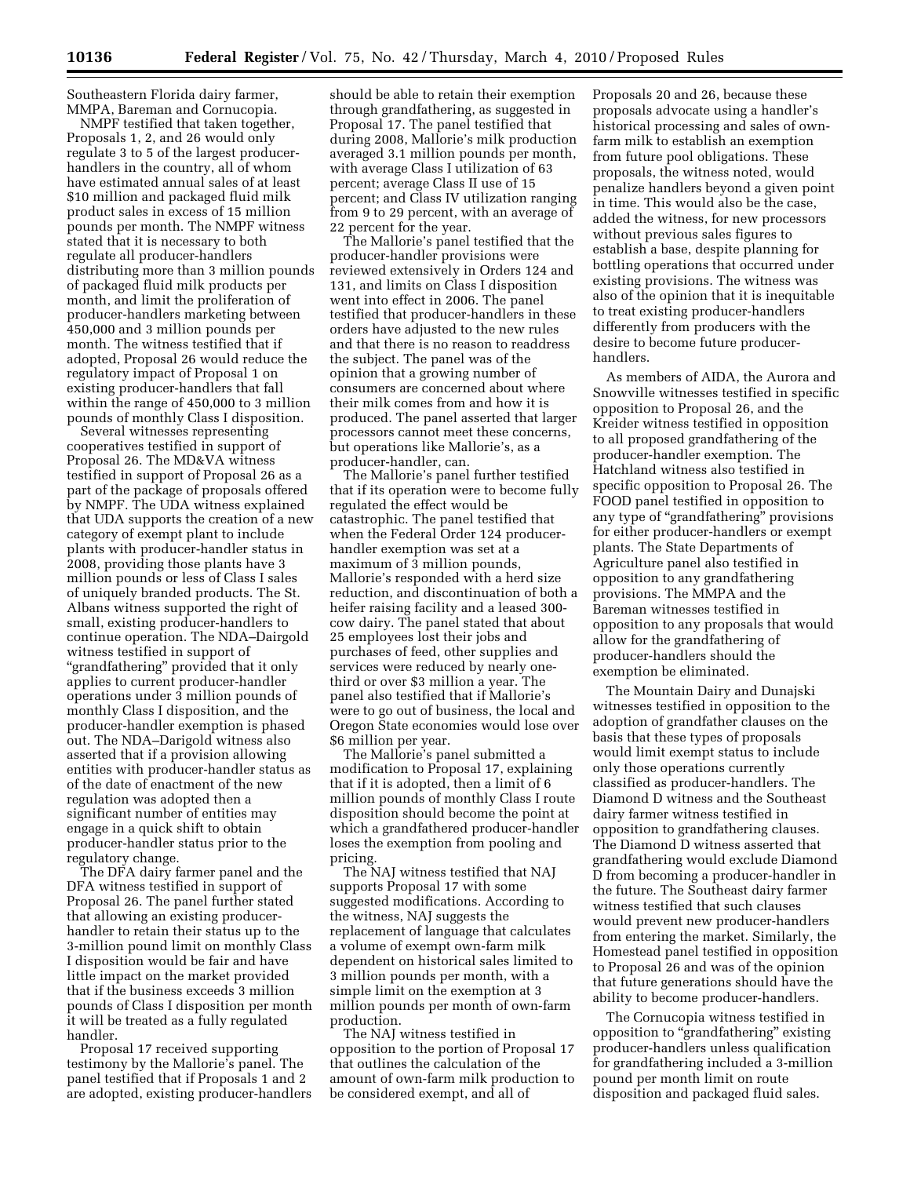Southeastern Florida dairy farmer, MMPA, Bareman and Cornucopia.

NMPF testified that taken together, Proposals 1, 2, and 26 would only regulate 3 to 5 of the largest producer-handlers in the country, all of whom have estimated annual sales of at least $10 million and packaged fluid milk product sales in excess of 15 million pounds per month. The NMPF witness stated that it is necessary to both regulate all producer-handlers distributing more than 3 million pounds of packaged fluid milk products per month, and limit the proliferation of producer-handlers marketing between 450,000 and 3 million pounds per month. The witness testified that if adopted, Proposal 26 would reduce the regulatory impact of Proposal 1 on existing producer-handlers that fall within the range of 450,000 to 3 million pounds of monthly Class I disposition.

Several witnesses representing cooperatives testified in support of Proposal 26. The MD&VA witness testified in support of Proposal 26 as a part of the package of proposals offered by NMPF. The UDA witness explained that UDA supports the creation of a new category of exempt plant to include plants with producer-handler status in 2008, providing those plants have 3 million pounds or less of Class I sales of uniquely branded products. The St. Albans witness supported the right of small, existing producer-handlers to continue operation. The NDA–Dairgold witness testified in support of "grandfathering" provided that it only applies to current producer-handler operations under 3 million pounds of monthly Class I disposition, and the producer-handler exemption is phased out. The NDA–Darigold witness also asserted that if a provision allowing entities with producer-handler status as of the date of enactment of the new regulation was adopted then a significant number of entities may engage in a quick shift to obtain producer-handler status prior to the regulatory change.

The DFA dairy farmer panel and the DFA witness testified in support of Proposal 26. The panel further stated that allowing an existing producer-handler to retain their status up to the 3-million pound limit on monthly Class I disposition would be fair and have little impact on the market provided that if the business exceeds 3 million pounds of Class I disposition per month it will be treated as a fully regulated handler.

Proposal 17 received supporting testimony by the Mallorie's panel. The panel testified that if Proposals 1 and 2 are adopted, existing producer-handlers should be able to retain their exemption through grandfathering, as suggested in Proposal 17. The panel testified that during 2008, Mallorie's milk production averaged 3.1 million pounds per month, with average Class I utilization of 63 percent; average Class II use of 15 percent; and Class IV utilization ranging from 9 to 29 percent, with an average of 22 percent for the year.

The Mallorie's panel testified that the producer-handler provisions were reviewed extensively in Orders 124 and 131, and limits on Class I disposition went into effect in 2006. The panel testified that producer-handlers in these orders have adjusted to the new rules and that there is no reason to readdress the subject. The panel was of the opinion that a growing number of consumers are concerned about where their milk comes from and how it is produced. The panel asserted that larger processors cannot meet these concerns, but operations like Mallorie's, as a producer-handler, can.

The Mallorie's panel further testified that if its operation were to become fully regulated the effect would be catastrophic. The panel testified that when the Federal Order 124 producer-handler exemption was set at a maximum of 3 million pounds, Mallorie's responded with a herd size reduction, and discontinuation of both a heifer raising facility and a leased 300-cow dairy. The panel stated that about 25 employees lost their jobs and purchases of feed, other supplies and services were reduced by nearly one-third or over $3 million a year. The panel also testified that if Mallorie's were to go out of business, the local and Oregon State economies would lose over $6 million per year.

The Mallorie's panel submitted a modification to Proposal 17, explaining that if it is adopted, then a limit of 6 million pounds of monthly Class I route disposition should become the point at which a grandfathered producer-handler loses the exemption from pooling and pricing.

The NAJ witness testified that NAJ supports Proposal 17 with some suggested modifications. According to the witness, NAJ suggests the replacement of language that calculates a volume of exempt own-farm milk dependent on historical sales limited to 3 million pounds per month, with a simple limit on the exemption at 3 million pounds per month of own-farm production.

The NAJ witness testified in opposition to the portion of Proposal 17 that outlines the calculation of the amount of own-farm milk production to be considered exempt, and all of Proposals 20 and 26, because these proposals advocate using a handler's historical processing and sales of own-farm milk to establish an exemption from future pool obligations. These proposals, the witness noted, would penalize handlers beyond a given point in time. This would also be the case, added the witness, for new processors without previous sales figures to establish a base, despite planning for bottling operations that occurred under existing provisions. The witness was also of the opinion that it is inequitable to treat existing producer-handlers differently from producers with the desire to become future producer-handlers.

As members of AIDA, the Aurora and Snowville witnesses testified in specific opposition to Proposal 26, and the Kreider witness testified in opposition to all proposed grandfathering of the producer-handler exemption. The Hatchland witness also testified in specific opposition to Proposal 26. The FOOD panel testified in opposition to any type of "grandfathering" provisions for either producer-handlers or exempt plants. The State Departments of Agriculture panel also testified in opposition to any grandfathering provisions. The MMPA and the Bareman witnesses testified in opposition to any proposals that would allow for the grandfathering of producer-handlers should the exemption be eliminated.

The Mountain Dairy and Dunajski witnesses testified in opposition to the adoption of grandfather clauses on the basis that these types of proposals would limit exempt status to include only those operations currently classified as producer-handlers. The Diamond D witness and the Southeast dairy farmer witness testified in opposition to grandfathering clauses. The Diamond D witness asserted that grandfathering would exclude Diamond D from becoming a producer-handler in the future. The Southeast dairy farmer witness testified that such clauses would prevent new producer-handlers from entering the market. Similarly, the Homestead panel testified in opposition to Proposal 26 and was of the opinion that future generations should have the ability to become producer-handlers.

The Cornucopia witness testified in opposition to "grandfathering" existing producer-handlers unless qualification for grandfathering included a 3-million pound per month limit on route disposition and packaged fluid sales.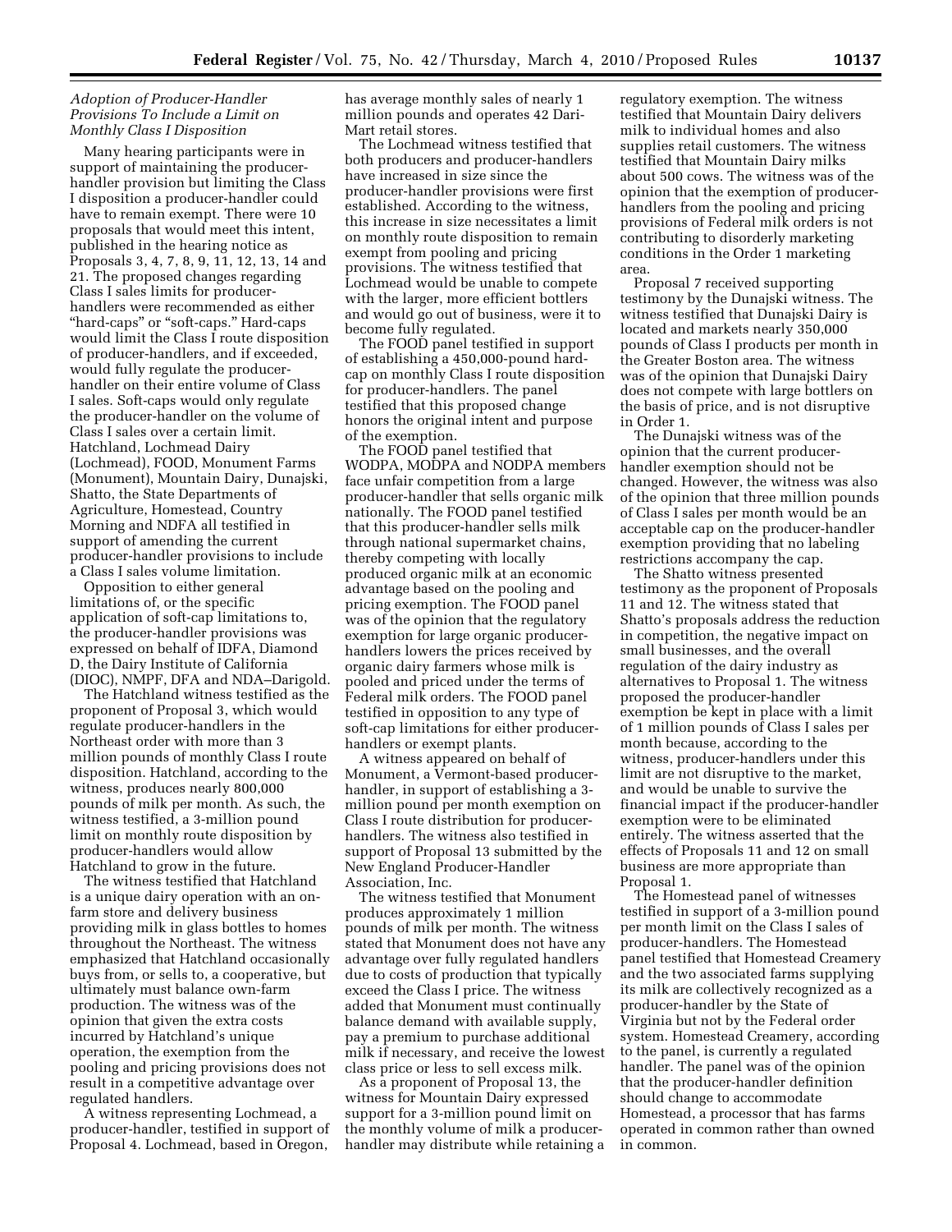### *Adoption of Producer-Handler Provisions To Include a Limit on Monthly Class I Disposition*

Many hearing participants were in support of maintaining the producer-handler provision but limiting the Class I disposition a producer-handler could have to remain exempt. There were 10 proposals that would meet this intent, published in the hearing notice as Proposals 3, 4, 7, 8, 9, 11, 12, 13, 14 and 21. The proposed changes regarding Class I sales limits for producer-handlers were recommended as either "hard-caps" or "soft-caps." Hard-caps would limit the Class I route disposition of producer-handlers, and if exceeded, would fully regulate the producer-handler on their entire volume of Class I sales. Soft-caps would only regulate the producer-handler on the volume of Class I sales over a certain limit. Hatchland, Lochmead Dairy (Lochmead), FOOD, Monument Farms (Monument), Mountain Dairy, Dunajski, Shatto, the State Departments of Agriculture, Homestead, Country Morning and NDFA all testified in support of amending the current producer-handler provisions to include a Class I sales volume limitation.

Opposition to either general limitations of, or the specific application of soft-cap limitations to, the producer-handler provisions was expressed on behalf of IDFA, Diamond D, the Dairy Institute of California (DIOC), NMPF, DFA and NDA–Darigold.

The Hatchland witness testified as the proponent of Proposal 3, which would regulate producer-handlers in the Northeast order with more than 3 million pounds of monthly Class I route disposition. Hatchland, according to the witness, produces nearly 800,000 pounds of milk per month. As such, the witness testified, a 3-million pound limit on monthly route disposition by producer-handlers would allow Hatchland to grow in the future.

The witness testified that Hatchland is a unique dairy operation with an on-farm store and delivery business providing milk in glass bottles to homes throughout the Northeast. The witness emphasized that Hatchland occasionally buys from, or sells to, a cooperative, but ultimately must balance own-farm production. The witness was of the opinion that given the extra costs incurred by Hatchland's unique operation, the exemption from the pooling and pricing provisions does not result in a competitive advantage over regulated handlers.

A witness representing Lochmead, a producer-handler, testified in support of Proposal 4. Lochmead, based in Oregon, has average monthly sales of nearly 1 million pounds and operates 42 Dari-Mart retail stores.

The Lochmead witness testified that both producers and producer-handlers have increased in size since the producer-handler provisions were first established. According to the witness, this increase in size necessitates a limit on monthly route disposition to remain exempt from pooling and pricing provisions. The witness testified that Lochmead would be unable to compete with the larger, more efficient bottlers and would go out of business, were it to become fully regulated.

The FOOD panel testified in support of establishing a 450,000-pound hard-cap on monthly Class I route disposition for producer-handlers. The panel testified that this proposed change honors the original intent and purpose of the exemption.

The FOOD panel testified that WODPA, MODPA and NODPA members face unfair competition from a large producer-handler that sells organic milk nationally. The FOOD panel testified that this producer-handler sells milk through national supermarket chains, thereby competing with locally produced organic milk at an economic advantage based on the pooling and pricing exemption. The FOOD panel was of the opinion that the regulatory exemption for large organic producer-handlers lowers the prices received by organic dairy farmers whose milk is pooled and priced under the terms of Federal milk orders. The FOOD panel testified in opposition to any type of soft-cap limitations for either producer-handlers or exempt plants.

A witness appeared on behalf of Monument, a Vermont-based producer-handler, in support of establishing a 3-million pound per month exemption on Class I route distribution for producer-handlers. The witness also testified in support of Proposal 13 submitted by the New England Producer-Handler Association, Inc.

The witness testified that Monument produces approximately 1 million pounds of milk per month. The witness stated that Monument does not have any advantage over fully regulated handlers due to costs of production that typically exceed the Class I price. The witness added that Monument must continually balance demand with available supply, pay a premium to purchase additional milk if necessary, and receive the lowest class price or less to sell excess milk.

As a proponent of Proposal 13, the witness for Mountain Dairy expressed support for a 3-million pound limit on the monthly volume of milk a producer-handler may distribute while retaining a regulatory exemption. The witness testified that Mountain Dairy delivers milk to individual homes and also supplies retail customers. The witness testified that Mountain Dairy milks about 500 cows. The witness was of the opinion that the exemption of producer-handlers from the pooling and pricing provisions of Federal milk orders is not contributing to disorderly marketing conditions in the Order 1 marketing area.

Proposal 7 received supporting testimony by the Dunajski witness. The witness testified that Dunajski Dairy is located and markets nearly 350,000 pounds of Class I products per month in the Greater Boston area. The witness was of the opinion that Dunajski Dairy does not compete with large bottlers on the basis of price, and is not disruptive in Order 1.

The Dunajski witness was of the opinion that the current producer-handler exemption should not be changed. However, the witness was also of the opinion that three million pounds of Class I sales per month would be an acceptable cap on the producer-handler exemption providing that no labeling restrictions accompany the cap.

The Shatto witness presented testimony as the proponent of Proposals 11 and 12. The witness stated that Shatto's proposals address the reduction in competition, the negative impact on small businesses, and the overall regulation of the dairy industry as alternatives to Proposal 1. The witness proposed the producer-handler exemption be kept in place with a limit of 1 million pounds of Class I sales per month because, according to the witness, producer-handlers under this limit are not disruptive to the market, and would be unable to survive the financial impact if the producer-handler exemption were to be eliminated entirely. The witness asserted that the effects of Proposals 11 and 12 on small business are more appropriate than Proposal 1.

The Homestead panel of witnesses testified in support of a 3-million pound per month limit on the Class I sales of producer-handlers. The Homestead panel testified that Homestead Creamery and the two associated farms supplying its milk are collectively recognized as a producer-handler by the State of Virginia but not by the Federal order system. Homestead Creamery, according to the panel, is currently a regulated handler. The panel was of the opinion that the producer-handler definition should change to accommodate Homestead, a processor that has farms operated in common rather than owned in common.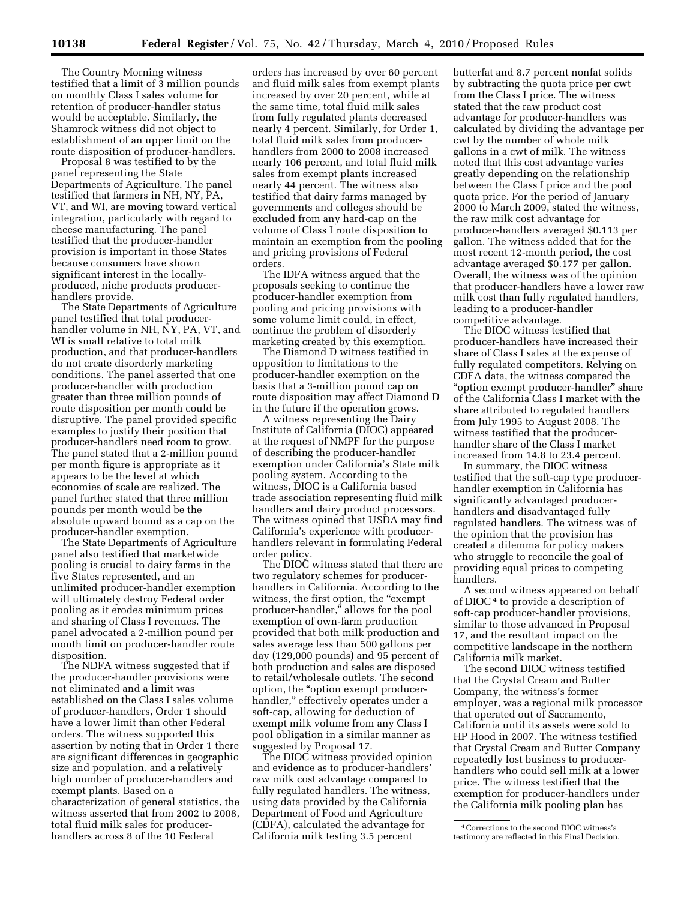The Country Morning witness testified that a limit of 3 million pounds on monthly Class I sales volume for retention of producer-handler status would be acceptable. Similarly, the Shamrock witness did not object to establishment of an upper limit on the route disposition of producer-handlers.

Proposal 8 was testified to by the panel representing the State Departments of Agriculture. The panel testified that farmers in NH, NY, PA, VT, and WI, are moving toward vertical integration, particularly with regard to cheese manufacturing. The panel testified that the producer-handler provision is important in those States because consumers have shown significant interest in the locally-produced, niche products producer-handlers provide.

The State Departments of Agriculture panel testified that total producer-handler volume in NH, NY, PA, VT, and WI is small relative to total milk production, and that producer-handlers do not create disorderly marketing conditions. The panel asserted that one producer-handler with production greater than three million pounds of route disposition per month could be disruptive. The panel provided specific examples to justify their position that producer-handlers need room to grow. The panel stated that a 2-million pound per month figure is appropriate as it appears to be the level at which economies of scale are realized. The panel further stated that three million pounds per month would be the absolute upward bound as a cap on the producer-handler exemption.

The State Departments of Agriculture panel also testified that marketwide pooling is crucial to dairy farms in the five States represented, and an unlimited producer-handler exemption will ultimately destroy Federal order pooling as it erodes minimum prices and sharing of Class I revenues. The panel advocated a 2-million pound per month limit on producer-handler route disposition.

The NDFA witness suggested that if the producer-handler provisions were not eliminated and a limit was established on the Class I sales volume of producer-handlers, Order 1 should have a lower limit than other Federal orders. The witness supported this assertion by noting that in Order 1 there are significant differences in geographic size and population, and a relatively high number of producer-handlers and exempt plants. Based on a characterization of general statistics, the witness asserted that from 2002 to 2008, total fluid milk sales for producer-handlers across 8 of the 10 Federal orders has increased by over 60 percent and fluid milk sales from exempt plants increased by over 20 percent, while at the same time, total fluid milk sales from fully regulated plants decreased nearly 4 percent. Similarly, for Order 1, total fluid milk sales from producer-handlers from 2000 to 2008 increased nearly 106 percent, and total fluid milk sales from exempt plants increased nearly 44 percent. The witness also testified that dairy farms managed by governments and colleges should be excluded from any hard-cap on the volume of Class I route disposition to maintain an exemption from the pooling and pricing provisions of Federal orders.

The IDFA witness argued that the proposals seeking to continue the producer-handler exemption from pooling and pricing provisions with some volume limit could, in effect, continue the problem of disorderly marketing created by this exemption.

The Diamond D witness testified in opposition to limitations to the producer-handler exemption on the basis that a 3-million pound cap on route disposition may affect Diamond D in the future if the operation grows.

A witness representing the Dairy Institute of California (DIOC) appeared at the request of NMPF for the purpose of describing the producer-handler exemption under California's State milk pooling system. According to the witness, DIOC is a California based trade association representing fluid milk handlers and dairy product processors. The witness opined that USDA may find California's experience with producer-handlers relevant in formulating Federal order policy.

The DIOC witness stated that there are two regulatory schemes for producer-handlers in California. According to the witness, the first option, the "exempt producer-handler," allows for the pool exemption of own-farm production provided that both milk production and sales average less than 500 gallons per day (129,000 pounds) and 95 percent of both production and sales are disposed to retail/wholesale outlets. The second option, the "option exempt producer-handler," effectively operates under a soft-cap, allowing for deduction of exempt milk volume from any Class I pool obligation in a similar manner as suggested by Proposal 17.

The DIOC witness provided opinion and evidence as to producer-handlers' raw milk cost advantage compared to fully regulated handlers. The witness, using data provided by the California Department of Food and Agriculture (CDFA), calculated the advantage for California milk testing 3.5 percent butterfat and 8.7 percent nonfat solids by subtracting the quota price per cwt from the Class I price. The witness stated that the raw product cost advantage for producer-handlers was calculated by dividing the advantage per cwt by the number of whole milk gallons in a cwt of milk. The witness noted that this cost advantage varies greatly depending on the relationship between the Class I price and the pool quota price. For the period of January 2000 to March 2009, stated the witness, the raw milk cost advantage for producer-handlers averaged $0.113 per gallon. The witness added that for the most recent 12-month period, the cost advantage averaged $0.177 per gallon. Overall, the witness was of the opinion that producer-handlers have a lower raw milk cost than fully regulated handlers, leading to a producer-handler competitive advantage.

The DIOC witness testified that producer-handlers have increased their share of Class I sales at the expense of fully regulated competitors. Relying on CDFA data, the witness compared the "option exempt producer-handler" share of the California Class I market with the share attributed to regulated handlers from July 1995 to August 2008. The witness testified that the producer-handler share of the Class I market increased from 14.8 to 23.4 percent.

In summary, the DIOC witness testified that the soft-cap type producer-handler exemption in California has significantly advantaged producer-handlers and disadvantaged fully regulated handlers. The witness was of the opinion that the provision has created a dilemma for policy makers who struggle to reconcile the goal of providing equal prices to competing handlers.

A second witness appeared on behalf of DIOC[4] to provide a description of soft-cap producer-handler provisions, similar to those advanced in Proposal 17, and the resultant impact on the competitive landscape in the northern California milk market.

The second DIOC witness testified that the Crystal Cream and Butter Company, the witness's former employer, was a regional milk processor that operated out of Sacramento, California until its assets were sold to HP Hood in 2007. The witness testified that Crystal Cream and Butter Company repeatedly lost business to producer-handlers who could sell milk at a lower price. The witness testified that the exemption for producer-handlers under the California milk pooling plan has

[4] Corrections to the second DIOC witness's testimony are reflected in this Final Decision.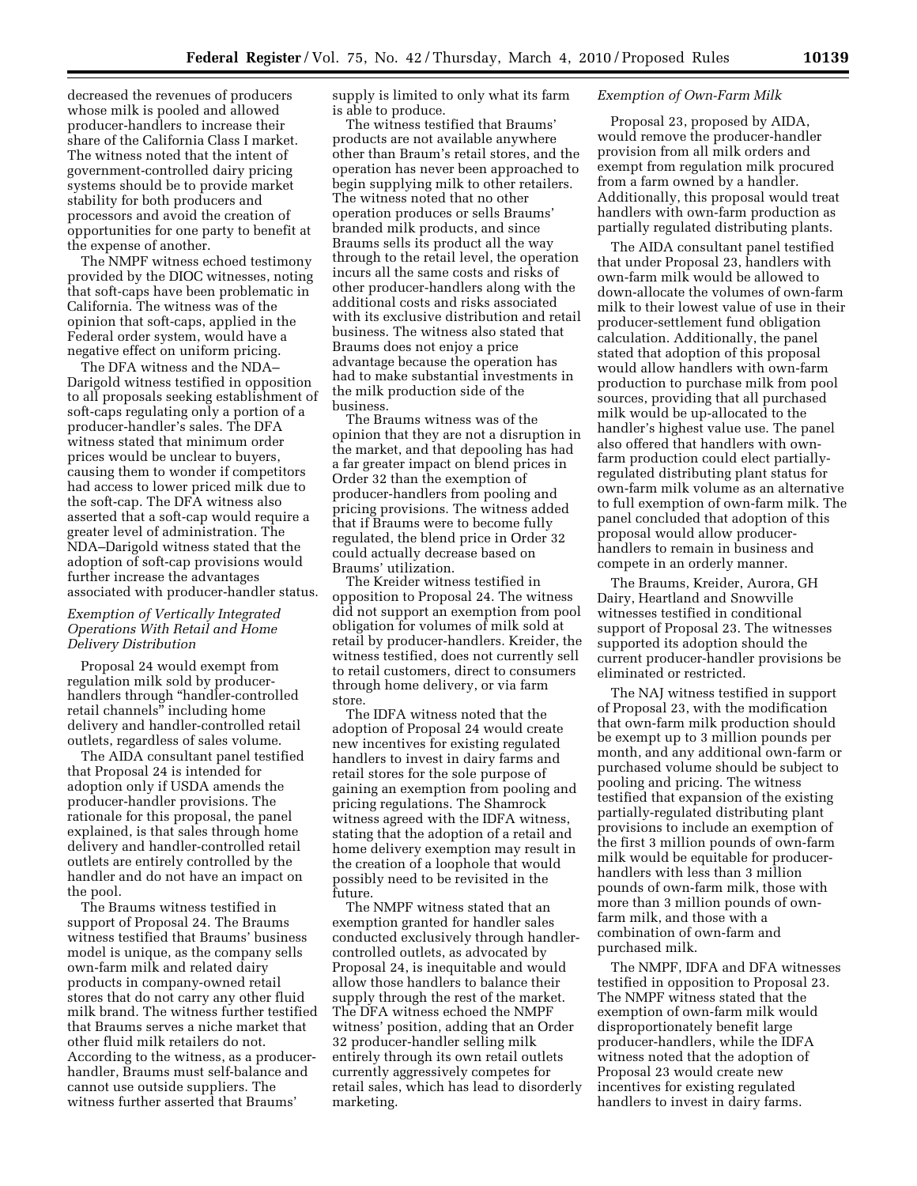decreased the revenues of producers whose milk is pooled and allowed producer-handlers to increase their share of the California Class I market. The witness noted that the intent of government-controlled dairy pricing systems should be to provide market stability for both producers and processors and avoid the creation of opportunities for one party to benefit at the expense of another.

The NMPF witness echoed testimony provided by the DIOC witnesses, noting that soft-caps have been problematic in California. The witness was of the opinion that soft-caps, applied in the Federal order system, would have a negative effect on uniform pricing.

The DFA witness and the NDA–Darigold witness testified in opposition to all proposals seeking establishment of soft-caps regulating only a portion of a producer-handler's sales. The DFA witness stated that minimum order prices would be unclear to buyers, causing them to wonder if competitors had access to lower priced milk due to the soft-cap. The DFA witness also asserted that a soft-cap would require a greater level of administration. The NDA–Darigold witness stated that the adoption of soft-cap provisions would further increase the advantages associated with producer-handler status.

*Exemption of Vertically Integrated Operations With Retail and Home Delivery Distribution*

Proposal 24 would exempt from regulation milk sold by producer-handlers through "handler-controlled retail channels" including home delivery and handler-controlled retail outlets, regardless of sales volume.

The AIDA consultant panel testified that Proposal 24 is intended for adoption only if USDA amends the producer-handler provisions. The rationale for this proposal, the panel explained, is that sales through home delivery and handler-controlled retail outlets are entirely controlled by the handler and do not have an impact on the pool.

The Braums witness testified in support of Proposal 24. The Braums witness testified that Braums' business model is unique, as the company sells own-farm milk and related dairy products in company-owned retail stores that do not carry any other fluid milk brand. The witness further testified that Braums serves a niche market that other fluid milk retailers do not. According to the witness, as a producer-handler, Braums must self-balance and cannot use outside suppliers. The witness further asserted that Braums' supply is limited to only what its farm is able to produce.

The witness testified that Braums' products are not available anywhere other than Braum's retail stores, and the operation has never been approached to begin supplying milk to other retailers. The witness noted that no other operation produces or sells Braums' branded milk products, and since Braums sells its product all the way through to the retail level, the operation incurs all the same costs and risks of other producer-handlers along with the additional costs and risks associated with its exclusive distribution and retail business. The witness also stated that Braums does not enjoy a price advantage because the operation has had to make substantial investments in the milk production side of the business.

The Braums witness was of the opinion that they are not a disruption in the market, and that depooling has had a far greater impact on blend prices in Order 32 than the exemption of producer-handlers from pooling and pricing provisions. The witness added that if Braums were to become fully regulated, the blend price in Order 32 could actually decrease based on Braums' utilization.

The Kreider witness testified in opposition to Proposal 24. The witness did not support an exemption from pool obligation for volumes of milk sold at retail by producer-handlers. Kreider, the witness testified, does not currently sell to retail customers, direct to consumers through home delivery, or via farm store.

The IDFA witness noted that the adoption of Proposal 24 would create new incentives for existing regulated handlers to invest in dairy farms and retail stores for the sole purpose of gaining an exemption from pooling and pricing regulations. The Shamrock witness agreed with the IDFA witness, stating that the adoption of a retail and home delivery exemption may result in the creation of a loophole that would possibly need to be revisited in the future.

The NMPF witness stated that an exemption granted for handler sales conducted exclusively through handler-controlled outlets, as advocated by Proposal 24, is inequitable and would allow those handlers to balance their supply through the rest of the market. The DFA witness echoed the NMPF witness' position, adding that an Order 32 producer-handler selling milk entirely through its own retail outlets currently aggressively competes for retail sales, which has lead to disorderly marketing.

*Exemption of Own-Farm Milk*

Proposal 23, proposed by AIDA, would remove the producer-handler provision from all milk orders and exempt from regulation milk procured from a farm owned by a handler. Additionally, this proposal would treat handlers with own-farm production as partially regulated distributing plants.

The AIDA consultant panel testified that under Proposal 23, handlers with own-farm milk would be allowed to down-allocate the volumes of own-farm milk to their lowest value of use in their producer-settlement fund obligation calculation. Additionally, the panel stated that adoption of this proposal would allow handlers with own-farm production to purchase milk from pool sources, providing that all purchased milk would be up-allocated to the handler's highest value use. The panel also offered that handlers with own-farm production could elect partially-regulated distributing plant status for own-farm milk volume as an alternative to full exemption of own-farm milk. The panel concluded that adoption of this proposal would allow producer-handlers to remain in business and compete in an orderly manner.

The Braums, Kreider, Aurora, GH Dairy, Heartland and Snowville witnesses testified in conditional support of Proposal 23. The witnesses supported its adoption should the current producer-handler provisions be eliminated or restricted.

The NAJ witness testified in support of Proposal 23, with the modification that own-farm milk production should be exempt up to 3 million pounds per month, and any additional own-farm or purchased volume should be subject to pooling and pricing. The witness testified that expansion of the existing partially-regulated distributing plant provisions to include an exemption of the first 3 million pounds of own-farm milk would be equitable for producer-handlers with less than 3 million pounds of own-farm milk, those with more than 3 million pounds of own-farm milk, and those with a combination of own-farm and purchased milk.

The NMPF, IDFA and DFA witnesses testified in opposition to Proposal 23. The NMPF witness stated that the exemption of own-farm milk would disproportionately benefit large producer-handlers, while the IDFA witness noted that the adoption of Proposal 23 would create new incentives for existing regulated handlers to invest in dairy farms.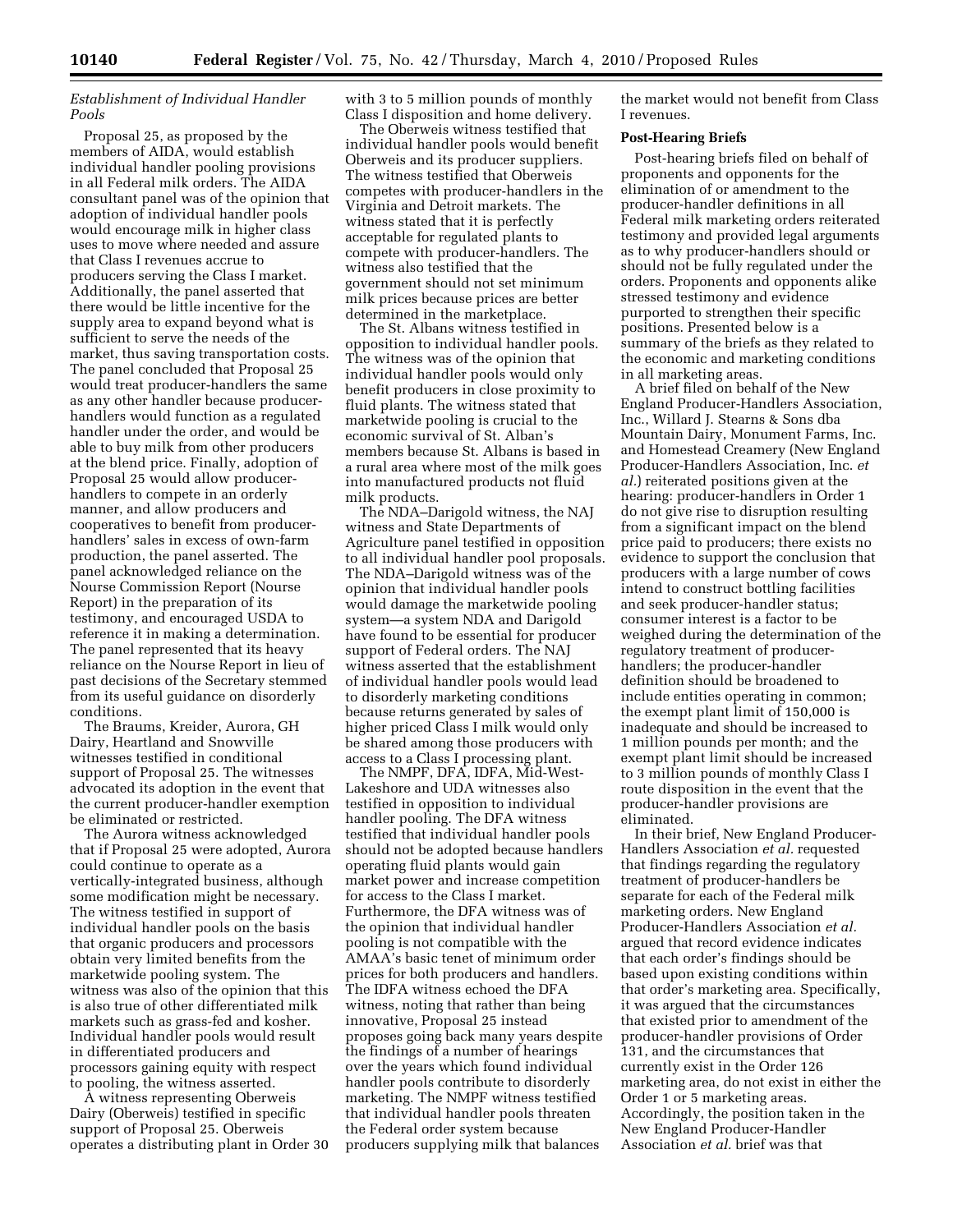### *Establishment of Individual Handler Pools*

Proposal 25, as proposed by the members of AIDA, would establish individual handler pooling provisions in all Federal milk orders. The AIDA consultant panel was of the opinion that adoption of individual handler pools would encourage milk in higher class uses to move where needed and assure that Class I revenues accrue to producers serving the Class I market. Additionally, the panel asserted that there would be little incentive for the supply area to expand beyond what is sufficient to serve the needs of the market, thus saving transportation costs. The panel concluded that Proposal 25 would treat producer-handlers the same as any other handler because producer-handlers would function as a regulated handler under the order, and would be able to buy milk from other producers at the blend price. Finally, adoption of Proposal 25 would allow producer-handlers to compete in an orderly manner, and allow producers and cooperatives to benefit from producer-handlers' sales in excess of own-farm production, the panel asserted. The panel acknowledged reliance on the Nourse Commission Report (Nourse Report) in the preparation of its testimony, and encouraged USDA to reference it in making a determination. The panel represented that its heavy reliance on the Nourse Report in lieu of past decisions of the Secretary stemmed from its useful guidance on disorderly conditions.

The Braums, Kreider, Aurora, GH Dairy, Heartland and Snowville witnesses testified in conditional support of Proposal 25. The witnesses advocated its adoption in the event that the current producer-handler exemption be eliminated or restricted.

The Aurora witness acknowledged that if Proposal 25 were adopted, Aurora could continue to operate as a vertically-integrated business, although some modification might be necessary. The witness testified in support of individual handler pools on the basis that organic producers and processors obtain very limited benefits from the marketwide pooling system. The witness was also of the opinion that this is also true of other differentiated milk markets such as grass-fed and kosher. Individual handler pools would result in differentiated producers and processors gaining equity with respect to pooling, the witness asserted.

A witness representing Oberweis Dairy (Oberweis) testified in specific support of Proposal 25. Oberweis operates a distributing plant in Order 30 with 3 to 5 million pounds of monthly Class I disposition and home delivery.

The Oberweis witness testified that individual handler pools would benefit Oberweis and its producer suppliers. The witness testified that Oberweis competes with producer-handlers in the Virginia and Detroit markets. The witness stated that it is perfectly acceptable for regulated plants to compete with producer-handlers. The witness also testified that the government should not set minimum milk prices because prices are better determined in the marketplace.

The St. Albans witness testified in opposition to individual handler pools. The witness was of the opinion that individual handler pools would only benefit producers in close proximity to fluid plants. The witness stated that marketwide pooling is crucial to the economic survival of St. Alban's members because St. Albans is based in a rural area where most of the milk goes into manufactured products not fluid milk products.

The NDA–Darigold witness, the NAJ witness and State Departments of Agriculture panel testified in opposition to all individual handler pool proposals. The NDA–Darigold witness was of the opinion that individual handler pools would damage the marketwide pooling system—a system NDA and Darigold have found to be essential for producer support of Federal orders. The NAJ witness asserted that the establishment of individual handler pools would lead to disorderly marketing conditions because returns generated by sales of higher priced Class I milk would only be shared among those producers with access to a Class I processing plant.

The NMPF, DFA, IDFA, Mid-West-Lakeshore and UDA witnesses also testified in opposition to individual handler pooling. The DFA witness testified that individual handler pools should not be adopted because handlers operating fluid plants would gain market power and increase competition for access to the Class I market. Furthermore, the DFA witness was of the opinion that individual handler pooling is not compatible with the AMAA's basic tenet of minimum order prices for both producers and handlers. The IDFA witness echoed the DFA witness, noting that rather than being innovative, Proposal 25 instead proposes going back many years despite the findings of a number of hearings over the years which found individual handler pools contribute to disorderly marketing. The NMPF witness testified that individual handler pools threaten the Federal order system because producers supplying milk that balances the market would not benefit from Class I revenues.

**Post-Hearing Briefs**

Post-hearing briefs filed on behalf of proponents and opponents for the elimination of or amendment to the producer-handler definitions in all Federal milk marketing orders reiterated testimony and provided legal arguments as to why producer-handlers should or should not be fully regulated under the orders. Proponents and opponents alike stressed testimony and evidence purported to strengthen their specific positions. Presented below is a summary of the briefs as they related to the economic and marketing conditions in all marketing areas.

A brief filed on behalf of the New England Producer-Handlers Association, Inc., Willard J. Stearns & Sons dba Mountain Dairy, Monument Farms, Inc. and Homestead Creamery (New England Producer-Handlers Association, Inc. *et al.*) reiterated positions given at the hearing: producer-handlers in Order 1 do not give rise to disruption resulting from a significant impact on the blend price paid to producers; there exists no evidence to support the conclusion that producers with a large number of cows intend to construct bottling facilities and seek producer-handler status; consumer interest is a factor to be weighed during the determination of the regulatory treatment of producer-handlers; the producer-handler definition should be broadened to include entities operating in common; the exempt plant limit of 150,000 is inadequate and should be increased to 1 million pounds per month; and the exempt plant limit should be increased to 3 million pounds of monthly Class I route disposition in the event that the producer-handler provisions are eliminated.

In their brief, New England Producer-Handlers Association *et al.* requested that findings regarding the regulatory treatment of producer-handlers be separate for each of the Federal milk marketing orders. New England Producer-Handlers Association *et al.* argued that record evidence indicates that each order's findings should be based upon existing conditions within that order's marketing area. Specifically, it was argued that the circumstances that existed prior to amendment of the producer-handler provisions of Order 131, and the circumstances that currently exist in the Order 126 marketing area, do not exist in either the Order 1 or 5 marketing areas. Accordingly, the position taken in the New England Producer-Handler Association *et al.* brief was that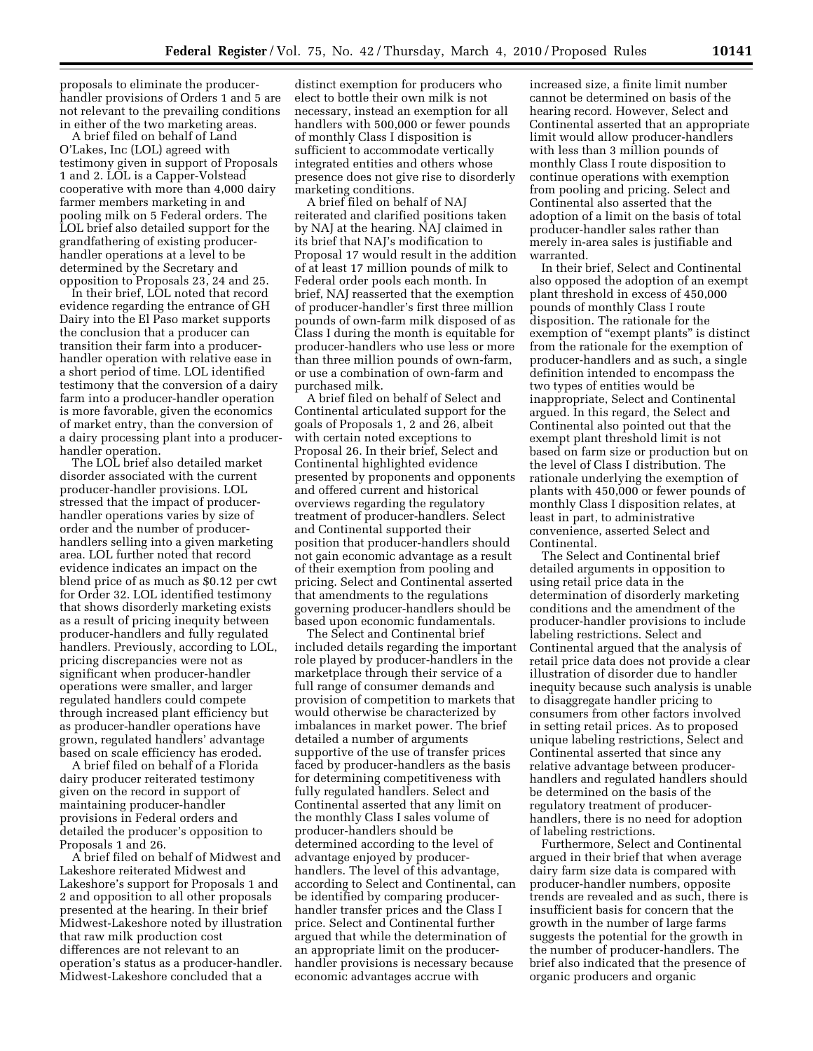proposals to eliminate the producer-handler provisions of Orders 1 and 5 are not relevant to the prevailing conditions in either of the two marketing areas.

A brief filed on behalf of Land O'Lakes, Inc (LOL) agreed with testimony given in support of Proposals 1 and 2. LOL is a Capper-Volstead cooperative with more than 4,000 dairy farmer members marketing in and pooling milk on 5 Federal orders. The LOL brief also detailed support for the grandfathering of existing producer-handler operations at a level to be determined by the Secretary and opposition to Proposals 23, 24 and 25.

In their brief, LOL noted that record evidence regarding the entrance of GH Dairy into the El Paso market supports the conclusion that a producer can transition their farm into a producer-handler operation with relative ease in a short period of time. LOL identified testimony that the conversion of a dairy farm into a producer-handler operation is more favorable, given the economics of market entry, than the conversion of a dairy processing plant into a producer-handler operation.

The LOL brief also detailed market disorder associated with the current producer-handler provisions. LOL stressed that the impact of producer-handler operations varies by size of order and the number of producer-handlers selling into a given marketing area. LOL further noted that record evidence indicates an impact on the blend price of as much as $0.12 per cwt for Order 32. LOL identified testimony that shows disorderly marketing exists as a result of pricing inequity between producer-handlers and fully regulated handlers. Previously, according to LOL, pricing discrepancies were not as significant when producer-handler operations were smaller, and larger regulated handlers could compete through increased plant efficiency but as producer-handler operations have grown, regulated handlers' advantage based on scale efficiency has eroded.

A brief filed on behalf of a Florida dairy producer reiterated testimony given on the record in support of maintaining producer-handler provisions in Federal orders and detailed the producer's opposition to Proposals 1 and 26.

A brief filed on behalf of Midwest and Lakeshore reiterated Midwest and Lakeshore's support for Proposals 1 and 2 and opposition to all other proposals presented at the hearing. In their brief Midwest-Lakeshore noted by illustration that raw milk production cost differences are not relevant to an operation's status as a producer-handler. Midwest-Lakeshore concluded that a distinct exemption for producers who elect to bottle their own milk is not necessary, instead an exemption for all handlers with 500,000 or fewer pounds of monthly Class I disposition is sufficient to accommodate vertically integrated entities and others whose presence does not give rise to disorderly marketing conditions.

A brief filed on behalf of NAJ reiterated and clarified positions taken by NAJ at the hearing. NAJ claimed in its brief that NAJ's modification to Proposal 17 would result in the addition of at least 17 million pounds of milk to Federal order pools each month. In brief, NAJ reasserted that the exemption of producer-handler's first three million pounds of own-farm milk disposed of as Class I during the month is equitable for producer-handlers who use less or more than three million pounds of own-farm, or use a combination of own-farm and purchased milk.

A brief filed on behalf of Select and Continental articulated support for the goals of Proposals 1, 2 and 26, albeit with certain noted exceptions to Proposal 26. In their brief, Select and Continental highlighted evidence presented by proponents and opponents and offered current and historical overviews regarding the regulatory treatment of producer-handlers. Select and Continental supported their position that producer-handlers should not gain economic advantage as a result of their exemption from pooling and pricing. Select and Continental asserted that amendments to the regulations governing producer-handlers should be based upon economic fundamentals.

The Select and Continental brief included details regarding the important role played by producer-handlers in the marketplace through their service of a full range of consumer demands and provision of competition to markets that would otherwise be characterized by imbalances in market power. The brief detailed a number of arguments supportive of the use of transfer prices faced by producer-handlers as the basis for determining competitiveness with fully regulated handlers. Select and Continental asserted that any limit on the monthly Class I sales volume of producer-handlers should be determined according to the level of advantage enjoyed by producer-handlers. The level of this advantage, according to Select and Continental, can be identified by comparing producer-handler transfer prices and the Class I price. Select and Continental further argued that while the determination of an appropriate limit on the producer-handler provisions is necessary because economic advantages accrue with increased size, a finite limit number cannot be determined on basis of the hearing record. However, Select and Continental asserted that an appropriate limit would allow producer-handlers with less than 3 million pounds of monthly Class I route disposition to continue operations with exemption from pooling and pricing. Select and Continental also asserted that the adoption of a limit on the basis of total producer-handler sales rather than merely in-area sales is justifiable and warranted.

In their brief, Select and Continental also opposed the adoption of an exempt plant threshold in excess of 450,000 pounds of monthly Class I route disposition. The rationale for the exemption of "exempt plants" is distinct from the rationale for the exemption of producer-handlers and as such, a single definition intended to encompass the two types of entities would be inappropriate, Select and Continental argued. In this regard, the Select and Continental also pointed out that the exempt plant threshold limit is not based on farm size or production but on the level of Class I distribution. The rationale underlying the exemption of plants with 450,000 or fewer pounds of monthly Class I disposition relates, at least in part, to administrative convenience, asserted Select and Continental.

The Select and Continental brief detailed arguments in opposition to using retail price data in the determination of disorderly marketing conditions and the amendment of the producer-handler provisions to include labeling restrictions. Select and Continental argued that the analysis of retail price data does not provide a clear illustration of disorder due to handler inequity because such analysis is unable to disaggregate handler pricing to consumers from other factors involved in setting retail prices. As to proposed unique labeling restrictions, Select and Continental asserted that since any relative advantage between producer-handlers and regulated handlers should be determined on the basis of the regulatory treatment of producer-handlers, there is no need for adoption of labeling restrictions.

Furthermore, Select and Continental argued in their brief that when average dairy farm size data is compared with producer-handler numbers, opposite trends are revealed and as such, there is insufficient basis for concern that the growth in the number of large farms suggests the potential for the growth in the number of producer-handlers. The brief also indicated that the presence of organic producers and organic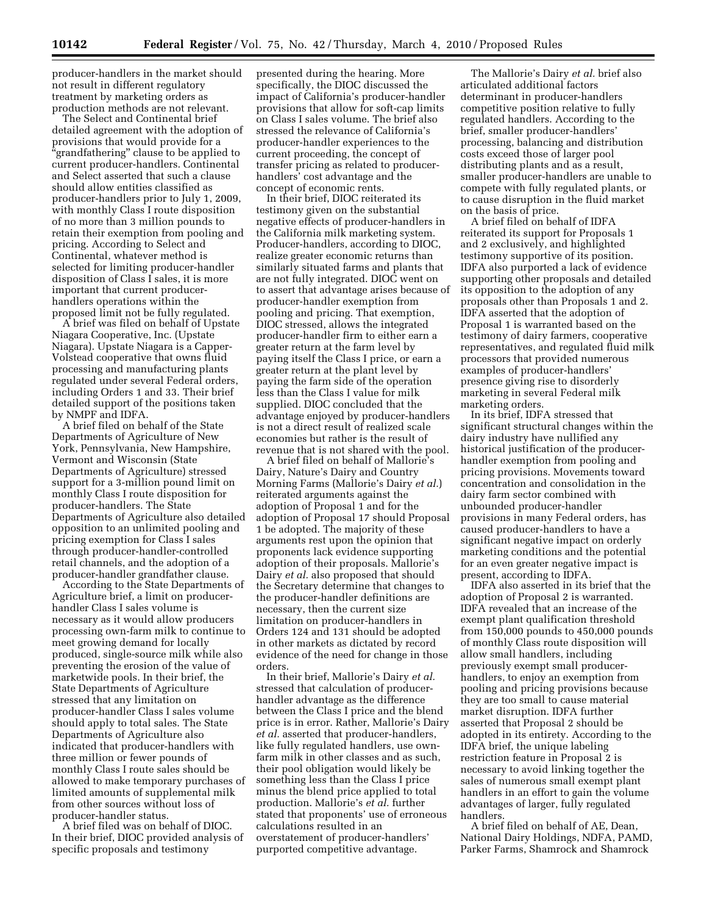producer-handlers in the market should not result in different regulatory treatment by marketing orders as production methods are not relevant.

The Select and Continental brief detailed agreement with the adoption of provisions that would provide for a "grandfathering" clause to be applied to current producer-handlers. Continental and Select asserted that such a clause should allow entities classified as producer-handlers prior to July 1, 2009, with monthly Class I route disposition of no more than 3 million pounds to retain their exemption from pooling and pricing. According to Select and Continental, whatever method is selected for limiting producer-handler disposition of Class I sales, it is more important that current producer-handlers operations within the proposed limit not be fully regulated.

A brief was filed on behalf of Upstate Niagara Cooperative, Inc. (Upstate Niagara). Upstate Niagara is a Capper-Volstead cooperative that owns fluid processing and manufacturing plants regulated under several Federal orders, including Orders 1 and 33. Their brief detailed support of the positions taken by NMPF and IDFA.

A brief filed on behalf of the State Departments of Agriculture of New York, Pennsylvania, New Hampshire, Vermont and Wisconsin (State Departments of Agriculture) stressed support for a 3-million pound limit on monthly Class I route disposition for producer-handlers. The State Departments of Agriculture also detailed opposition to an unlimited pooling and pricing exemption for Class I sales through producer-handler-controlled retail channels, and the adoption of a producer-handler grandfather clause.

According to the State Departments of Agriculture brief, a limit on producer-handler Class I sales volume is necessary as it would allow producers processing own-farm milk to continue to meet growing demand for locally produced, single-source milk while also preventing the erosion of the value of marketwide pools. In their brief, the State Departments of Agriculture stressed that any limitation on producer-handler Class I sales volume should apply to total sales. The State Departments of Agriculture also indicated that producer-handlers with three million or fewer pounds of monthly Class I route sales should be allowed to make temporary purchases of limited amounts of supplemental milk from other sources without loss of producer-handler status.

A brief filed was on behalf of DIOC. In their brief, DIOC provided analysis of specific proposals and testimony presented during the hearing. More specifically, the DIOC discussed the impact of California's producer-handler provisions that allow for soft-cap limits on Class I sales volume. The brief also stressed the relevance of California's producer-handler experiences to the current proceeding, the concept of transfer pricing as related to producer-handlers' cost advantage and the concept of economic rents.

In their brief, DIOC reiterated its testimony given on the substantial negative effects of producer-handlers in the California milk marketing system. Producer-handlers, according to DIOC, realize greater economic returns than similarly situated farms and plants that are not fully integrated. DIOC went on to assert that advantage arises because of producer-handler exemption from pooling and pricing. That exemption, DIOC stressed, allows the integrated producer-handler firm to either earn a greater return at the farm level by paying itself the Class I price, or earn a greater return at the plant level by paying the farm side of the operation less than the Class I value for milk supplied. DIOC concluded that the advantage enjoyed by producer-handlers is not a direct result of realized scale economies but rather is the result of revenue that is not shared with the pool.

A brief filed on behalf of Mallorie's Dairy, Nature's Dairy and Country Morning Farms (Mallorie's Dairy *et al.*) reiterated arguments against the adoption of Proposal 1 and for the adoption of Proposal 17 should Proposal 1 be adopted. The majority of these arguments rest upon the opinion that proponents lack evidence supporting adoption of their proposals. Mallorie's Dairy *et al.* also proposed that should the Secretary determine that changes to the producer-handler definitions are necessary, then the current size limitation on producer-handlers in Orders 124 and 131 should be adopted in other markets as dictated by record evidence of the need for change in those orders.

In their brief, Mallorie's Dairy *et al.* stressed that calculation of producer-handler advantage as the difference between the Class I price and the blend price is in error. Rather, Mallorie's Dairy *et al.* asserted that producer-handlers, like fully regulated handlers, use own-farm milk in other classes and as such, their pool obligation would likely be something less than the Class I price minus the blend price applied to total production. Mallorie's *et al.* further stated that proponents' use of erroneous calculations resulted in an overstatement of producer-handlers' purported competitive advantage.

The Mallorie's Dairy *et al.* brief also articulated additional factors determinant in producer-handlers competitive position relative to fully regulated handlers. According to the brief, smaller producer-handlers' processing, balancing and distribution costs exceed those of larger pool distributing plants and as a result, smaller producer-handlers are unable to compete with fully regulated plants, or to cause disruption in the fluid market on the basis of price.

A brief filed on behalf of IDFA reiterated its support for Proposals 1 and 2 exclusively, and highlighted testimony supportive of its position. IDFA also purported a lack of evidence supporting other proposals and detailed its opposition to the adoption of any proposals other than Proposals 1 and 2. IDFA asserted that the adoption of Proposal 1 is warranted based on the testimony of dairy farmers, cooperative representatives, and regulated fluid milk processors that provided numerous examples of producer-handlers' presence giving rise to disorderly marketing in several Federal milk marketing orders.

In its brief, IDFA stressed that significant structural changes within the dairy industry have nullified any historical justification of the producer-handler exemption from pooling and pricing provisions. Movements toward concentration and consolidation in the dairy farm sector combined with unbounded producer-handler provisions in many Federal orders, has caused producer-handlers to have a significant negative impact on orderly marketing conditions and the potential for an even greater negative impact is present, according to IDFA.

IDFA also asserted in its brief that the adoption of Proposal 2 is warranted. IDFA revealed that an increase of the exempt plant qualification threshold from 150,000 pounds to 450,000 pounds of monthly Class route disposition will allow small handlers, including previously exempt small producer-handlers, to enjoy an exemption from pooling and pricing provisions because they are too small to cause material market disruption. IDFA further asserted that Proposal 2 should be adopted in its entirety. According to the IDFA brief, the unique labeling restriction feature in Proposal 2 is necessary to avoid linking together the sales of numerous small exempt plant handlers in an effort to gain the volume advantages of larger, fully regulated handlers.

A brief filed on behalf of AE, Dean, National Dairy Holdings, NDFA, PAMD, Parker Farms, Shamrock and Shamrock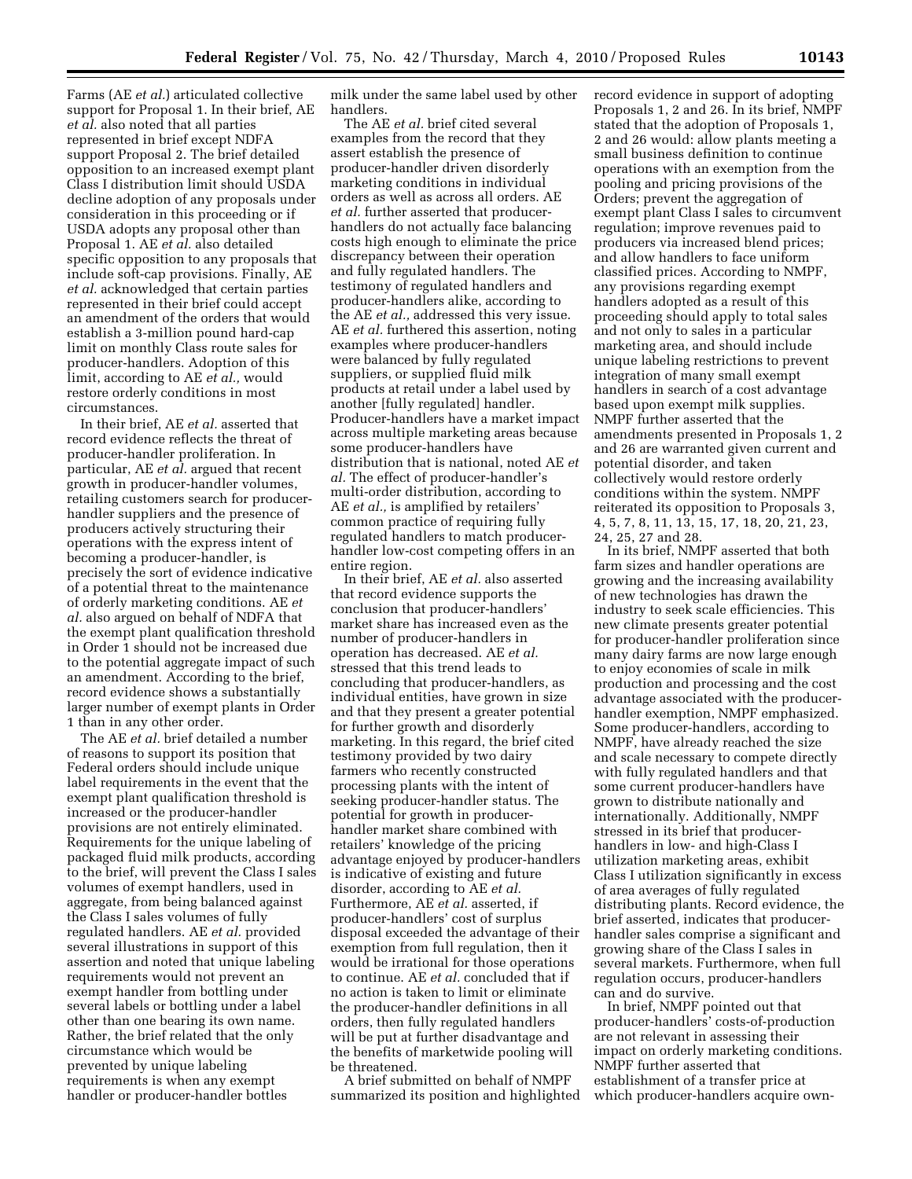Farms (AE *et al.*) articulated collective support for Proposal 1. In their brief, AE *et al.* also noted that all parties represented in brief except NDFA support Proposal 2. The brief detailed opposition to an increased exempt plant Class I distribution limit should USDA decline adoption of any proposals under consideration in this proceeding or if USDA adopts any proposal other than Proposal 1. AE *et al.* also detailed specific opposition to any proposals that include soft-cap provisions. Finally, AE *et al.* acknowledged that certain parties represented in their brief could accept an amendment of the orders that would establish a 3-million pound hard-cap limit on monthly Class route sales for producer-handlers. Adoption of this limit, according to AE *et al.,* would restore orderly conditions in most circumstances.

In their brief, AE *et al.* asserted that record evidence reflects the threat of producer-handler proliferation. In particular, AE *et al.* argued that recent growth in producer-handler volumes, retailing customers search for producer-handler suppliers and the presence of producers actively structuring their operations with the express intent of becoming a producer-handler, is precisely the sort of evidence indicative of a potential threat to the maintenance of orderly marketing conditions. AE *et al.* also argued on behalf of NDFA that the exempt plant qualification threshold in Order 1 should not be increased due to the potential aggregate impact of such an amendment. According to the brief, record evidence shows a substantially larger number of exempt plants in Order 1 than in any other order.

The AE *et al.* brief detailed a number of reasons to support its position that Federal orders should include unique label requirements in the event that the exempt plant qualification threshold is increased or the producer-handler provisions are not entirely eliminated. Requirements for the unique labeling of packaged fluid milk products, according to the brief, will prevent the Class I sales volumes of exempt handlers, used in aggregate, from being balanced against the Class I sales volumes of fully regulated handlers. AE *et al.* provided several illustrations in support of this assertion and noted that unique labeling requirements would not prevent an exempt handler from bottling under several labels or bottling under a label other than one bearing its own name. Rather, the brief related that the only circumstance which would be prevented by unique labeling requirements is when any exempt handler or producer-handler bottles milk under the same label used by other handlers.

The AE *et al.* brief cited several examples from the record that they assert establish the presence of producer-handler driven disorderly marketing conditions in individual orders as well as across all orders. AE *et al.* further asserted that producer-handlers do not actually face balancing costs high enough to eliminate the price discrepancy between their operation and fully regulated handlers. The testimony of regulated handlers and producer-handlers alike, according to the AE *et al.,* addressed this very issue. AE *et al.* furthered this assertion, noting examples where producer-handlers were balanced by fully regulated suppliers, or supplied fluid milk products at retail under a label used by another [fully regulated] handler. Producer-handlers have a market impact across multiple marketing areas because some producer-handlers have distribution that is national, noted AE *et al.* The effect of producer-handler's multi-order distribution, according to AE *et al.,* is amplified by retailers' common practice of requiring fully regulated handlers to match producer-handler low-cost competing offers in an entire region.

In their brief, AE *et al.* also asserted that record evidence supports the conclusion that producer-handlers' market share has increased even as the number of producer-handlers in operation has decreased. AE *et al.* stressed that this trend leads to concluding that producer-handlers, as individual entities, have grown in size and that they present a greater potential for further growth and disorderly marketing. In this regard, the brief cited testimony provided by two dairy farmers who recently constructed processing plants with the intent of seeking producer-handler status. The potential for growth in producer-handler market share combined with retailers' knowledge of the pricing advantage enjoyed by producer-handlers is indicative of existing and future disorder, according to AE *et al.* Furthermore, AE *et al.* asserted, if producer-handlers' cost of surplus disposal exceeded the advantage of their exemption from full regulation, then it would be irrational for those operations to continue. AE *et al.* concluded that if no action is taken to limit or eliminate the producer-handler definitions in all orders, then fully regulated handlers will be put at further disadvantage and the benefits of marketwide pooling will be threatened.

A brief submitted on behalf of NMPF summarized its position and highlighted record evidence in support of adopting Proposals 1, 2 and 26. In its brief, NMPF stated that the adoption of Proposals 1, 2 and 26 would: allow plants meeting a small business definition to continue operations with an exemption from the pooling and pricing provisions of the Orders; prevent the aggregation of exempt plant Class I sales to circumvent regulation; improve revenues paid to producers via increased blend prices; and allow handlers to face uniform classified prices. According to NMPF, any provisions regarding exempt handlers adopted as a result of this proceeding should apply to total sales and not only to sales in a particular marketing area, and should include unique labeling restrictions to prevent integration of many small exempt handlers in search of a cost advantage based upon exempt milk supplies. NMPF further asserted that the amendments presented in Proposals 1, 2 and 26 are warranted given current and potential disorder, and taken collectively would restore orderly conditions within the system. NMPF reiterated its opposition to Proposals 3, 4, 5, 7, 8, 11, 13, 15, 17, 18, 20, 21, 23, 24, 25, 27 and 28.

In its brief, NMPF asserted that both farm sizes and handler operations are growing and the increasing availability of new technologies has drawn the industry to seek scale efficiencies. This new climate presents greater potential for producer-handler proliferation since many dairy farms are now large enough to enjoy economies of scale in milk production and processing and the cost advantage associated with the producer-handler exemption, NMPF emphasized. Some producer-handlers, according to NMPF, have already reached the size and scale necessary to compete directly with fully regulated handlers and that some current producer-handlers have grown to distribute nationally and internationally. Additionally, NMPF stressed in its brief that producer-handlers in low- and high-Class I utilization marketing areas, exhibit Class I utilization significantly in excess of area averages of fully regulated distributing plants. Record evidence, the brief asserted, indicates that producer-handler sales comprise a significant and growing share of the Class I sales in several markets. Furthermore, when full regulation occurs, producer-handlers can and do survive.

In brief, NMPF pointed out that producer-handlers' costs-of-production are not relevant in assessing their impact on orderly marketing conditions. NMPF further asserted that establishment of a transfer price at which producer-handlers acquire own-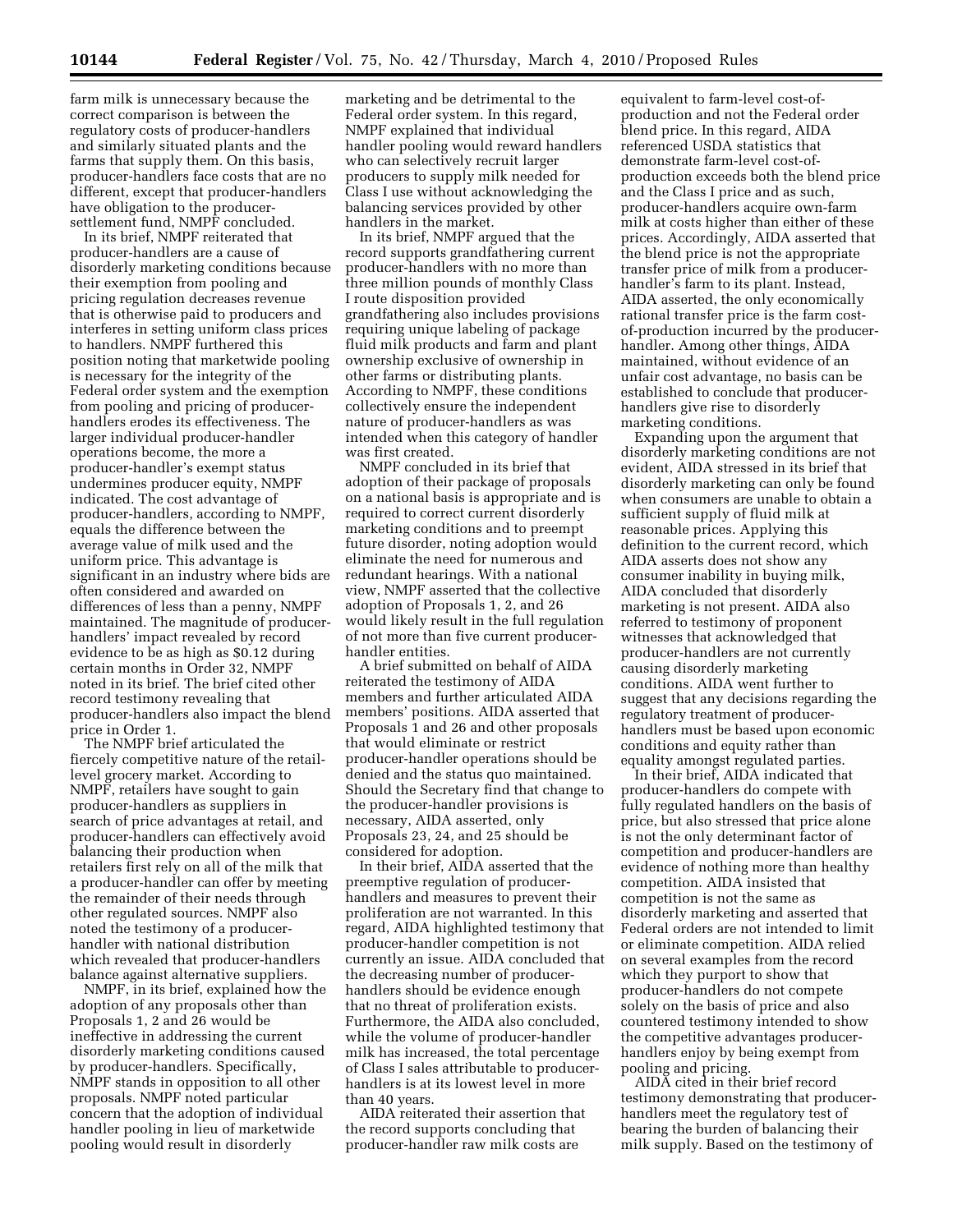farm milk is unnecessary because the correct comparison is between the regulatory costs of producer-handlers and similarly situated plants and the farms that supply them. On this basis, producer-handlers face costs that are no different, except that producer-handlers have obligation to the producer-settlement fund, NMPF concluded.

In its brief, NMPF reiterated that producer-handlers are a cause of disorderly marketing conditions because their exemption from pooling and pricing regulation decreases revenue that is otherwise paid to producers and interferes in setting uniform class prices to handlers. NMPF furthered this position noting that marketwide pooling is necessary for the integrity of the Federal order system and the exemption from pooling and pricing of producer-handlers erodes its effectiveness. The larger individual producer-handler operations become, the more a producer-handler's exempt status undermines producer equity, NMPF indicated. The cost advantage of producer-handlers, according to NMPF, equals the difference between the average value of milk used and the uniform price. This advantage is significant in an industry where bids are often considered and awarded on differences of less than a penny, NMPF maintained. The magnitude of producer-handlers' impact revealed by record evidence to be as high as $0.12 during certain months in Order 32, NMPF noted in its brief. The brief cited other record testimony revealing that producer-handlers also impact the blend price in Order 1.

The NMPF brief articulated the fiercely competitive nature of the retail-level grocery market. According to NMPF, retailers have sought to gain producer-handlers as suppliers in search of price advantages at retail, and producer-handlers can effectively avoid balancing their production when retailers first rely on all of the milk that a producer-handler can offer by meeting the remainder of their needs through other regulated sources. NMPF also noted the testimony of a producer-handler with national distribution which revealed that producer-handlers balance against alternative suppliers.

NMPF, in its brief, explained how the adoption of any proposals other than Proposals 1, 2 and 26 would be ineffective in addressing the current disorderly marketing conditions caused by producer-handlers. Specifically, NMPF stands in opposition to all other proposals. NMPF noted particular concern that the adoption of individual handler pooling in lieu of marketwide pooling would result in disorderly marketing and be detrimental to the Federal order system. In this regard, NMPF explained that individual handler pooling would reward handlers who can selectively recruit larger producers to supply milk needed for Class I use without acknowledging the balancing services provided by other handlers in the market.

In its brief, NMPF argued that the record supports grandfathering current producer-handlers with no more than three million pounds of monthly Class I route disposition provided grandfathering also includes provisions requiring unique labeling of package fluid milk products and farm and plant ownership exclusive of ownership in other farms or distributing plants. According to NMPF, these conditions collectively ensure the independent nature of producer-handlers as was intended when this category of handler was first created.

NMPF concluded in its brief that adoption of their package of proposals on a national basis is appropriate and is required to correct current disorderly marketing conditions and to preempt future disorder, noting adoption would eliminate the need for numerous and redundant hearings. With a national view, NMPF asserted that the collective adoption of Proposals 1, 2, and 26 would likely result in the full regulation of not more than five current producer-handler entities.

A brief submitted on behalf of AIDA reiterated the testimony of AIDA members and further articulated AIDA members' positions. AIDA asserted that Proposals 1 and 26 and other proposals that would eliminate or restrict producer-handler operations should be denied and the status quo maintained. Should the Secretary find that change to the producer-handler provisions is necessary, AIDA asserted, only Proposals 23, 24, and 25 should be considered for adoption.

In their brief, AIDA asserted that the preemptive regulation of producer-handlers and measures to prevent their proliferation are not warranted. In this regard, AIDA highlighted testimony that producer-handler competition is not currently an issue. AIDA concluded that the decreasing number of producer-handlers should be evidence enough that no threat of proliferation exists. Furthermore, the AIDA also concluded, while the volume of producer-handler milk has increased, the total percentage of Class I sales attributable to producer-handlers is at its lowest level in more than 40 years.

AIDA reiterated their assertion that the record supports concluding that producer-handler raw milk costs are equivalent to farm-level cost-of-production and not the Federal order blend price. In this regard, AIDA referenced USDA statistics that demonstrate farm-level cost-of-production exceeds both the blend price and the Class I price and as such, producer-handlers acquire own-farm milk at costs higher than either of these prices. Accordingly, AIDA asserted that the blend price is not the appropriate transfer price of milk from a producer-handler's farm to its plant. Instead, AIDA asserted, the only economically rational transfer price is the farm cost-of-production incurred by the producer-handler. Among other things, AIDA maintained, without evidence of an unfair cost advantage, no basis can be established to conclude that producer-handlers give rise to disorderly marketing conditions.

Expanding upon the argument that disorderly marketing conditions are not evident, AIDA stressed in its brief that disorderly marketing can only be found when consumers are unable to obtain a sufficient supply of fluid milk at reasonable prices. Applying this definition to the current record, which AIDA asserts does not show any consumer inability in buying milk, AIDA concluded that disorderly marketing is not present. AIDA also referred to testimony of proponent witnesses that acknowledged that producer-handlers are not currently causing disorderly marketing conditions. AIDA went further to suggest that any decisions regarding the regulatory treatment of producer-handlers must be based upon economic conditions and equity rather than equality amongst regulated parties.

In their brief, AIDA indicated that producer-handlers do compete with fully regulated handlers on the basis of price, but also stressed that price alone is not the only determinant factor of competition and producer-handlers are evidence of nothing more than healthy competition. AIDA insisted that competition is not the same as disorderly marketing and asserted that Federal orders are not intended to limit or eliminate competition. AIDA relied on several examples from the record which they purport to show that producer-handlers do not compete solely on the basis of price and also countered testimony intended to show the competitive advantages producer-handlers enjoy by being exempt from pooling and pricing.

AIDA cited in their brief record testimony demonstrating that producer-handlers meet the regulatory test of bearing the burden of balancing their milk supply. Based on the testimony of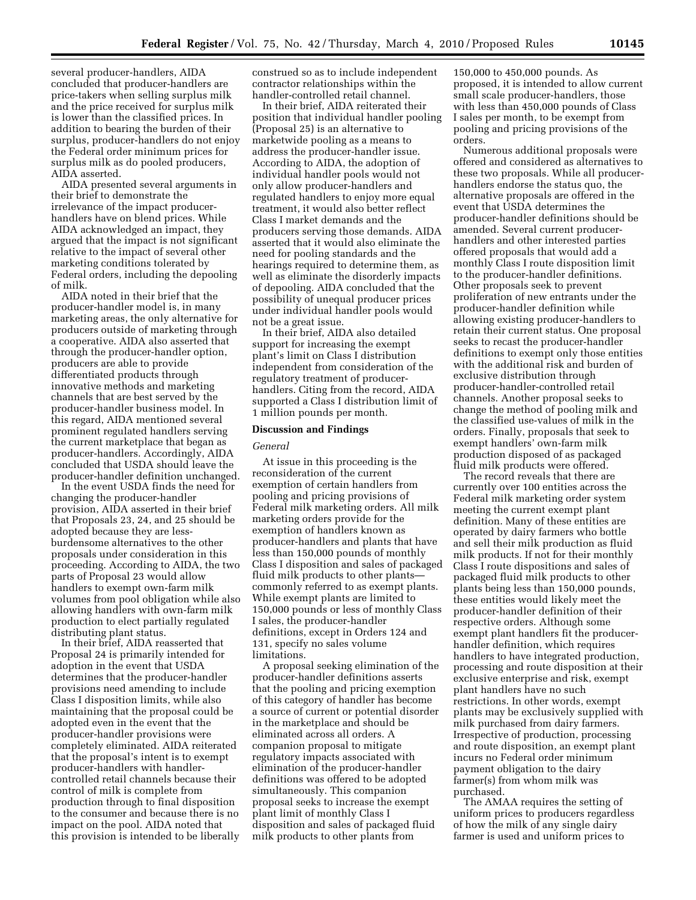several producer-handlers, AIDA concluded that producer-handlers are price-takers when selling surplus milk and the price received for surplus milk is lower than the classified prices. In addition to bearing the burden of their surplus, producer-handlers do not enjoy the Federal order minimum prices for surplus milk as do pooled producers, AIDA asserted.

AIDA presented several arguments in their brief to demonstrate the irrelevance of the impact producer-handlers have on blend prices. While AIDA acknowledged an impact, they argued that the impact is not significant relative to the impact of several other marketing conditions tolerated by Federal orders, including the depooling of milk.

AIDA noted in their brief that the producer-handler model is, in many marketing areas, the only alternative for producers outside of marketing through a cooperative. AIDA also asserted that through the producer-handler option, producers are able to provide differentiated products through innovative methods and marketing channels that are best served by the producer-handler business model. In this regard, AIDA mentioned several prominent regulated handlers serving the current marketplace that began as producer-handlers. Accordingly, AIDA concluded that USDA should leave the producer-handler definition unchanged.

In the event USDA finds the need for changing the producer-handler provision, AIDA asserted in their brief that Proposals 23, 24, and 25 should be adopted because they are less-burdensome alternatives to the other proposals under consideration in this proceeding. According to AIDA, the two parts of Proposal 23 would allow handlers to exempt own-farm milk volumes from pool obligation while also allowing handlers with own-farm milk production to elect partially regulated distributing plant status.

In their brief, AIDA reasserted that Proposal 24 is primarily intended for adoption in the event that USDA determines that the producer-handler provisions need amending to include Class I disposition limits, while also maintaining that the proposal could be adopted even in the event that the producer-handler provisions were completely eliminated. AIDA reiterated that the proposal's intent is to exempt producer-handlers with handler-controlled retail channels because their control of milk is complete from production through to final disposition to the consumer and because there is no impact on the pool. AIDA noted that this provision is intended to be liberally construed so as to include independent contractor relationships within the handler-controlled retail channel.

In their brief, AIDA reiterated their position that individual handler pooling (Proposal 25) is an alternative to marketwide pooling as a means to address the producer-handler issue. According to AIDA, the adoption of individual handler pools would not only allow producer-handlers and regulated handlers to enjoy more equal treatment, it would also better reflect Class I market demands and the producers serving those demands. AIDA asserted that it would also eliminate the need for pooling standards and the hearings required to determine them, as well as eliminate the disorderly impacts of depooling. AIDA concluded that the possibility of unequal producer prices under individual handler pools would not be a great issue.

In their brief, AIDA also detailed support for increasing the exempt plant's limit on Class I distribution independent from consideration of the regulatory treatment of producer-handlers. Citing from the record, AIDA supported a Class I distribution limit of 1 million pounds per month.

## Discussion and Findings

### *General*

At issue in this proceeding is the reconsideration of the current exemption of certain handlers from pooling and pricing provisions of Federal milk marketing orders. All milk marketing orders provide for the exemption of handlers known as producer-handlers and plants that have less than 150,000 pounds of monthly Class I disposition and sales of packaged fluid milk products to other plants—commonly referred to as exempt plants. While exempt plants are limited to 150,000 pounds or less of monthly Class I sales, the producer-handler definitions, except in Orders 124 and 131, specify no sales volume limitations.

A proposal seeking elimination of the producer-handler definitions asserts that the pooling and pricing exemption of this category of handler has become a source of current or potential disorder in the marketplace and should be eliminated across all orders. A companion proposal to mitigate regulatory impacts associated with elimination of the producer-handler definitions was offered to be adopted simultaneously. This companion proposal seeks to increase the exempt plant limit of monthly Class I disposition and sales of packaged fluid milk products to other plants from 150,000 to 450,000 pounds. As proposed, it is intended to allow current small scale producer-handlers, those with less than 450,000 pounds of Class I sales per month, to be exempt from pooling and pricing provisions of the orders.

Numerous additional proposals were offered and considered as alternatives to these two proposals. While all producer-handlers endorse the status quo, the alternative proposals are offered in the event that USDA determines the producer-handler definitions should be amended. Several current producer-handlers and other interested parties offered proposals that would add a monthly Class I route disposition limit to the producer-handler definitions. Other proposals seek to prevent proliferation of new entrants under the producer-handler definition while allowing existing producer-handlers to retain their current status. One proposal seeks to recast the producer-handler definitions to exempt only those entities with the additional risk and burden of exclusive distribution through producer-handler-controlled retail channels. Another proposal seeks to change the method of pooling milk and the classified use-values of milk in the orders. Finally, proposals that seek to exempt handlers' own-farm milk production disposed of as packaged fluid milk products were offered.

The record reveals that there are currently over 100 entities across the Federal milk marketing order system meeting the current exempt plant definition. Many of these entities are operated by dairy farmers who bottle and sell their milk production as fluid milk products. If not for their monthly Class I route dispositions and sales of packaged fluid milk products to other plants being less than 150,000 pounds, these entities would likely meet the producer-handler definition of their respective orders. Although some exempt plant handlers fit the producer-handler definition, which requires handlers to have integrated production, processing and route disposition at their exclusive enterprise and risk, exempt plant handlers have no such restrictions. In other words, exempt plants may be exclusively supplied with milk purchased from dairy farmers. Irrespective of production, processing and route disposition, an exempt plant incurs no Federal order minimum payment obligation to the dairy farmer(s) from whom milk was purchased.

The AMAA requires the setting of uniform prices to producers regardless of how the milk of any single dairy farmer is used and uniform prices to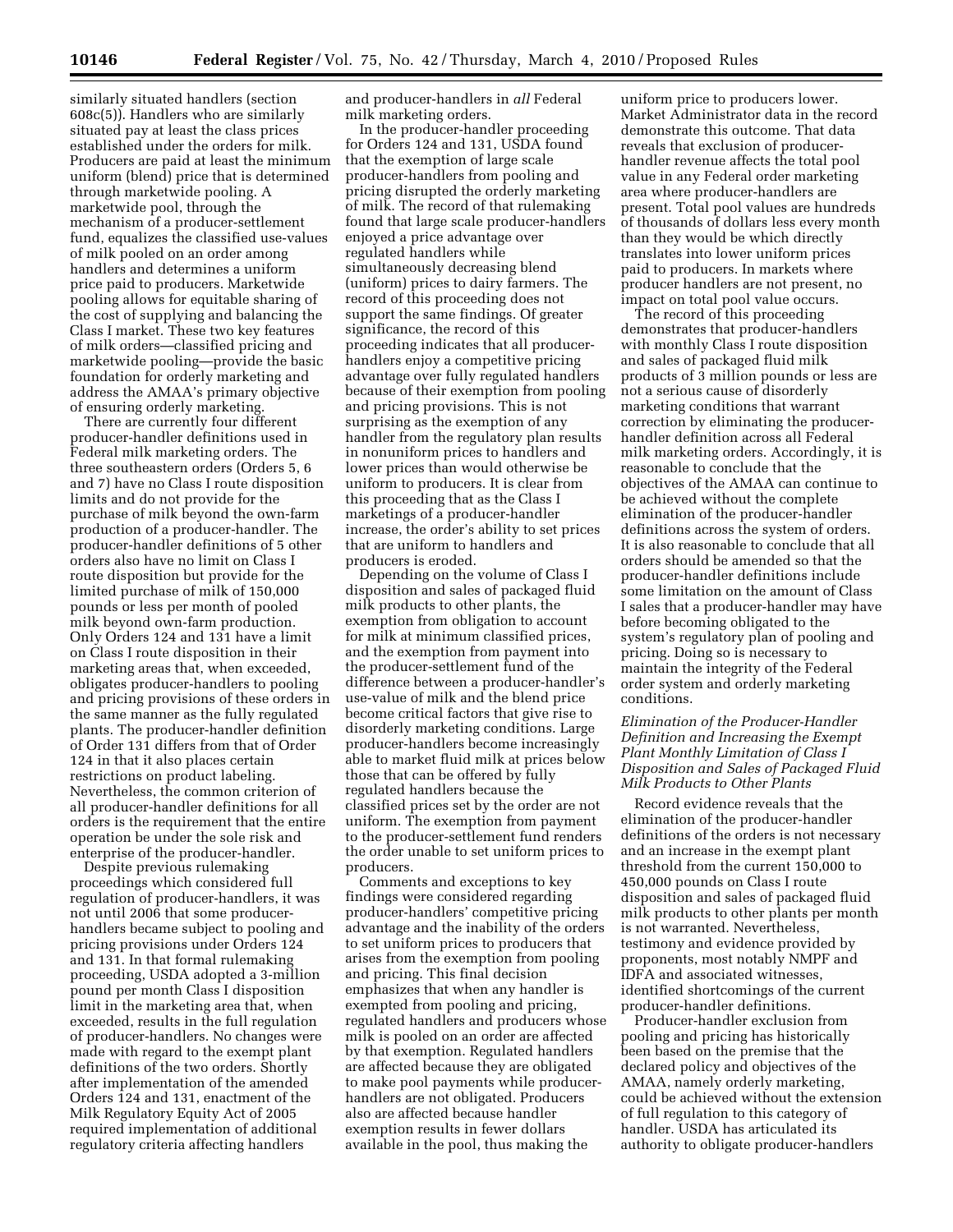similarly situated handlers (section 608c(5)). Handlers who are similarly situated pay at least the class prices established under the orders for milk. Producers are paid at least the minimum uniform (blend) price that is determined through marketwide pooling. A marketwide pool, through the mechanism of a producer-settlement fund, equalizes the classified use-values of milk pooled on an order among handlers and determines a uniform price paid to producers. Marketwide pooling allows for equitable sharing of the cost of supplying and balancing the Class I market. These two key features of milk orders—classified pricing and marketwide pooling—provide the basic foundation for orderly marketing and address the AMAA's primary objective of ensuring orderly marketing.

There are currently four different producer-handler definitions used in Federal milk marketing orders. The three southeastern orders (Orders 5, 6 and 7) have no Class I route disposition limits and do not provide for the purchase of milk beyond the own-farm production of a producer-handler. The producer-handler definitions of 5 other orders also have no limit on Class I route disposition but provide for the limited purchase of milk of 150,000 pounds or less per month of pooled milk beyond own-farm production. Only Orders 124 and 131 have a limit on Class I route disposition in their marketing areas that, when exceeded, obligates producer-handlers to pooling and pricing provisions of these orders in the same manner as the fully regulated plants. The producer-handler definition of Order 131 differs from that of Order 124 in that it also places certain restrictions on product labeling. Nevertheless, the common criterion of all producer-handler definitions for all orders is the requirement that the entire operation be under the sole risk and enterprise of the producer-handler.

Despite previous rulemaking proceedings which considered full regulation of producer-handlers, it was not until 2006 that some producer-handlers became subject to pooling and pricing provisions under Orders 124 and 131. In that formal rulemaking proceeding, USDA adopted a 3-million pound per month Class I disposition limit in the marketing area that, when exceeded, results in the full regulation of producer-handlers. No changes were made with regard to the exempt plant definitions of the two orders. Shortly after implementation of the amended Orders 124 and 131, enactment of the Milk Regulatory Equity Act of 2005 required implementation of additional regulatory criteria affecting handlers and producer-handlers in *all* Federal milk marketing orders.

In the producer-handler proceeding for Orders 124 and 131, USDA found that the exemption of large scale producer-handlers from pooling and pricing disrupted the orderly marketing of milk. The record of that rulemaking found that large scale producer-handlers enjoyed a price advantage over regulated handlers while simultaneously decreasing blend (uniform) prices to dairy farmers. The record of this proceeding does not support the same findings. Of greater significance, the record of this proceeding indicates that all producer-handlers enjoy a competitive pricing advantage over fully regulated handlers because of their exemption from pooling and pricing provisions. This is not surprising as the exemption of any handler from the regulatory plan results in nonuniform prices to handlers and lower prices than would otherwise be uniform to producers. It is clear from this proceeding that as the Class I marketings of a producer-handler increase, the order's ability to set prices that are uniform to handlers and producers is eroded.

Depending on the volume of Class I disposition and sales of packaged fluid milk products to other plants, the exemption from obligation to account for milk at minimum classified prices, and the exemption from payment into the producer-settlement fund of the difference between a producer-handler's use-value of milk and the blend price become critical factors that give rise to disorderly marketing conditions. Large producer-handlers become increasingly able to market fluid milk at prices below those that can be offered by fully regulated handlers because the classified prices set by the order are not uniform. The exemption from payment to the producer-settlement fund renders the order unable to set uniform prices to producers.

Comments and exceptions to key findings were considered regarding producer-handlers' competitive pricing advantage and the inability of the orders to set uniform prices to producers that arises from the exemption from pooling and pricing. This final decision emphasizes that when any handler is exempted from pooling and pricing, regulated handlers and producers whose milk is pooled on an order are affected by that exemption. Regulated handlers are affected because they are obligated to make pool payments while producer-handlers are not obligated. Producers also are affected because handler exemption results in fewer dollars available in the pool, thus making the uniform price to producers lower. Market Administrator data in the record demonstrate this outcome. That data reveals that exclusion of producer-handler revenue affects the total pool value in any Federal order marketing area where producer-handlers are present. Total pool values are hundreds of thousands of dollars less every month than they would be which directly translates into lower uniform prices paid to producers. In markets where producer handlers are not present, no impact on total pool value occurs.

The record of this proceeding demonstrates that producer-handlers with monthly Class I route disposition and sales of packaged fluid milk products of 3 million pounds or less are not a serious cause of disorderly marketing conditions that warrant correction by eliminating the producer-handler definition across all Federal milk marketing orders. Accordingly, it is reasonable to conclude that the objectives of the AMAA can continue to be achieved without the complete elimination of the producer-handler definitions across the system of orders. It is also reasonable to conclude that all orders should be amended so that the producer-handler definitions include some limitation on the amount of Class I sales that a producer-handler may have before becoming obligated to the system's regulatory plan of pooling and pricing. Doing so is necessary to maintain the integrity of the Federal order system and orderly marketing conditions.

*Elimination of the Producer-Handler Definition and Increasing the Exempt Plant Monthly Limitation of Class I Disposition and Sales of Packaged Fluid Milk Products to Other Plants*

Record evidence reveals that the elimination of the producer-handler definitions of the orders is not necessary and an increase in the exempt plant threshold from the current 150,000 to 450,000 pounds on Class I route disposition and sales of packaged fluid milk products to other plants per month is not warranted. Nevertheless, testimony and evidence provided by proponents, most notably NMPF and IDFA and associated witnesses, identified shortcomings of the current producer-handler definitions.

Producer-handler exclusion from pooling and pricing has historically been based on the premise that the declared policy and objectives of the AMAA, namely orderly marketing, could be achieved without the extension of full regulation to this category of handler. USDA has articulated its authority to obligate producer-handlers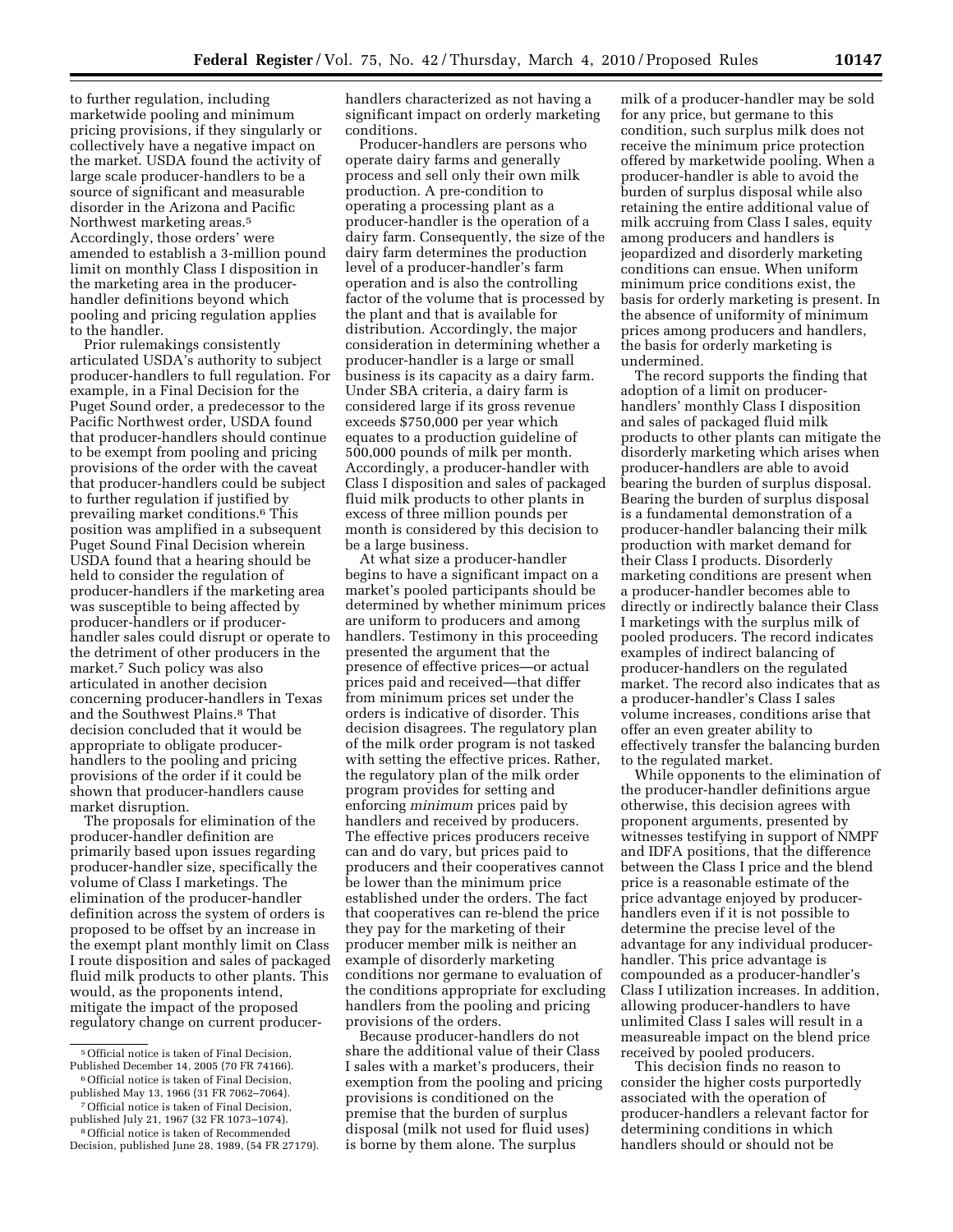to further regulation, including marketwide pooling and minimum pricing provisions, if they singularly or collectively have a negative impact on the market. USDA found the activity of large scale producer-handlers to be a source of significant and measurable disorder in the Arizona and Pacific Northwest marketing areas.[5] Accordingly, those orders' were amended to establish a 3-million pound limit on monthly Class I disposition in the marketing area in the producer-handler definitions beyond which pooling and pricing regulation applies to the handler.

Prior rulemakings consistently articulated USDA's authority to subject producer-handlers to full regulation. For example, in a Final Decision for the Puget Sound order, a predecessor to the Pacific Northwest order, USDA found that producer-handlers should continue to be exempt from pooling and pricing provisions of the order with the caveat that producer-handlers could be subject to further regulation if justified by prevailing market conditions.[6] This position was amplified in a subsequent Puget Sound Final Decision wherein USDA found that a hearing should be held to consider the regulation of producer-handlers if the marketing area was susceptible to being affected by producer-handlers or if producer-handler sales could disrupt or operate to the detriment of other producers in the market.[7] Such policy was also articulated in another decision concerning producer-handlers in Texas and the Southwest Plains.[8] That decision concluded that it would be appropriate to obligate producer-handlers to the pooling and pricing provisions of the order if it could be shown that producer-handlers cause market disruption.

The proposals for elimination of the producer-handler definition are primarily based upon issues regarding producer-handler size, specifically the volume of Class I marketings. The elimination of the producer-handler definition across the system of orders is proposed to be offset by an increase in the exempt plant monthly limit on Class I route disposition and sales of packaged fluid milk products to other plants. This would, as the proponents intend, mitigate the impact of the proposed regulatory change on current producer-handlers characterized as not having a significant impact on orderly marketing conditions.

Producer-handlers are persons who operate dairy farms and generally process and sell only their own milk production. A pre-condition to operating a processing plant as a producer-handler is the operation of a dairy farm. Consequently, the size of the dairy farm determines the production level of a producer-handler's farm operation and is also the controlling factor of the volume that is processed by the plant and that is available for distribution. Accordingly, the major consideration in determining whether a producer-handler is a large or small business is its capacity as a dairy farm. Under SBA criteria, a dairy farm is considered large if its gross revenue exceeds $750,000 per year which equates to a production guideline of 500,000 pounds of milk per month. Accordingly, a producer-handler with Class I disposition and sales of packaged fluid milk products to other plants in excess of three million pounds per month is considered by this decision to be a large business.

At what size a producer-handler begins to have a significant impact on a market's pooled participants should be determined by whether minimum prices are uniform to producers and among handlers. Testimony in this proceeding presented the argument that the presence of effective prices—or actual prices paid and received—that differ from minimum prices set under the orders is indicative of disorder. This decision disagrees. The regulatory plan of the milk order program is not tasked with setting the effective prices. Rather, the regulatory plan of the milk order program provides for setting and enforcing *minimum* prices paid by handlers and received by producers. The effective prices producers receive can and do vary, but prices paid to producers and their cooperatives cannot be lower than the minimum price established under the orders. The fact that cooperatives can re-blend the price they pay for the marketing of their producer member milk is neither an example of disorderly marketing conditions nor germane to evaluation of the conditions appropriate for excluding handlers from the pooling and pricing provisions of the orders.

Because producer-handlers do not share the additional value of their Class I sales with a market's producers, their exemption from the pooling and pricing provisions is conditioned on the premise that the burden of surplus disposal (milk not used for fluid uses) is borne by them alone. The surplus milk of a producer-handler may be sold for any price, but germane to this condition, such surplus milk does not receive the minimum price protection offered by marketwide pooling. When a producer-handler is able to avoid the burden of surplus disposal while also retaining the entire additional value of milk accruing from Class I sales, equity among producers and handlers is jeopardized and disorderly marketing conditions can ensue. When uniform minimum price conditions exist, the basis for orderly marketing is present. In the absence of uniformity of minimum prices among producers and handlers, the basis for orderly marketing is undermined.

The record supports the finding that adoption of a limit on producer-handlers' monthly Class I disposition and sales of packaged fluid milk products to other plants can mitigate the disorderly marketing which arises when producer-handlers are able to avoid bearing the burden of surplus disposal. Bearing the burden of surplus disposal is a fundamental demonstration of a producer-handler balancing their milk production with market demand for their Class I products. Disorderly marketing conditions are present when a producer-handler becomes able to directly or indirectly balance their Class I marketings with the surplus milk of pooled producers. The record indicates examples of indirect balancing of producer-handlers on the regulated market. The record also indicates that as a producer-handler's Class I sales volume increases, conditions arise that offer an even greater ability to effectively transfer the balancing burden to the regulated market.

While opponents to the elimination of the producer-handler definitions argue otherwise, this decision agrees with proponent arguments, presented by witnesses testifying in support of NMPF and IDFA positions, that the difference between the Class I price and the blend price is a reasonable estimate of the price advantage enjoyed by producer-handlers even if it is not possible to determine the precise level of the advantage for any individual producer-handler. This price advantage is compounded as a producer-handler's Class I utilization increases. In addition, allowing producer-handlers to have unlimited Class I sales will result in a measureable impact on the blend price received by pooled producers.

This decision finds no reason to consider the higher costs purportedly associated with the operation of producer-handlers a relevant factor for determining conditions in which handlers should or should not be

---

[5] Official notice is taken of Final Decision, Published December 14, 2005 (70 FR 74166).

[6] Official notice is taken of Final Decision, published May 13, 1966 (31 FR 7062–7064).

[7] Official notice is taken of Final Decision, published July 21, 1967 (32 FR 1073–1074).

[8] Official notice is taken of Recommended Decision, published June 28, 1989, (54 FR 27179).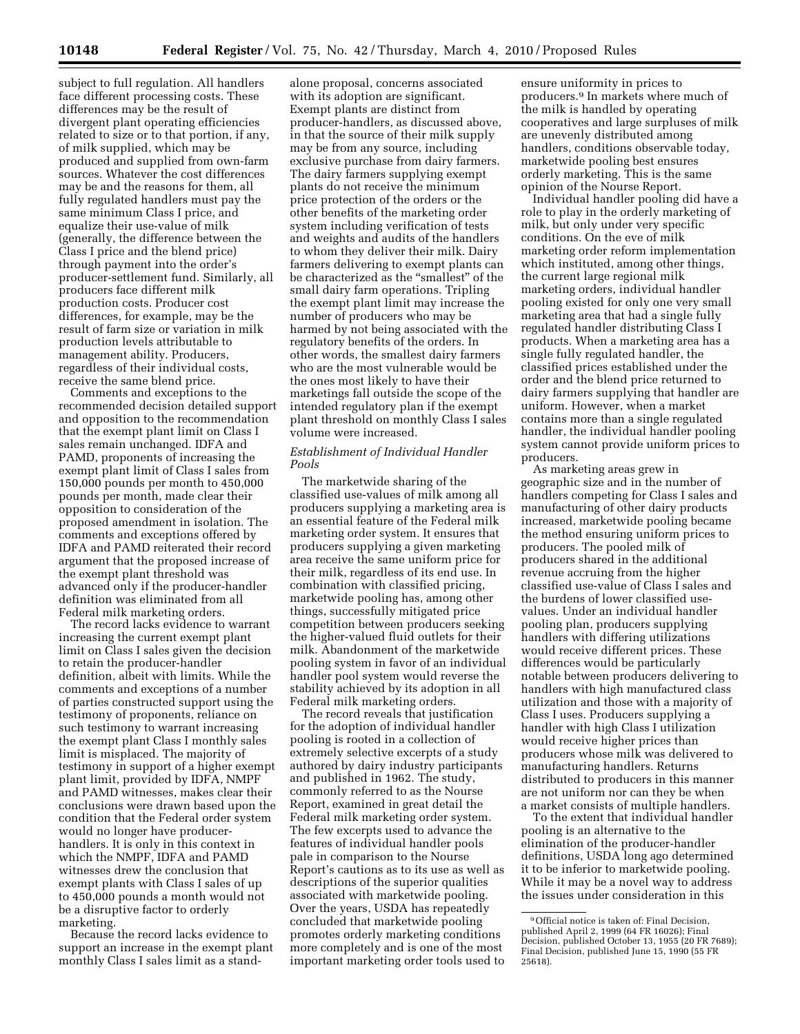subject to full regulation. All handlers face different processing costs. These differences may be the result of divergent plant operating efficiencies related to size or to that portion, if any, of milk supplied, which may be produced and supplied from own-farm sources. Whatever the cost differences may be and the reasons for them, all fully regulated handlers must pay the same minimum Class I price, and equalize their use-value of milk (generally, the difference between the Class I price and the blend price) through payment into the order's producer-settlement fund. Similarly, all producers face different milk production costs. Producer cost differences, for example, may be the result of farm size or variation in milk production levels attributable to management ability. Producers, regardless of their individual costs, receive the same blend price.

Comments and exceptions to the recommended decision detailed support and opposition to the recommendation that the exempt plant limit on Class I sales remain unchanged. IDFA and PAMD, proponents of increasing the exempt plant limit of Class I sales from 150,000 pounds per month to 450,000 pounds per month, made clear their opposition to consideration of the proposed amendment in isolation. The comments and exceptions offered by IDFA and PAMD reiterated their record argument that the proposed increase of the exempt plant threshold was advanced only if the producer-handler definition was eliminated from all Federal milk marketing orders.

The record lacks evidence to warrant increasing the current exempt plant limit on Class I sales given the decision to retain the producer-handler definition, albeit with limits. While the comments and exceptions of a number of parties constructed support using the testimony of proponents, reliance on such testimony to warrant increasing the exempt plant Class I monthly sales limit is misplaced. The majority of testimony in support of a higher exempt plant limit, provided by IDFA, NMPF and PAMD witnesses, makes clear their conclusions were drawn based upon the condition that the Federal order system would no longer have producer-handlers. It is only in this context in which the NMPF, IDFA and PAMD witnesses drew the conclusion that exempt plants with Class I sales of up to 450,000 pounds a month would not be a disruptive factor to orderly marketing.

Because the record lacks evidence to support an increase in the exempt plant monthly Class I sales limit as a stand-alone proposal, concerns associated with its adoption are significant. Exempt plants are distinct from producer-handlers, as discussed above, in that the source of their milk supply may be from any source, including exclusive purchase from dairy farmers. The dairy farmers supplying exempt plants do not receive the minimum price protection of the orders or the other benefits of the marketing order system including verification of tests and weights and audits of the handlers to whom they deliver their milk. Dairy farmers delivering to exempt plants can be characterized as the "smallest" of the small dairy farm operations. Tripling the exempt plant limit may increase the number of producers who may be harmed by not being associated with the regulatory benefits of the orders. In other words, the smallest dairy farmers who are the most vulnerable would be the ones most likely to have their marketings fall outside the scope of the intended regulatory plan if the exempt plant threshold on monthly Class I sales volume were increased.

*Establishment of Individual Handler Pools*

The marketwide sharing of the classified use-values of milk among all producers supplying a marketing area is an essential feature of the Federal milk marketing order system. It ensures that producers supplying a given marketing area receive the same uniform price for their milk, regardless of its end use. In combination with classified pricing, marketwide pooling has, among other things, successfully mitigated price competition between producers seeking the higher-valued fluid outlets for their milk. Abandonment of the marketwide pooling system in favor of an individual handler pool system would reverse the stability achieved by its adoption in all Federal milk marketing orders.

The record reveals that justification for the adoption of individual handler pooling is rooted in a collection of extremely selective excerpts of a study authored by dairy industry participants and published in 1962. The study, commonly referred to as the Nourse Report, examined in great detail the Federal milk marketing order system. The few excerpts used to advance the features of individual handler pools pale in comparison to the Nourse Report's cautions as to its use as well as descriptions of the superior qualities associated with marketwide pooling. Over the years, USDA has repeatedly concluded that marketwide pooling promotes orderly marketing conditions more completely and is one of the most important marketing order tools used to ensure uniformity in prices to producers.[9] In markets where much of the milk is handled by operating cooperatives and large surpluses of milk are unevenly distributed among handlers, conditions observable today, marketwide pooling best ensures orderly marketing. This is the same opinion of the Nourse Report.

Individual handler pooling did have a role to play in the orderly marketing of milk, but only under very specific conditions. On the eve of milk marketing order reform implementation which instituted, among other things, the current large regional milk marketing orders, individual handler pooling existed for only one very small marketing area that had a single fully regulated handler distributing Class I products. When a marketing area has a single fully regulated handler, the classified prices established under the order and the blend price returned to dairy farmers supplying that handler are uniform. However, when a market contains more than a single regulated handler, the individual handler pooling system cannot provide uniform prices to producers.

As marketing areas grew in geographic size and in the number of handlers competing for Class I sales and manufacturing of other dairy products increased, marketwide pooling became the method ensuring uniform prices to producers. The pooled milk of producers shared in the additional revenue accruing from the higher classified use-value of Class I sales and the burdens of lower classified use-values. Under an individual handler pooling plan, producers supplying handlers with differing utilizations would receive different prices. These differences would be particularly notable between producers delivering to handlers with high manufactured class utilization and those with a majority of Class I uses. Producers supplying a handler with high Class I utilization would receive higher prices than producers whose milk was delivered to manufacturing handlers. Returns distributed to producers in this manner are not uniform nor can they be when a market consists of multiple handlers.

To the extent that individual handler pooling is an alternative to the elimination of the producer-handler definitions, USDA long ago determined it to be inferior to marketwide pooling. While it may be a novel way to address the issues under consideration in this

[9] Official notice is taken of: Final Decision, published April 2, 1999 (64 FR 16026); Final Decision, published October 13, 1955 (20 FR 7689); Final Decision, published June 15, 1990 (55 FR 25618).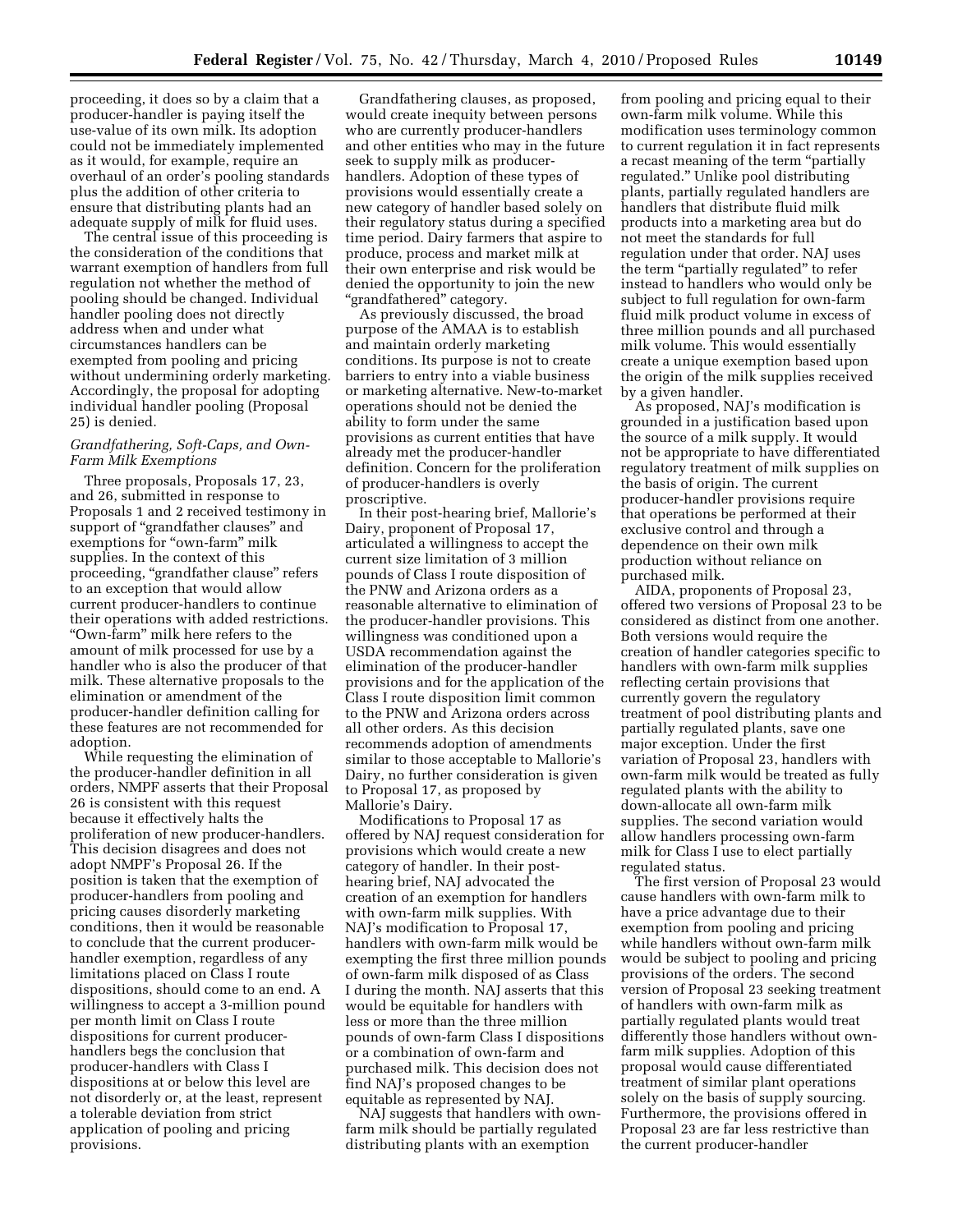proceeding, it does so by a claim that a producer-handler is paying itself the use-value of its own milk. Its adoption could not be immediately implemented as it would, for example, require an overhaul of an order's pooling standards plus the addition of other criteria to ensure that distributing plants had an adequate supply of milk for fluid uses.

The central issue of this proceeding is the consideration of the conditions that warrant exemption of handlers from full regulation not whether the method of pooling should be changed. Individual handler pooling does not directly address when and under what circumstances handlers can be exempted from pooling and pricing without undermining orderly marketing. Accordingly, the proposal for adopting individual handler pooling (Proposal 25) is denied.

*Grandfathering, Soft-Caps, and Own-Farm Milk Exemptions*

Three proposals, Proposals 17, 23, and 26, submitted in response to Proposals 1 and 2 received testimony in support of "grandfather clauses" and exemptions for "own-farm" milk supplies. In the context of this proceeding, "grandfather clause" refers to an exception that would allow current producer-handlers to continue their operations with added restrictions. "Own-farm" milk here refers to the amount of milk processed for use by a handler who is also the producer of that milk. These alternative proposals to the elimination or amendment of the producer-handler definition calling for these features are not recommended for adoption.

While requesting the elimination of the producer-handler definition in all orders, NMPF asserts that their Proposal 26 is consistent with this request because it effectively halts the proliferation of new producer-handlers. This decision disagrees and does not adopt NMPF's Proposal 26. If the position is taken that the exemption of producer-handlers from pooling and pricing causes disorderly marketing conditions, then it would be reasonable to conclude that the current producer-handler exemption, regardless of any limitations placed on Class I route dispositions, should come to an end. A willingness to accept a 3-million pound per month limit on Class I route dispositions for current producer-handlers begs the conclusion that producer-handlers with Class I dispositions at or below this level are not disorderly or, at the least, represent a tolerable deviation from strict application of pooling and pricing provisions.

Grandfathering clauses, as proposed, would create inequity between persons who are currently producer-handlers and other entities who may in the future seek to supply milk as producer-handlers. Adoption of these types of provisions would essentially create a new category of handler based solely on their regulatory status during a specified time period. Dairy farmers that aspire to produce, process and market milk at their own enterprise and risk would be denied the opportunity to join the new "grandfathered" category.

As previously discussed, the broad purpose of the AMAA is to establish and maintain orderly marketing conditions. Its purpose is not to create barriers to entry into a viable business or marketing alternative. New-to-market operations should not be denied the ability to form under the same provisions as current entities that have already met the producer-handler definition. Concern for the proliferation of producer-handlers is overly proscriptive.

In their post-hearing brief, Mallorie's Dairy, proponent of Proposal 17, articulated a willingness to accept the current size limitation of 3 million pounds of Class I route disposition of the PNW and Arizona orders as a reasonable alternative to elimination of the producer-handler provisions. This willingness was conditioned upon a USDA recommendation against the elimination of the producer-handler provisions and for the application of the Class I route disposition limit common to the PNW and Arizona orders across all other orders. As this decision recommends adoption of amendments similar to those acceptable to Mallorie's Dairy, no further consideration is given to Proposal 17, as proposed by Mallorie's Dairy.

Modifications to Proposal 17 as offered by NAJ request consideration for provisions which would create a new category of handler. In their post-hearing brief, NAJ advocated the creation of an exemption for handlers with own-farm milk supplies. With NAJ's modification to Proposal 17, handlers with own-farm milk would be exempting the first three million pounds of own-farm milk disposed of as Class I during the month. NAJ asserts that this would be equitable for handlers with less or more than the three million pounds of own-farm Class I dispositions or a combination of own-farm and purchased milk. This decision does not find NAJ's proposed changes to be equitable as represented by NAJ.

NAJ suggests that handlers with own-farm milk should be partially regulated distributing plants with an exemption from pooling and pricing equal to their own-farm milk volume. While this modification uses terminology common to current regulation it in fact represents a recast meaning of the term "partially regulated." Unlike pool distributing plants, partially regulated handlers are handlers that distribute fluid milk products into a marketing area but do not meet the standards for full regulation under that order. NAJ uses the term "partially regulated" to refer instead to handlers who would only be subject to full regulation for own-farm fluid milk product volume in excess of three million pounds and all purchased milk volume. This would essentially create a unique exemption based upon the origin of the milk supplies received by a given handler.

As proposed, NAJ's modification is grounded in a justification based upon the source of a milk supply. It would not be appropriate to have differentiated regulatory treatment of milk supplies on the basis of origin. The current producer-handler provisions require that operations be performed at their exclusive control and through a dependence on their own milk production without reliance on purchased milk.

AIDA, proponents of Proposal 23, offered two versions of Proposal 23 to be considered as distinct from one another. Both versions would require the creation of handler categories specific to handlers with own-farm milk supplies reflecting certain provisions that currently govern the regulatory treatment of pool distributing plants and partially regulated plants, save one major exception. Under the first variation of Proposal 23, handlers with own-farm milk would be treated as fully regulated plants with the ability to down-allocate all own-farm milk supplies. The second variation would allow handlers processing own-farm milk for Class I use to elect partially regulated status.

The first version of Proposal 23 would cause handlers with own-farm milk to have a price advantage due to their exemption from pooling and pricing while handlers without own-farm milk would be subject to pooling and pricing provisions of the orders. The second version of Proposal 23 seeking treatment of handlers with own-farm milk as partially regulated plants would treat differently those handlers without own-farm milk supplies. Adoption of this proposal would cause differentiated treatment of similar plant operations solely on the basis of supply sourcing. Furthermore, the provisions offered in Proposal 23 are far less restrictive than the current producer-handler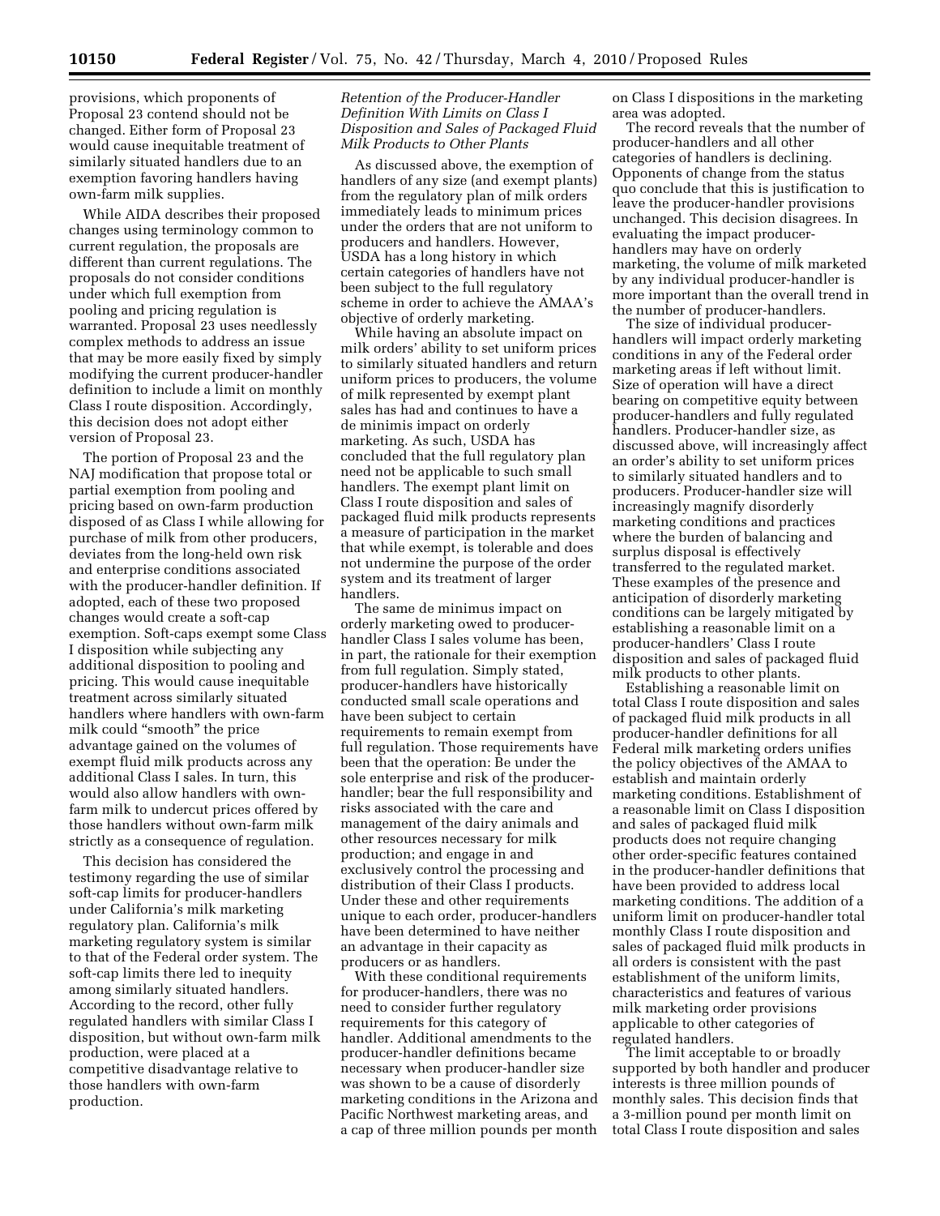provisions, which proponents of Proposal 23 contend should not be changed. Either form of Proposal 23 would cause inequitable treatment of similarly situated handlers due to an exemption favoring handlers having own-farm milk supplies.

While AIDA describes their proposed changes using terminology common to current regulation, the proposals are different than current regulations. The proposals do not consider conditions under which full exemption from pooling and pricing regulation is warranted. Proposal 23 uses needlessly complex methods to address an issue that may be more easily fixed by simply modifying the current producer-handler definition to include a limit on monthly Class I route disposition. Accordingly, this decision does not adopt either version of Proposal 23.

The portion of Proposal 23 and the NAJ modification that propose total or partial exemption from pooling and pricing based on own-farm production disposed of as Class I while allowing for purchase of milk from other producers, deviates from the long-held own risk and enterprise conditions associated with the producer-handler definition. If adopted, each of these two proposed changes would create a soft-cap exemption. Soft-caps exempt some Class I disposition while subjecting any additional disposition to pooling and pricing. This would cause inequitable treatment across similarly situated handlers where handlers with own-farm milk could "smooth" the price advantage gained on the volumes of exempt fluid milk products across any additional Class I sales. In turn, this would also allow handlers with own-farm milk to undercut prices offered by those handlers without own-farm milk strictly as a consequence of regulation.

This decision has considered the testimony regarding the use of similar soft-cap limits for producer-handlers under California's milk marketing regulatory plan. California's milk marketing regulatory system is similar to that of the Federal order system. The soft-cap limits there led to inequity among similarly situated handlers. According to the record, other fully regulated handlers with similar Class I disposition, but without own-farm milk production, were placed at a competitive disadvantage relative to those handlers with own-farm production.

*Retention of the Producer-Handler Definition With Limits on Class I Disposition and Sales of Packaged Fluid Milk Products to Other Plants*

As discussed above, the exemption of handlers of any size (and exempt plants) from the regulatory plan of milk orders immediately leads to minimum prices under the orders that are not uniform to producers and handlers. However, USDA has a long history in which certain categories of handlers have not been subject to the full regulatory scheme in order to achieve the AMAA's objective of orderly marketing.

While having an absolute impact on milk orders' ability to set uniform prices to similarly situated handlers and return uniform prices to producers, the volume of milk represented by exempt plant sales has had and continues to have a de minimis impact on orderly marketing. As such, USDA has concluded that the full regulatory plan need not be applicable to such small handlers. The exempt plant limit on Class I route disposition and sales of packaged fluid milk products represents a measure of participation in the market that while exempt, is tolerable and does not undermine the purpose of the order system and its treatment of larger handlers.

The same de minimus impact on orderly marketing owed to producer-handler Class I sales volume has been, in part, the rationale for their exemption from full regulation. Simply stated, producer-handlers have historically conducted small scale operations and have been subject to certain requirements to remain exempt from full regulation. Those requirements have been that the operation: Be under the sole enterprise and risk of the producer-handler; bear the full responsibility and risks associated with the care and management of the dairy animals and other resources necessary for milk production; and engage in and exclusively control the processing and distribution of their Class I products. Under these and other requirements unique to each order, producer-handlers have been determined to have neither an advantage in their capacity as producers or as handlers.

With these conditional requirements for producer-handlers, there was no need to consider further regulatory requirements for this category of handler. Additional amendments to the producer-handler definitions became necessary when producer-handler size was shown to be a cause of disorderly marketing conditions in the Arizona and Pacific Northwest marketing areas, and a cap of three million pounds per month on Class I dispositions in the marketing area was adopted.

The record reveals that the number of producer-handlers and all other categories of handlers is declining. Opponents of change from the status quo conclude that this is justification to leave the producer-handler provisions unchanged. This decision disagrees. In evaluating the impact producer-handlers may have on orderly marketing, the volume of milk marketed by any individual producer-handler is more important than the overall trend in the number of producer-handlers.

The size of individual producer-handlers will impact orderly marketing conditions in any of the Federal order marketing areas if left without limit. Size of operation will have a direct bearing on competitive equity between producer-handlers and fully regulated handlers. Producer-handler size, as discussed above, will increasingly affect an order's ability to set uniform prices to similarly situated handlers and to producers. Producer-handler size will increasingly magnify disorderly marketing conditions and practices where the burden of balancing and surplus disposal is effectively transferred to the regulated market. These examples of the presence and anticipation of disorderly marketing conditions can be largely mitigated by establishing a reasonable limit on a producer-handlers' Class I route disposition and sales of packaged fluid milk products to other plants.

Establishing a reasonable limit on total Class I route disposition and sales of packaged fluid milk products in all producer-handler definitions for all Federal milk marketing orders unifies the policy objectives of the AMAA to establish and maintain orderly marketing conditions. Establishment of a reasonable limit on Class I disposition and sales of packaged fluid milk products does not require changing other order-specific features contained in the producer-handler definitions that have been provided to address local marketing conditions. The addition of a uniform limit on producer-handler total monthly Class I route disposition and sales of packaged fluid milk products in all orders is consistent with the past establishment of the uniform limits, characteristics and features of various milk marketing order provisions applicable to other categories of regulated handlers.

The limit acceptable to or broadly supported by both handler and producer interests is three million pounds of monthly sales. This decision finds that a 3-million pound per month limit on total Class I route disposition and sales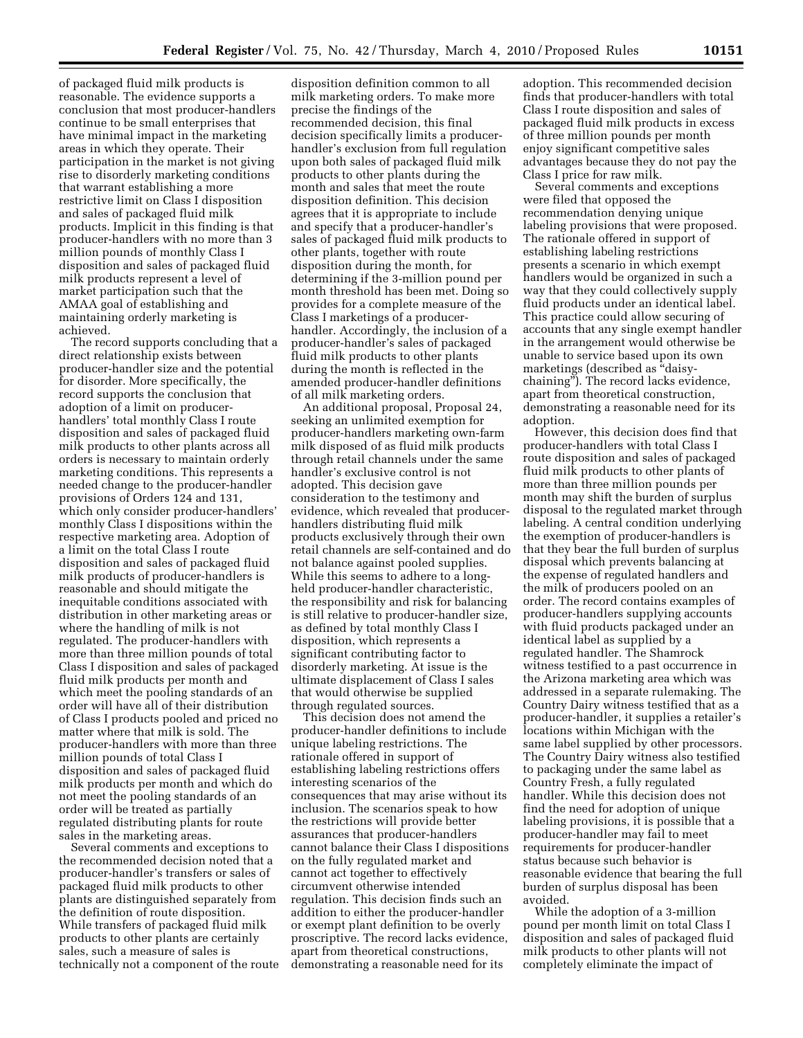of packaged fluid milk products is reasonable. The evidence supports a conclusion that most producer-handlers continue to be small enterprises that have minimal impact in the marketing areas in which they operate. Their participation in the market is not giving rise to disorderly marketing conditions that warrant establishing a more restrictive limit on Class I disposition and sales of packaged fluid milk products. Implicit in this finding is that producer-handlers with no more than 3 million pounds of monthly Class I disposition and sales of packaged fluid milk products represent a level of market participation such that the AMAA goal of establishing and maintaining orderly marketing is achieved.

The record supports concluding that a direct relationship exists between producer-handler size and the potential for disorder. More specifically, the record supports the conclusion that adoption of a limit on producer-handlers' total monthly Class I route disposition and sales of packaged fluid milk products to other plants across all orders is necessary to maintain orderly marketing conditions. This represents a needed change to the producer-handler provisions of Orders 124 and 131, which only consider producer-handlers' monthly Class I dispositions within the respective marketing area. Adoption of a limit on the total Class I route disposition and sales of packaged fluid milk products of producer-handlers is reasonable and should mitigate the inequitable conditions associated with distribution in other marketing areas or where the handling of milk is not regulated. The producer-handlers with more than three million pounds of total Class I disposition and sales of packaged fluid milk products per month and which meet the pooling standards of an order will have all of their distribution of Class I products pooled and priced no matter where that milk is sold. The producer-handlers with more than three million pounds of total Class I disposition and sales of packaged fluid milk products per month and which do not meet the pooling standards of an order will be treated as partially regulated distributing plants for route sales in the marketing areas.

Several comments and exceptions to the recommended decision noted that a producer-handler's transfers or sales of packaged fluid milk products to other plants are distinguished separately from the definition of route disposition. While transfers of packaged fluid milk products to other plants are certainly sales, such a measure of sales is technically not a component of the route disposition definition common to all milk marketing orders. To make more precise the findings of the recommended decision, this final decision specifically limits a producer-handler's exclusion from full regulation upon both sales of packaged fluid milk products to other plants during the month and sales that meet the route disposition definition. This decision agrees that it is appropriate to include and specify that a producer-handler's sales of packaged fluid milk products to other plants, together with route disposition during the month, for determining if the 3-million pound per month threshold has been met. Doing so provides for a complete measure of the Class I marketings of a producer-handler. Accordingly, the inclusion of a producer-handler's sales of packaged fluid milk products to other plants during the month is reflected in the amended producer-handler definitions of all milk marketing orders.

An additional proposal, Proposal 24, seeking an unlimited exemption for producer-handlers marketing own-farm milk disposed of as fluid milk products through retail channels under the same handler's exclusive control is not adopted. This decision gave consideration to the testimony and evidence, which revealed that producer-handlers distributing fluid milk products exclusively through their own retail channels are self-contained and do not balance against pooled supplies. While this seems to adhere to a long-held producer-handler characteristic, the responsibility and risk for balancing is still relative to producer-handler size, as defined by total monthly Class I disposition, which represents a significant contributing factor to disorderly marketing. At issue is the ultimate displacement of Class I sales that would otherwise be supplied through regulated sources.

This decision does not amend the producer-handler definitions to include unique labeling restrictions. The rationale offered in support of establishing labeling restrictions offers interesting scenarios of the consequences that may arise without its inclusion. The scenarios speak to how the restrictions will provide better assurances that producer-handlers cannot balance their Class I dispositions on the fully regulated market and cannot act together to effectively circumvent otherwise intended regulation. This decision finds such an addition to either the producer-handler or exempt plant definition to be overly proscriptive. The record lacks evidence, apart from theoretical constructions, demonstrating a reasonable need for its adoption. This recommended decision finds that producer-handlers with total Class I route disposition and sales of packaged fluid milk products in excess of three million pounds per month enjoy significant competitive sales advantages because they do not pay the Class I price for raw milk.

Several comments and exceptions were filed that opposed the recommendation denying unique labeling provisions that were proposed. The rationale offered in support of establishing labeling restrictions presents a scenario in which exempt handlers would be organized in such a way that they could collectively supply fluid products under an identical label. This practice could allow securing of accounts that any single exempt handler in the arrangement would otherwise be unable to service based upon its own marketings (described as "daisy-chaining"). The record lacks evidence, apart from theoretical construction, demonstrating a reasonable need for its adoption.

However, this decision does find that producer-handlers with total Class I route disposition and sales of packaged fluid milk products to other plants of more than three million pounds per month may shift the burden of surplus disposal to the regulated market through labeling. A central condition underlying the exemption of producer-handlers is that they bear the full burden of surplus disposal which prevents balancing at the expense of regulated handlers and the milk of producers pooled on an order. The record contains examples of producer-handlers supplying accounts with fluid products packaged under an identical label as supplied by a regulated handler. The Shamrock witness testified to a past occurrence in the Arizona marketing area which was addressed in a separate rulemaking. The Country Dairy witness testified that as a producer-handler, it supplies a retailer's locations within Michigan with the same label supplied by other processors. The Country Dairy witness also testified to packaging under the same label as Country Fresh, a fully regulated handler. While this decision does not find the need for adoption of unique labeling provisions, it is possible that a producer-handler may fail to meet requirements for producer-handler status because such behavior is reasonable evidence that bearing the full burden of surplus disposal has been avoided.

While the adoption of a 3-million pound per month limit on total Class I disposition and sales of packaged fluid milk products to other plants will not completely eliminate the impact of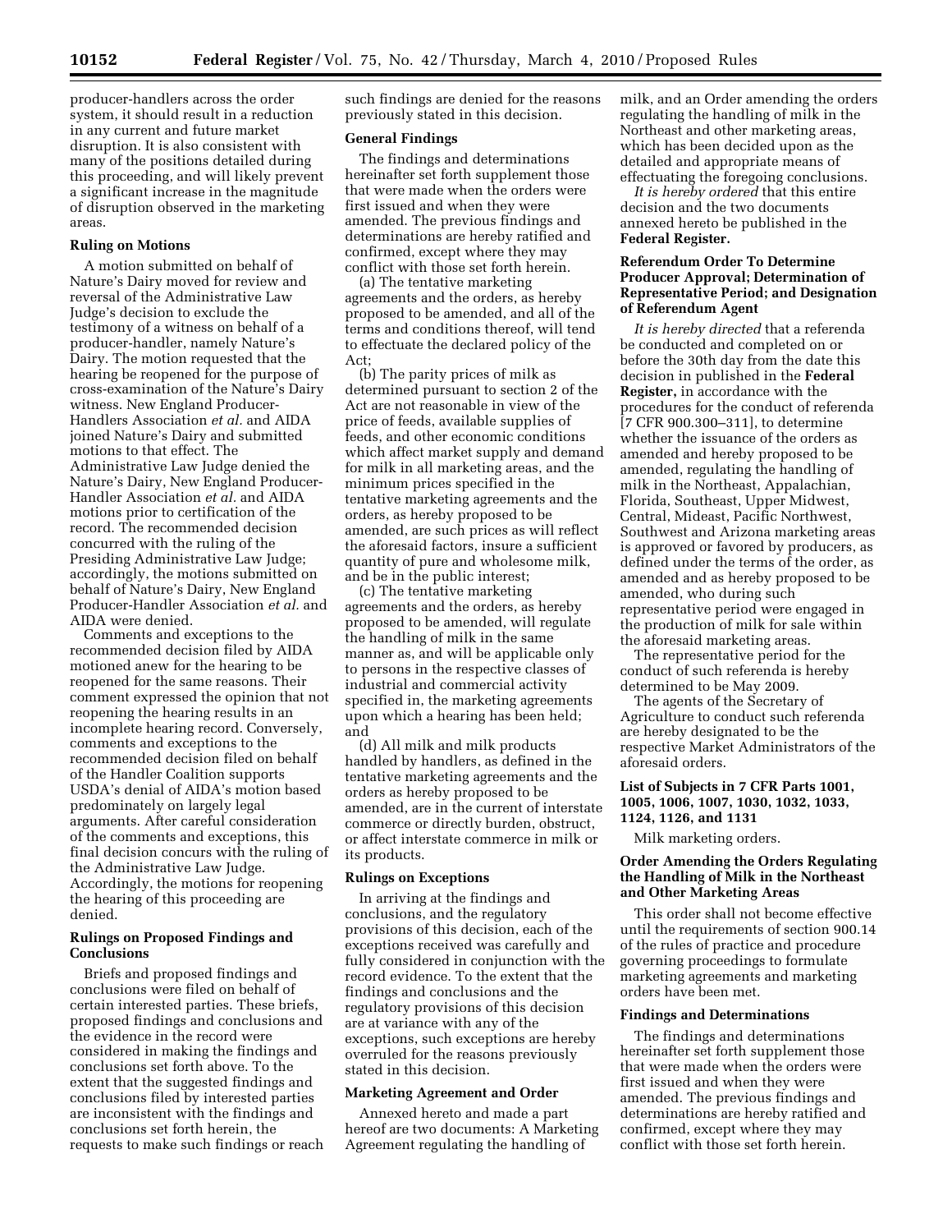producer-handlers across the order system, it should result in a reduction in any current and future market disruption. It is also consistent with many of the positions detailed during this proceeding, and will likely prevent a significant increase in the magnitude of disruption observed in the marketing areas.

**Ruling on Motions**

A motion submitted on behalf of Nature's Dairy moved for review and reversal of the Administrative Law Judge's decision to exclude the testimony of a witness on behalf of a producer-handler, namely Nature's Dairy. The motion requested that the hearing be reopened for the purpose of cross-examination of the Nature's Dairy witness. New England Producer-Handlers Association *et al.* and AIDA joined Nature's Dairy and submitted motions to that effect. The Administrative Law Judge denied the Nature's Dairy, New England Producer-Handler Association *et al.* and AIDA motions prior to certification of the record. The recommended decision concurred with the ruling of the Presiding Administrative Law Judge; accordingly, the motions submitted on behalf of Nature's Dairy, New England Producer-Handler Association *et al.* and AIDA were denied.

Comments and exceptions to the recommended decision filed by AIDA motioned anew for the hearing to be reopened for the same reasons. Their comment expressed the opinion that not reopening the hearing results in an incomplete hearing record. Conversely, comments and exceptions to the recommended decision filed on behalf of the Handler Coalition supports USDA's denial of AIDA's motion based predominately on largely legal arguments. After careful consideration of the comments and exceptions, this final decision concurs with the ruling of the Administrative Law Judge. Accordingly, the motions for reopening the hearing of this proceeding are denied.

**Rulings on Proposed Findings and Conclusions**

Briefs and proposed findings and conclusions were filed on behalf of certain interested parties. These briefs, proposed findings and conclusions and the evidence in the record were considered in making the findings and conclusions set forth above. To the extent that the suggested findings and conclusions filed by interested parties are inconsistent with the findings and conclusions set forth herein, the requests to make such findings or reach such findings are denied for the reasons previously stated in this decision.

**General Findings**

The findings and determinations hereinafter set forth supplement those that were made when the orders were first issued and when they were amended. The previous findings and determinations are hereby ratified and confirmed, except where they may conflict with those set forth herein.

(a) The tentative marketing agreements and the orders, as hereby proposed to be amended, and all of the terms and conditions thereof, will tend to effectuate the declared policy of the Act;

(b) The parity prices of milk as determined pursuant to section 2 of the Act are not reasonable in view of the price of feeds, available supplies of feeds, and other economic conditions which affect market supply and demand for milk in all marketing areas, and the minimum prices specified in the tentative marketing agreements and the orders, as hereby proposed to be amended, are such prices as will reflect the aforesaid factors, insure a sufficient quantity of pure and wholesome milk, and be in the public interest;

(c) The tentative marketing agreements and the orders, as hereby proposed to be amended, will regulate the handling of milk in the same manner as, and will be applicable only to persons in the respective classes of industrial and commercial activity specified in, the marketing agreements upon which a hearing has been held; and

(d) All milk and milk products handled by handlers, as defined in the tentative marketing agreements and the orders as hereby proposed to be amended, are in the current of interstate commerce or directly burden, obstruct, or affect interstate commerce in milk or its products.

**Rulings on Exceptions**

In arriving at the findings and conclusions, and the regulatory provisions of this decision, each of the exceptions received was carefully and fully considered in conjunction with the record evidence. To the extent that the findings and conclusions and the regulatory provisions of this decision are at variance with any of the exceptions, such exceptions are hereby overruled for the reasons previously stated in this decision.

**Marketing Agreement and Order**

Annexed hereto and made a part hereof are two documents: A Marketing Agreement regulating the handling of milk, and an Order amending the orders regulating the handling of milk in the Northeast and other marketing areas, which has been decided upon as the detailed and appropriate means of effectuating the foregoing conclusions.

*It is hereby ordered* that this entire decision and the two documents annexed hereto be published in the **Federal Register.**

**Referendum Order To Determine Producer Approval; Determination of Representative Period; and Designation of Referendum Agent**

*It is hereby directed* that a referenda be conducted and completed on or before the 30th day from the date this decision in published in the **Federal Register,** in accordance with the procedures for the conduct of referenda [7 CFR 900.300–311], to determine whether the issuance of the orders as amended and hereby proposed to be amended, regulating the handling of milk in the Northeast, Appalachian, Florida, Southeast, Upper Midwest, Central, Mideast, Pacific Northwest, Southwest and Arizona marketing areas is approved or favored by producers, as defined under the terms of the order, as amended and as hereby proposed to be amended, who during such representative period were engaged in the production of milk for sale within the aforesaid marketing areas.

The representative period for the conduct of such referenda is hereby determined to be May 2009.

The agents of the Secretary of Agriculture to conduct such referenda are hereby designated to be the respective Market Administrators of the aforesaid orders.

**List of Subjects in 7 CFR Parts 1001, 1005, 1006, 1007, 1030, 1032, 1033, 1124, 1126, and 1131**

Milk marketing orders.

**Order Amending the Orders Regulating the Handling of Milk in the Northeast and Other Marketing Areas**

This order shall not become effective until the requirements of section 900.14 of the rules of practice and procedure governing proceedings to formulate marketing agreements and marketing orders have been met.

**Findings and Determinations**

The findings and determinations hereinafter set forth supplement those that were made when the orders were first issued and when they were amended. The previous findings and determinations are hereby ratified and confirmed, except where they may conflict with those set forth herein.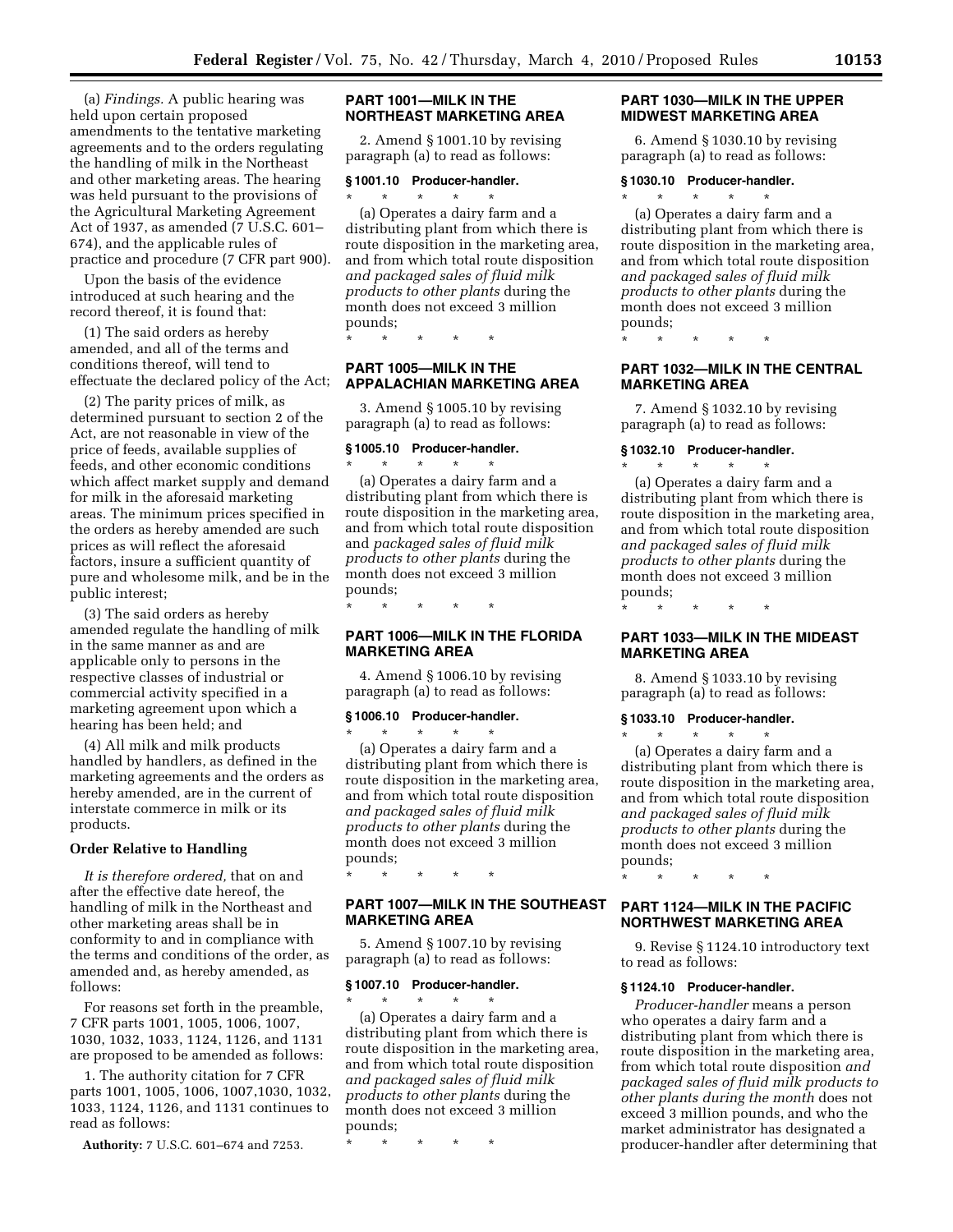(a) *Findings.* A public hearing was held upon certain proposed amendments to the tentative marketing agreements and to the orders regulating the handling of milk in the Northeast and other marketing areas. The hearing was held pursuant to the provisions of the Agricultural Marketing Agreement Act of 1937, as amended (7 U.S.C. 601–674), and the applicable rules of practice and procedure (7 CFR part 900).

Upon the basis of the evidence introduced at such hearing and the record thereof, it is found that:

(1) The said orders as hereby amended, and all of the terms and conditions thereof, will tend to effectuate the declared policy of the Act;

(2) The parity prices of milk, as determined pursuant to section 2 of the Act, are not reasonable in view of the price of feeds, available supplies of feeds, and other economic conditions which affect market supply and demand for milk in the aforesaid marketing areas. The minimum prices specified in the orders as hereby amended are such prices as will reflect the aforesaid factors, insure a sufficient quantity of pure and wholesome milk, and be in the public interest;

(3) The said orders as hereby amended regulate the handling of milk in the same manner as and are applicable only to persons in the respective classes of industrial or commercial activity specified in a marketing agreement upon which a hearing has been held; and

(4) All milk and milk products handled by handlers, as defined in the marketing agreements and the orders as hereby amended, are in the current of interstate commerce in milk or its products.

**Order Relative to Handling**

*It is therefore ordered,* that on and after the effective date hereof, the handling of milk in the Northeast and other marketing areas shall be in conformity to and in compliance with the terms and conditions of the order, as amended and, as hereby amended, as follows:

For reasons set forth in the preamble, 7 CFR parts 1001, 1005, 1006, 1007, 1030, 1032, 1033, 1124, 1126, and 1131 are proposed to be amended as follows:

1. The authority citation for 7 CFR parts 1001, 1005, 1006, 1007,1030, 1032, 1033, 1124, 1126, and 1131 continues to read as follows:

**Authority:** 7 U.S.C. 601–674 and 7253.

## PART 1001—MILK IN THE NORTHEAST MARKETING AREA

2. Amend § 1001.10 by revising paragraph (a) to read as follows:

### § 1001.10 Producer-handler.

\* \* \* \* \*

(a) Operates a dairy farm and a distributing plant from which there is route disposition in the marketing area, and from which total route disposition *and packaged sales of fluid milk products to other plants* during the month does not exceed 3 million pounds;

\* \* \* \* \*

## PART 1005—MILK IN THE APPALACHIAN MARKETING AREA

3. Amend § 1005.10 by revising paragraph (a) to read as follows:

### § 1005.10 Producer-handler.

\* \* \* \* \*

(a) Operates a dairy farm and a distributing plant from which there is route disposition in the marketing area, and from which total route disposition and *packaged sales of fluid milk products to other plants* during the month does not exceed 3 million pounds;

\* \* \* \* \*

## PART 1006—MILK IN THE FLORIDA MARKETING AREA

4. Amend § 1006.10 by revising paragraph (a) to read as follows:

### § 1006.10 Producer-handler.

\* \* \* \* \*

(a) Operates a dairy farm and a distributing plant from which there is route disposition in the marketing area, and from which total route disposition *and packaged sales of fluid milk products to other plants* during the month does not exceed 3 million pounds;

\* \* \* \* \*

## PART 1007—MILK IN THE SOUTHEAST MARKETING AREA

5. Amend § 1007.10 by revising paragraph (a) to read as follows:

### § 1007.10 Producer-handler.

\* \* \* \* \*

(a) Operates a dairy farm and a distributing plant from which there is route disposition in the marketing area, and from which total route disposition *and packaged sales of fluid milk products to other plants* during the month does not exceed 3 million pounds;

\* \* \* \* \*

## PART 1030—MILK IN THE UPPER MIDWEST MARKETING AREA

6. Amend § 1030.10 by revising paragraph (a) to read as follows:

### § 1030.10 Producer-handler.

\* \* \* \* \*

(a) Operates a dairy farm and a distributing plant from which there is route disposition in the marketing area, and from which total route disposition *and packaged sales of fluid milk products to other plants* during the month does not exceed 3 million pounds;

\* \* \* \* \*

## PART 1032—MILK IN THE CENTRAL MARKETING AREA

7. Amend § 1032.10 by revising paragraph (a) to read as follows:

### § 1032.10 Producer-handler.

\* \* \* \* \*

(a) Operates a dairy farm and a distributing plant from which there is route disposition in the marketing area, and from which total route disposition *and packaged sales of fluid milk products to other plants* during the month does not exceed 3 million pounds;

\* \* \* \* \*

## PART 1033—MILK IN THE MIDEAST MARKETING AREA

8. Amend § 1033.10 by revising paragraph (a) to read as follows:

### § 1033.10 Producer-handler.

\* \* \* \* \*

(a) Operates a dairy farm and a distributing plant from which there is route disposition in the marketing area, and from which total route disposition *and packaged sales of fluid milk products to other plants* during the month does not exceed 3 million pounds;

\* \* \* \* \*

## PART 1124—MILK IN THE PACIFIC NORTHWEST MARKETING AREA

9. Revise § 1124.10 introductory text to read as follows:

### § 1124.10 Producer-handler.

*Producer-handler* means a person who operates a dairy farm and a distributing plant from which there is route disposition in the marketing area, from which total route disposition *and packaged sales of fluid milk products to other plants during the month* does not exceed 3 million pounds, and who the market administrator has designated a producer-handler after determining that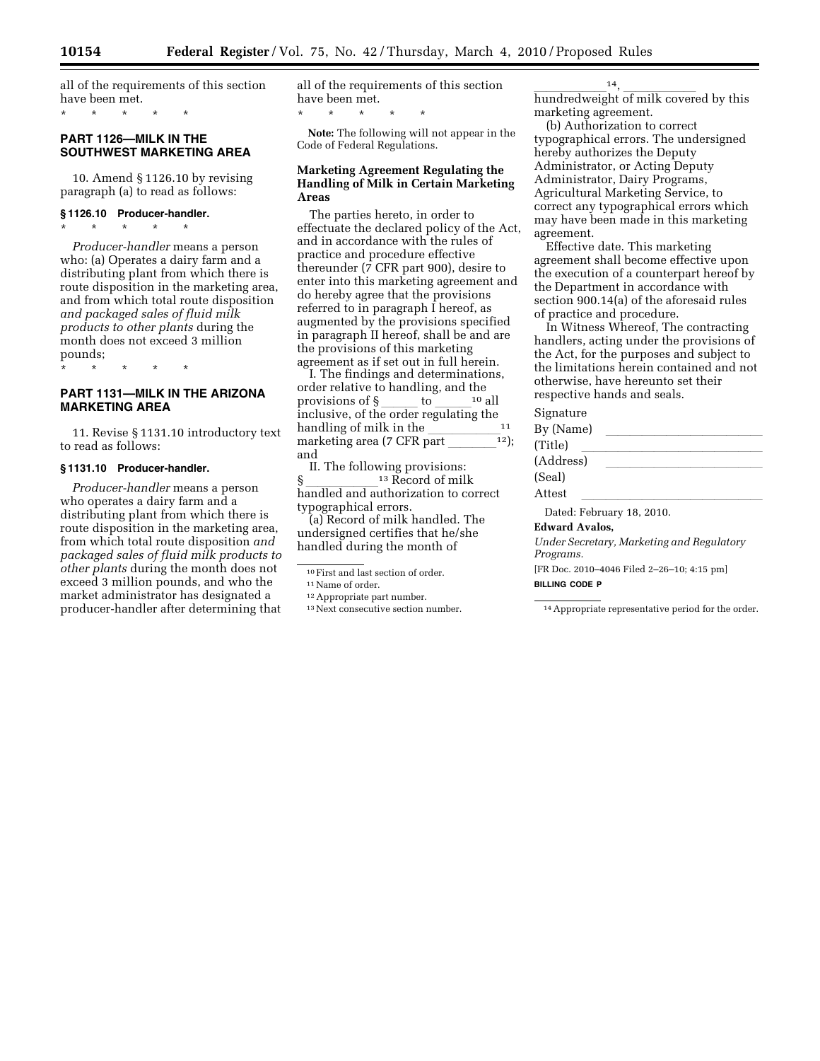all of the requirements of this section have been met.

\* \* \* \* \*

## PART 1126—MILK IN THE SOUTHWEST MARKETING AREA

10. Amend § 1126.10 by revising paragraph (a) to read as follows:

### § 1126.10 Producer-handler.

\* \* \* \* \*

*Producer-handler* means a person who: (a) Operates a dairy farm and a distributing plant from which there is route disposition in the marketing area, and from which total route disposition *and packaged sales of fluid milk products to other plants* during the month does not exceed 3 million pounds;

\* \* \* \* \*

## PART 1131—MILK IN THE ARIZONA MARKETING AREA

11. Revise § 1131.10 introductory text to read as follows:

### § 1131.10 Producer-handler.

*Producer-handler* means a person who operates a dairy farm and a distributing plant from which there is route disposition in the marketing area, from which total route disposition *and packaged sales of fluid milk products to other plants* during the month does not exceed 3 million pounds, and who the market administrator has designated a producer-handler after determining that all of the requirements of this section have been met.

\* \* \* \* \*

**Note:** The following will not appear in the Code of Federal Regulations.

### Marketing Agreement Regulating the Handling of Milk in Certain Marketing Areas

The parties hereto, in order to effectuate the declared policy of the Act, and in accordance with the rules of practice and procedure effective thereunder (7 CFR part 900), desire to enter into this marketing agreement and do hereby agree that the provisions referred to in paragraph I hereof, as augmented by the provisions specified in paragraph II hereof, shall be and are the provisions of this marketing agreement as if set out in full herein.

I. The findings and determinations, order relative to handling, and the provisions of § \_\_\_\_\_ to \_\_\_\_\_[10] all inclusive, of the order regulating the handling of milk in the \_\_\_\_\_\_\_\_\_\_[11] marketing area (7 CFR part \_\_\_\_\_\_\_[12]); and

II. The following provisions: § \_\_\_\_\_\_\_\_\_\_[13] Record of milk handled and authorization to correct typographical errors.

(a) Record of milk handled. The undersigned certifies that he/she handled during the month of \_\_\_\_\_\_\_\_\_\_[14], \_\_\_\_\_\_\_\_\_\_ hundredweight of milk covered by this marketing agreement.

(b) Authorization to correct typographical errors. The undersigned hereby authorizes the Deputy Administrator, or Acting Deputy Administrator, Dairy Programs, Agricultural Marketing Service, to correct any typographical errors which may have been made in this marketing agreement.

Effective date. This marketing agreement shall become effective upon the execution of a counterpart hereof by the Department in accordance with section 900.14(a) of the aforesaid rules of practice and procedure.

In Witness Whereof, The contracting handlers, acting under the provisions of the Act, for the purposes and subject to the limitations herein contained and not otherwise, have hereunto set their respective hands and seals.

Signature

By (Name) \_\_\_\_\_\_\_\_\_\_\_\_\_\_\_\_\_\_\_\_

(Title) \_\_\_\_\_\_\_\_\_\_\_\_\_\_\_\_\_\_\_\_

(Address) \_\_\_\_\_\_\_\_\_\_\_\_\_\_\_\_\_\_\_\_

(Seal)

Attest \_\_\_\_\_\_\_\_\_\_\_\_\_\_\_\_\_\_\_\_

Dated: February 18, 2010.

**Edward Avalos,**

*Under Secretary, Marketing and Regulatory Programs.*

[FR Doc. 2010–4046 Filed 2–26–10; 4:15 pm]

**BILLING CODE P**

---

[10] First and last section of order.

[11] Name of order.

[12] Appropriate part number.

[13] Next consecutive section number.

[14] Appropriate representative period for the order.